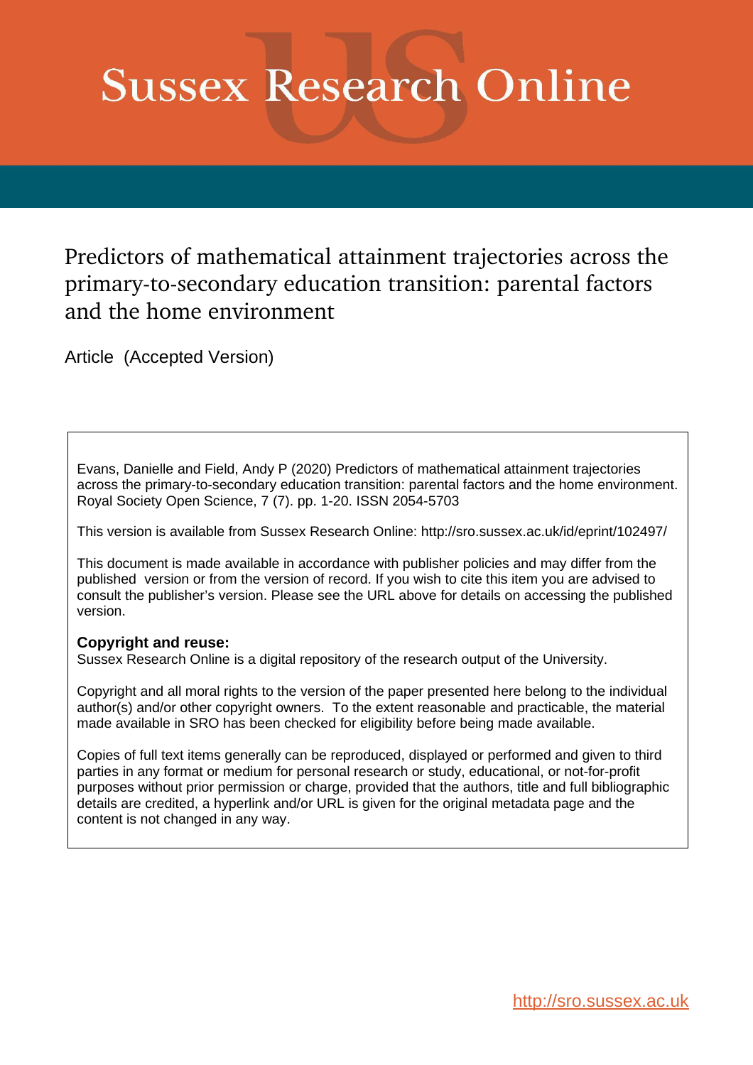# Sussex Research Online

## Predictors of mathematical attainment trajectories across the primary-to-secondary education transition: parental factors and the home environment

Article (Accepted Version)

Evans, Danielle and Field, Andy P (2020) Predictors of mathematical attainment trajectories across the primary-to-secondary education transition: parental factors and the home environment. Royal Society Open Science, 7 (7). pp. 1-20. ISSN 2054-5703

This version is available from Sussex Research Online: http://sro.sussex.ac.uk/id/eprint/102497/

This document is made available in accordance with publisher policies and may differ from the published version or from the version of record. If you wish to cite this item you are advised to consult the publisher's version. Please see the URL above for details on accessing the published version.

**Copyright and reuse:**
Sussex Research Online is a digital repository of the research output of the University.

Copyright and all moral rights to the version of the paper presented here belong to the individual author(s) and/or other copyright owners. To the extent reasonable and practicable, the material made available in SRO has been checked for eligibility before being made available.

Copies of full text items generally can be reproduced, displayed or performed and given to third parties in any format or medium for personal research or study, educational, or not-for-profit purposes without prior permission or charge, provided that the authors, title and full bibliographic details are credited, a hyperlink and/or URL is given for the original metadata page and the content is not changed in any way.

http://sro.sussex.ac.uk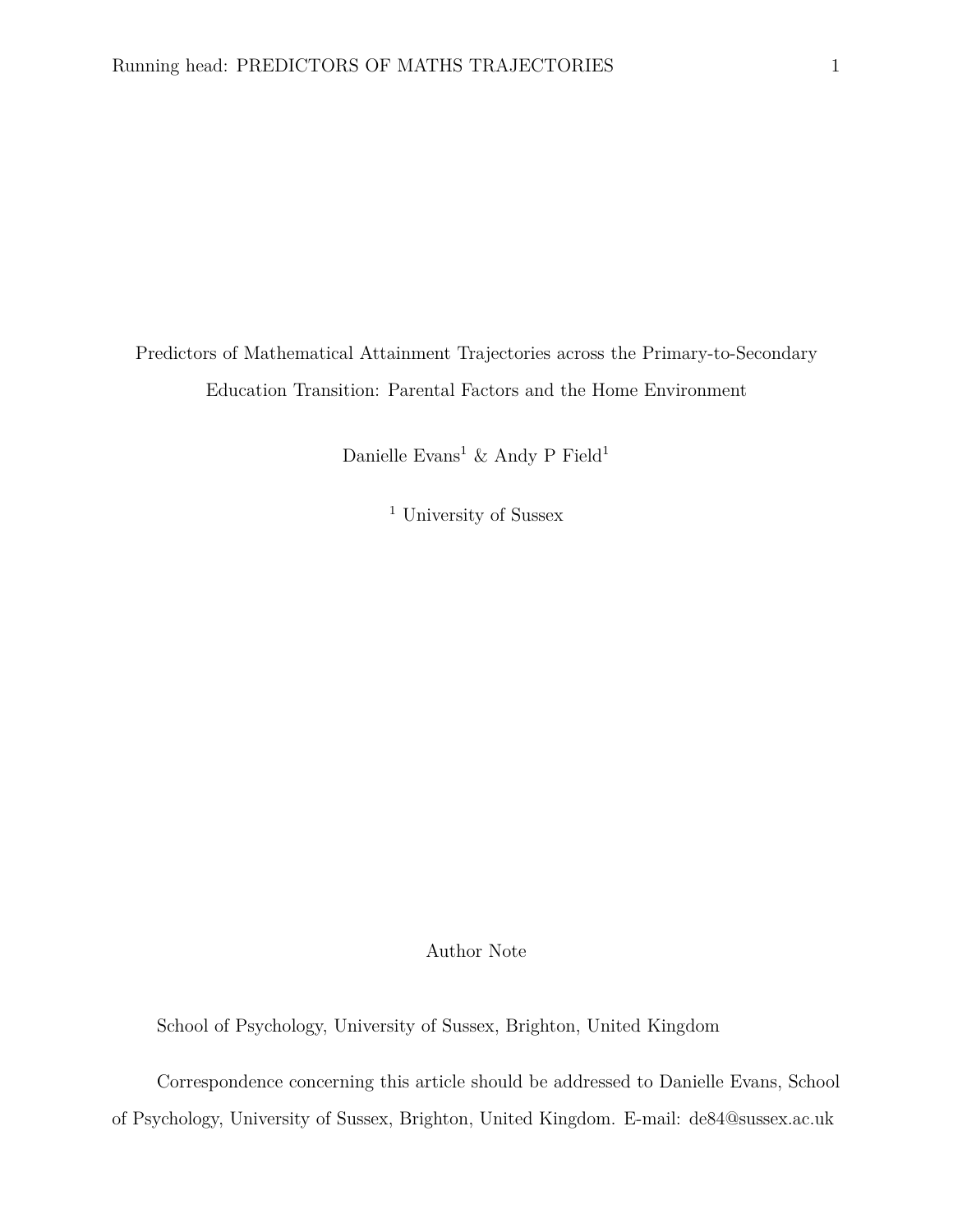# Predictors of Mathematical Attainment Trajectories across the Primary-to-Secondary Education Transition: Parental Factors and the Home Environment

Danielle Evans[1] & Andy P Field[1]

[1] University of Sussex

## Author Note

School of Psychology, University of Sussex, Brighton, United Kingdom

Correspondence concerning this article should be addressed to Danielle Evans, School of Psychology, University of Sussex, Brighton, United Kingdom. E-mail: de84@sussex.ac.uk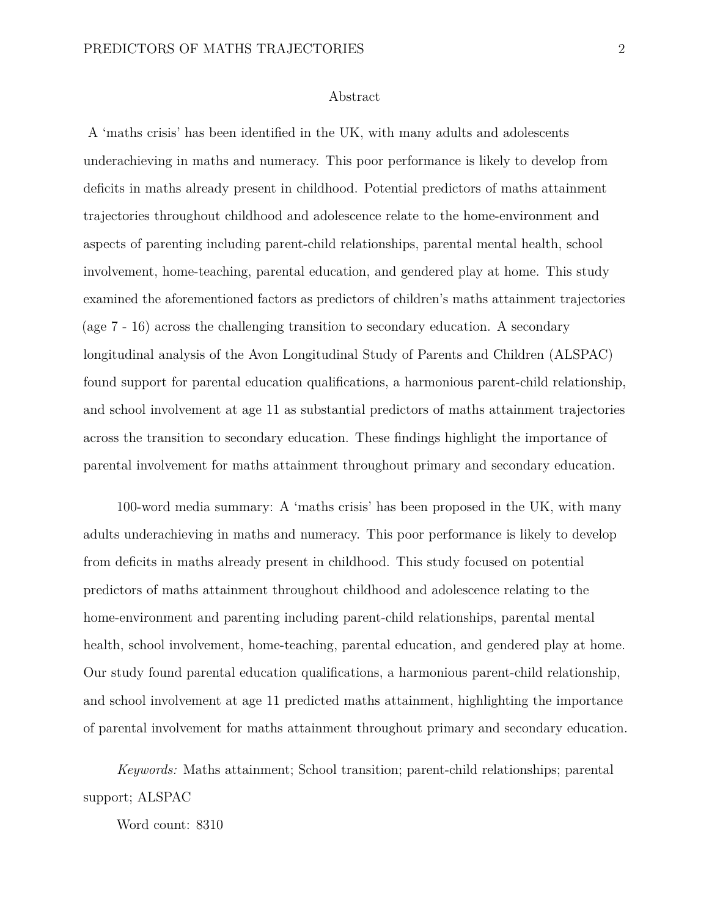## Abstract

A 'maths crisis' has been identified in the UK, with many adults and adolescents underachieving in maths and numeracy. This poor performance is likely to develop from deficits in maths already present in childhood. Potential predictors of maths attainment trajectories throughout childhood and adolescence relate to the home-environment and aspects of parenting including parent-child relationships, parental mental health, school involvement, home-teaching, parental education, and gendered play at home. This study examined the aforementioned factors as predictors of children's maths attainment trajectories (age 7 - 16) across the challenging transition to secondary education. A secondary longitudinal analysis of the Avon Longitudinal Study of Parents and Children (ALSPAC) found support for parental education qualifications, a harmonious parent-child relationship, and school involvement at age 11 as substantial predictors of maths attainment trajectories across the transition to secondary education. These findings highlight the importance of parental involvement for maths attainment throughout primary and secondary education.

100-word media summary: A 'maths crisis' has been proposed in the UK, with many adults underachieving in maths and numeracy. This poor performance is likely to develop from deficits in maths already present in childhood. This study focused on potential predictors of maths attainment throughout childhood and adolescence relating to the home-environment and parenting including parent-child relationships, parental mental health, school involvement, home-teaching, parental education, and gendered play at home. Our study found parental education qualifications, a harmonious parent-child relationship, and school involvement at age 11 predicted maths attainment, highlighting the importance of parental involvement for maths attainment throughout primary and secondary education.

*Keywords:* Maths attainment; School transition; parent-child relationships; parental support; ALSPAC

Word count: 8310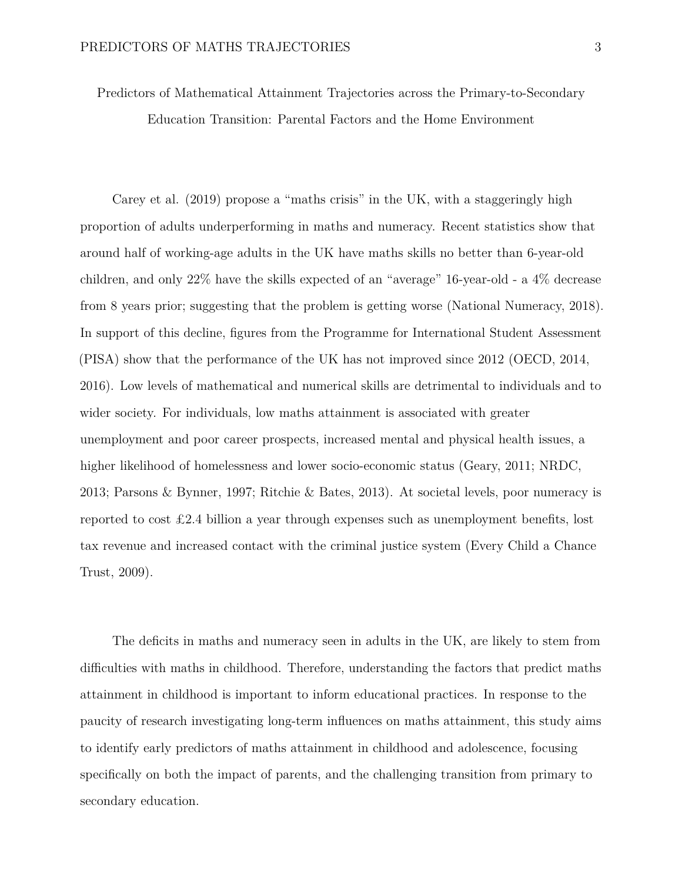# Predictors of Mathematical Attainment Trajectories across the Primary-to-Secondary Education Transition: Parental Factors and the Home Environment

Carey et al. (2019) propose a "maths crisis" in the UK, with a staggeringly high proportion of adults underperforming in maths and numeracy. Recent statistics show that around half of working-age adults in the UK have maths skills no better than 6-year-old children, and only 22% have the skills expected of an "average" 16-year-old - a 4% decrease from 8 years prior; suggesting that the problem is getting worse (National Numeracy, 2018). In support of this decline, figures from the Programme for International Student Assessment (PISA) show that the performance of the UK has not improved since 2012 (OECD, 2014, 2016). Low levels of mathematical and numerical skills are detrimental to individuals and to wider society. For individuals, low maths attainment is associated with greater unemployment and poor career prospects, increased mental and physical health issues, a higher likelihood of homelessness and lower socio-economic status (Geary, 2011; NRDC, 2013; Parsons & Bynner, 1997; Ritchie & Bates, 2013). At societal levels, poor numeracy is reported to cost £2.4 billion a year through expenses such as unemployment benefits, lost tax revenue and increased contact with the criminal justice system (Every Child a Chance Trust, 2009).

The deficits in maths and numeracy seen in adults in the UK, are likely to stem from difficulties with maths in childhood. Therefore, understanding the factors that predict maths attainment in childhood is important to inform educational practices. In response to the paucity of research investigating long-term influences on maths attainment, this study aims to identify early predictors of maths attainment in childhood and adolescence, focusing specifically on both the impact of parents, and the challenging transition from primary to secondary education.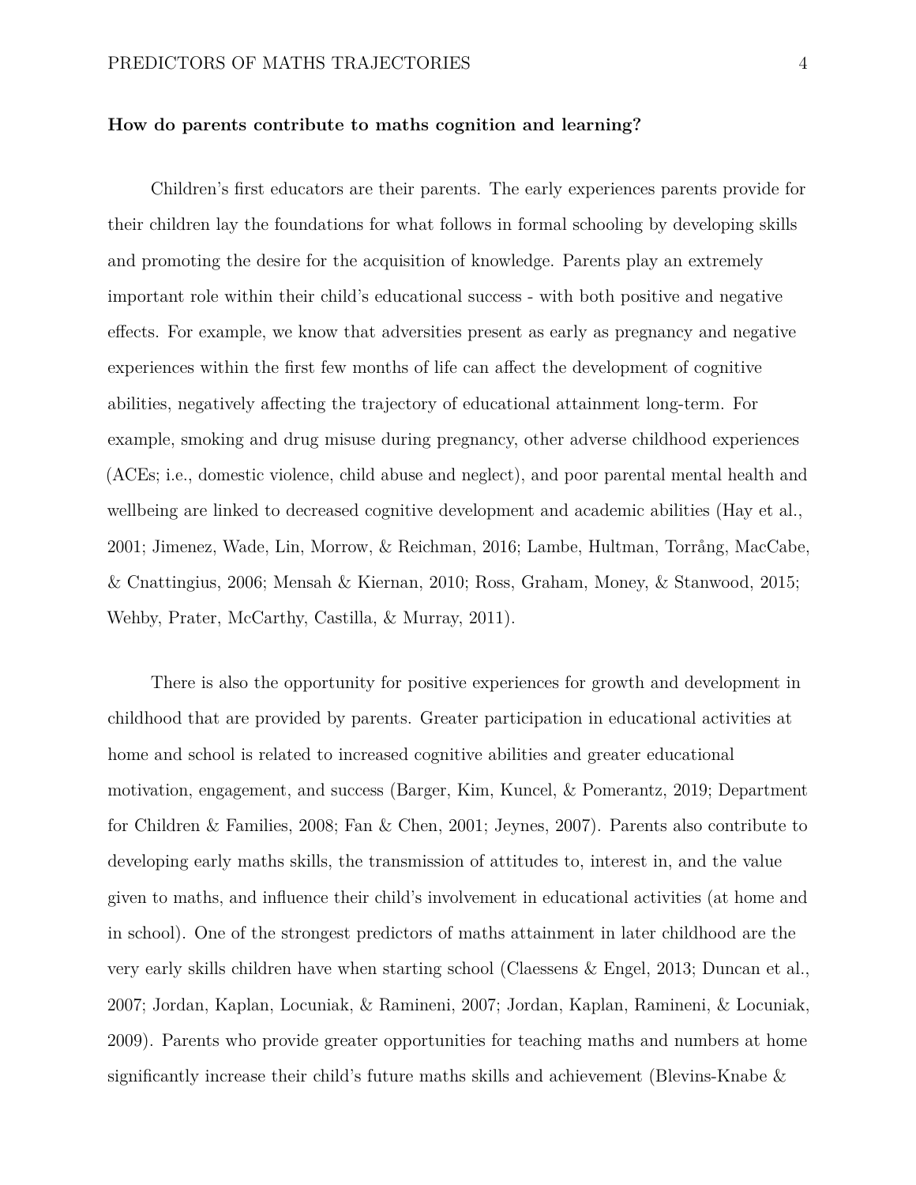**How do parents contribute to maths cognition and learning?**

Children's first educators are their parents. The early experiences parents provide for their children lay the foundations for what follows in formal schooling by developing skills and promoting the desire for the acquisition of knowledge. Parents play an extremely important role within their child's educational success - with both positive and negative effects. For example, we know that adversities present as early as pregnancy and negative experiences within the first few months of life can affect the development of cognitive abilities, negatively affecting the trajectory of educational attainment long-term. For example, smoking and drug misuse during pregnancy, other adverse childhood experiences (ACEs; i.e., domestic violence, child abuse and neglect), and poor parental mental health and wellbeing are linked to decreased cognitive development and academic abilities (Hay et al., 2001; Jimenez, Wade, Lin, Morrow, & Reichman, 2016; Lambe, Hultman, Torrång, MacCabe, & Cnattingius, 2006; Mensah & Kiernan, 2010; Ross, Graham, Money, & Stanwood, 2015; Wehby, Prater, McCarthy, Castilla, & Murray, 2011).

There is also the opportunity for positive experiences for growth and development in childhood that are provided by parents. Greater participation in educational activities at home and school is related to increased cognitive abilities and greater educational motivation, engagement, and success (Barger, Kim, Kuncel, & Pomerantz, 2019; Department for Children & Families, 2008; Fan & Chen, 2001; Jeynes, 2007). Parents also contribute to developing early maths skills, the transmission of attitudes to, interest in, and the value given to maths, and influence their child's involvement in educational activities (at home and in school). One of the strongest predictors of maths attainment in later childhood are the very early skills children have when starting school (Claessens & Engel, 2013; Duncan et al., 2007; Jordan, Kaplan, Locuniak, & Ramineni, 2007; Jordan, Kaplan, Ramineni, & Locuniak, 2009). Parents who provide greater opportunities for teaching maths and numbers at home significantly increase their child's future maths skills and achievement (Blevins-Knabe &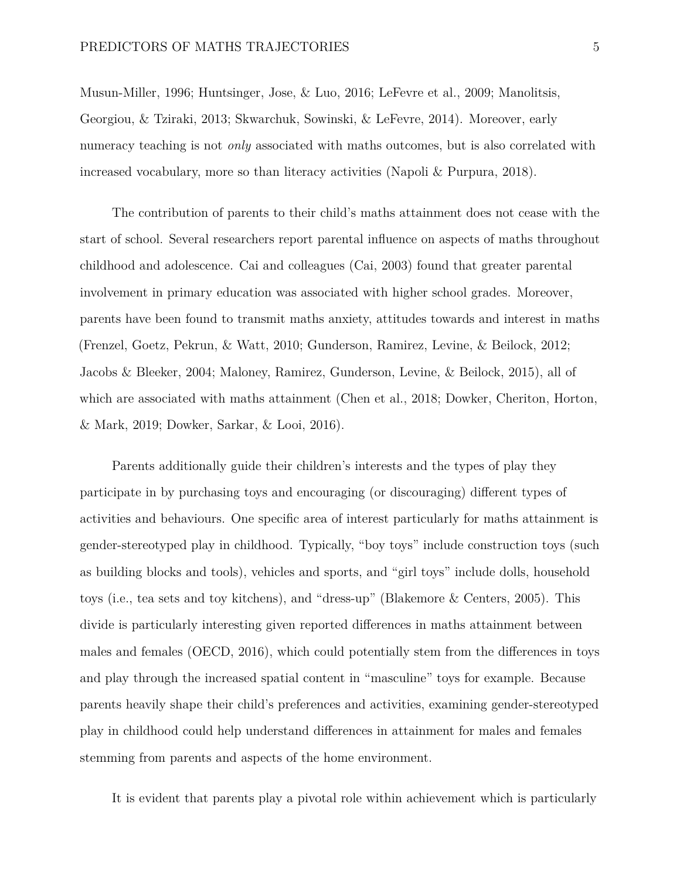Musun-Miller, 1996; Huntsinger, Jose, & Luo, 2016; LeFevre et al., 2009; Manolitsis, Georgiou, & Tziraki, 2013; Skwarchuk, Sowinski, & LeFevre, 2014). Moreover, early numeracy teaching is not *only* associated with maths outcomes, but is also correlated with increased vocabulary, more so than literacy activities (Napoli & Purpura, 2018).

The contribution of parents to their child's maths attainment does not cease with the start of school. Several researchers report parental influence on aspects of maths throughout childhood and adolescence. Cai and colleagues (Cai, 2003) found that greater parental involvement in primary education was associated with higher school grades. Moreover, parents have been found to transmit maths anxiety, attitudes towards and interest in maths (Frenzel, Goetz, Pekrun, & Watt, 2010; Gunderson, Ramirez, Levine, & Beilock, 2012; Jacobs & Bleeker, 2004; Maloney, Ramirez, Gunderson, Levine, & Beilock, 2015), all of which are associated with maths attainment (Chen et al., 2018; Dowker, Cheriton, Horton, & Mark, 2019; Dowker, Sarkar, & Looi, 2016).

Parents additionally guide their children's interests and the types of play they participate in by purchasing toys and encouraging (or discouraging) different types of activities and behaviours. One specific area of interest particularly for maths attainment is gender-stereotyped play in childhood. Typically, "boy toys" include construction toys (such as building blocks and tools), vehicles and sports, and "girl toys" include dolls, household toys (i.e., tea sets and toy kitchens), and "dress-up" (Blakemore & Centers, 2005). This divide is particularly interesting given reported differences in maths attainment between males and females (OECD, 2016), which could potentially stem from the differences in toys and play through the increased spatial content in "masculine" toys for example. Because parents heavily shape their child's preferences and activities, examining gender-stereotyped play in childhood could help understand differences in attainment for males and females stemming from parents and aspects of the home environment.

It is evident that parents play a pivotal role within achievement which is particularly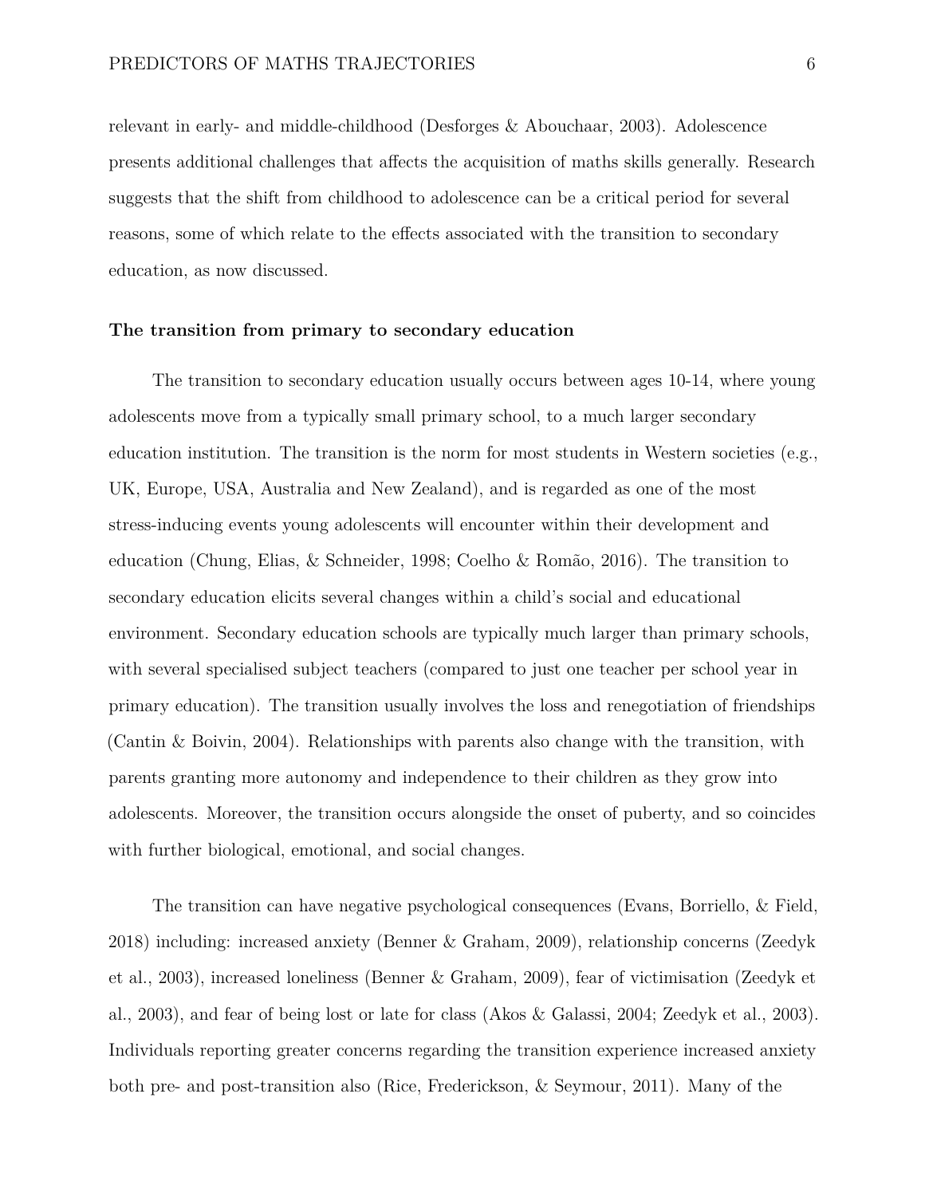relevant in early- and middle-childhood (Desforges & Abouchaar, 2003). Adolescence presents additional challenges that affects the acquisition of maths skills generally. Research suggests that the shift from childhood to adolescence can be a critical period for several reasons, some of which relate to the effects associated with the transition to secondary education, as now discussed.

### The transition from primary to secondary education

The transition to secondary education usually occurs between ages 10-14, where young adolescents move from a typically small primary school, to a much larger secondary education institution. The transition is the norm for most students in Western societies (e.g., UK, Europe, USA, Australia and New Zealand), and is regarded as one of the most stress-inducing events young adolescents will encounter within their development and education (Chung, Elias, & Schneider, 1998; Coelho & Romão, 2016). The transition to secondary education elicits several changes within a child's social and educational environment. Secondary education schools are typically much larger than primary schools, with several specialised subject teachers (compared to just one teacher per school year in primary education). The transition usually involves the loss and renegotiation of friendships (Cantin & Boivin, 2004). Relationships with parents also change with the transition, with parents granting more autonomy and independence to their children as they grow into adolescents. Moreover, the transition occurs alongside the onset of puberty, and so coincides with further biological, emotional, and social changes.

The transition can have negative psychological consequences (Evans, Borriello, & Field, 2018) including: increased anxiety (Benner & Graham, 2009), relationship concerns (Zeedyk et al., 2003), increased loneliness (Benner & Graham, 2009), fear of victimisation (Zeedyk et al., 2003), and fear of being lost or late for class (Akos & Galassi, 2004; Zeedyk et al., 2003). Individuals reporting greater concerns regarding the transition experience increased anxiety both pre- and post-transition also (Rice, Frederickson, & Seymour, 2011). Many of the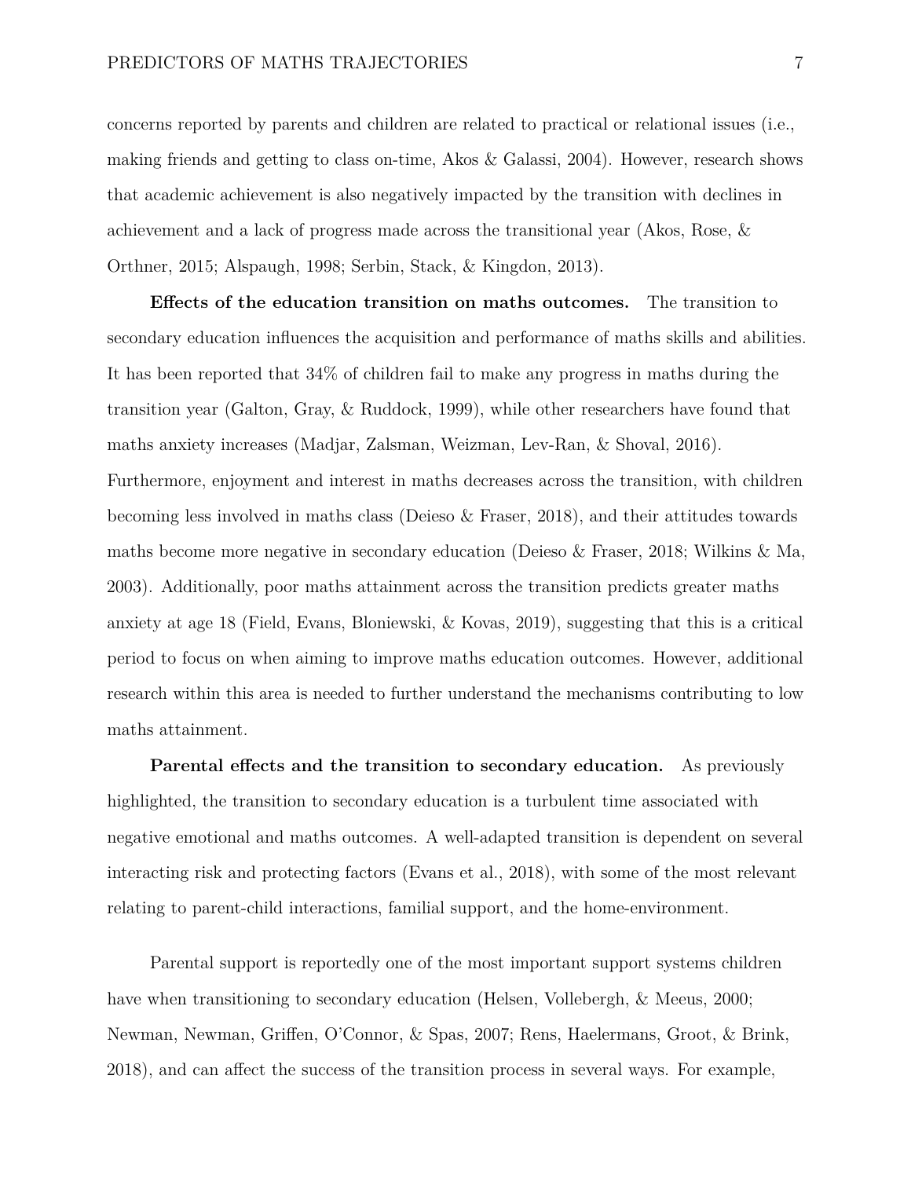concerns reported by parents and children are related to practical or relational issues (i.e., making friends and getting to class on-time, Akos & Galassi, 2004). However, research shows that academic achievement is also negatively impacted by the transition with declines in achievement and a lack of progress made across the transitional year (Akos, Rose, & Orthner, 2015; Alspaugh, 1998; Serbin, Stack, & Kingdon, 2013).

**Effects of the education transition on maths outcomes.** The transition to secondary education influences the acquisition and performance of maths skills and abilities. It has been reported that 34% of children fail to make any progress in maths during the transition year (Galton, Gray, & Ruddock, 1999), while other researchers have found that maths anxiety increases (Madjar, Zalsman, Weizman, Lev-Ran, & Shoval, 2016). Furthermore, enjoyment and interest in maths decreases across the transition, with children becoming less involved in maths class (Deieso & Fraser, 2018), and their attitudes towards maths become more negative in secondary education (Deieso & Fraser, 2018; Wilkins & Ma, 2003). Additionally, poor maths attainment across the transition predicts greater maths anxiety at age 18 (Field, Evans, Bloniewski, & Kovas, 2019), suggesting that this is a critical period to focus on when aiming to improve maths education outcomes. However, additional research within this area is needed to further understand the mechanisms contributing to low maths attainment.

**Parental effects and the transition to secondary education.** As previously highlighted, the transition to secondary education is a turbulent time associated with negative emotional and maths outcomes. A well-adapted transition is dependent on several interacting risk and protecting factors (Evans et al., 2018), with some of the most relevant relating to parent-child interactions, familial support, and the home-environment.

Parental support is reportedly one of the most important support systems children have when transitioning to secondary education (Helsen, Vollebergh, & Meeus, 2000; Newman, Newman, Griffen, O'Connor, & Spas, 2007; Rens, Haelermans, Groot, & Brink, 2018), and can affect the success of the transition process in several ways. For example,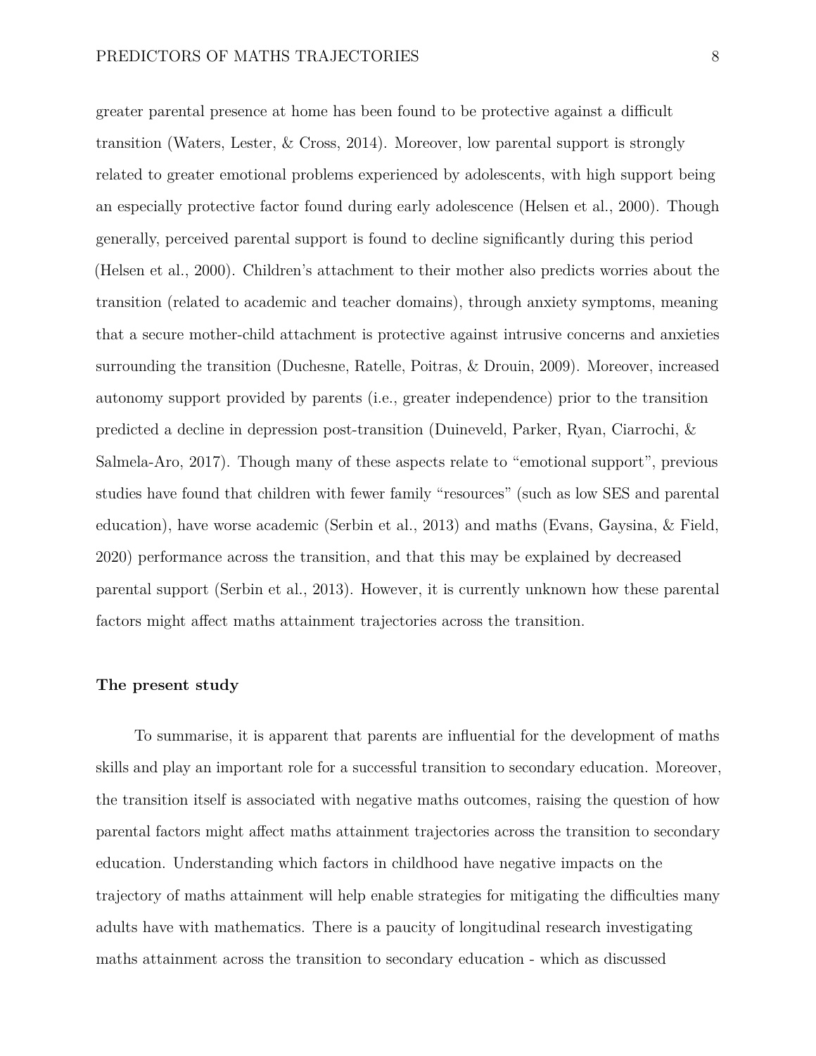greater parental presence at home has been found to be protective against a difficult transition (Waters, Lester, & Cross, 2014). Moreover, low parental support is strongly related to greater emotional problems experienced by adolescents, with high support being an especially protective factor found during early adolescence (Helsen et al., 2000). Though generally, perceived parental support is found to decline significantly during this period (Helsen et al., 2000). Children's attachment to their mother also predicts worries about the transition (related to academic and teacher domains), through anxiety symptoms, meaning that a secure mother-child attachment is protective against intrusive concerns and anxieties surrounding the transition (Duchesne, Ratelle, Poitras, & Drouin, 2009). Moreover, increased autonomy support provided by parents (i.e., greater independence) prior to the transition predicted a decline in depression post-transition (Duineveld, Parker, Ryan, Ciarrochi, & Salmela-Aro, 2017). Though many of these aspects relate to "emotional support", previous studies have found that children with fewer family "resources" (such as low SES and parental education), have worse academic (Serbin et al., 2013) and maths (Evans, Gaysina, & Field, 2020) performance across the transition, and that this may be explained by decreased parental support (Serbin et al., 2013). However, it is currently unknown how these parental factors might affect maths attainment trajectories across the transition.

**The present study**

To summarise, it is apparent that parents are influential for the development of maths skills and play an important role for a successful transition to secondary education. Moreover, the transition itself is associated with negative maths outcomes, raising the question of how parental factors might affect maths attainment trajectories across the transition to secondary education. Understanding which factors in childhood have negative impacts on the trajectory of maths attainment will help enable strategies for mitigating the difficulties many adults have with mathematics. There is a paucity of longitudinal research investigating maths attainment across the transition to secondary education - which as discussed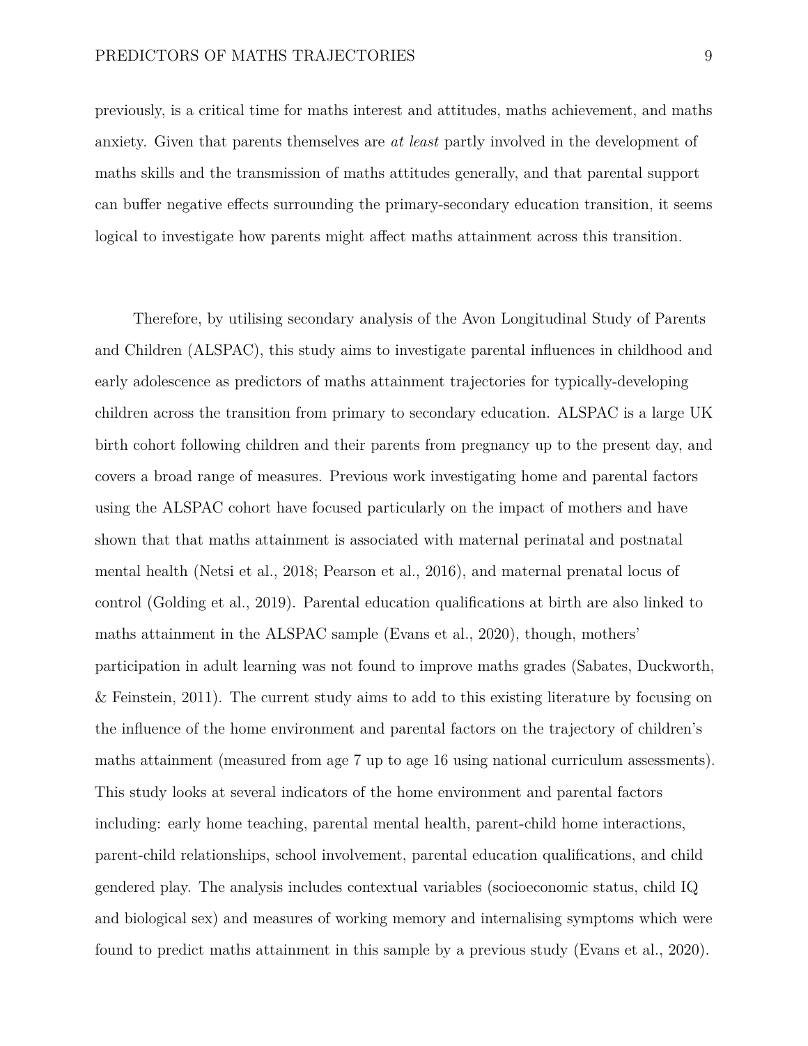previously, is a critical time for maths interest and attitudes, maths achievement, and maths anxiety. Given that parents themselves are *at least* partly involved in the development of maths skills and the transmission of maths attitudes generally, and that parental support can buffer negative effects surrounding the primary-secondary education transition, it seems logical to investigate how parents might affect maths attainment across this transition.

Therefore, by utilising secondary analysis of the Avon Longitudinal Study of Parents and Children (ALSPAC), this study aims to investigate parental influences in childhood and early adolescence as predictors of maths attainment trajectories for typically-developing children across the transition from primary to secondary education. ALSPAC is a large UK birth cohort following children and their parents from pregnancy up to the present day, and covers a broad range of measures. Previous work investigating home and parental factors using the ALSPAC cohort have focused particularly on the impact of mothers and have shown that that maths attainment is associated with maternal perinatal and postnatal mental health (Netsi et al., 2018; Pearson et al., 2016), and maternal prenatal locus of control (Golding et al., 2019). Parental education qualifications at birth are also linked to maths attainment in the ALSPAC sample (Evans et al., 2020), though, mothers' participation in adult learning was not found to improve maths grades (Sabates, Duckworth, & Feinstein, 2011). The current study aims to add to this existing literature by focusing on the influence of the home environment and parental factors on the trajectory of children's maths attainment (measured from age 7 up to age 16 using national curriculum assessments). This study looks at several indicators of the home environment and parental factors including: early home teaching, parental mental health, parent-child home interactions, parent-child relationships, school involvement, parental education qualifications, and child gendered play. The analysis includes contextual variables (socioeconomic status, child IQ and biological sex) and measures of working memory and internalising symptoms which were found to predict maths attainment in this sample by a previous study (Evans et al., 2020).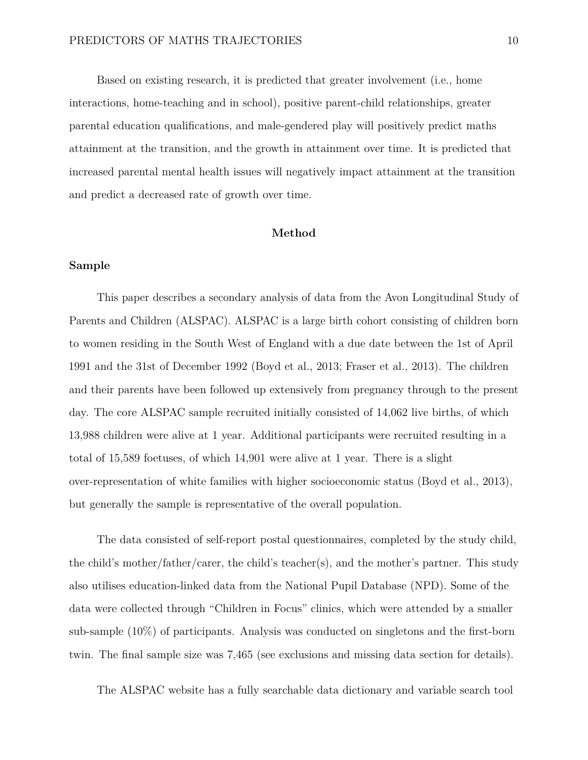Based on existing research, it is predicted that greater involvement (i.e., home interactions, home-teaching and in school), positive parent-child relationships, greater parental education qualifications, and male-gendered play will positively predict maths attainment at the transition, and the growth in attainment over time. It is predicted that increased parental mental health issues will negatively impact attainment at the transition and predict a decreased rate of growth over time.

## Method

### Sample

This paper describes a secondary analysis of data from the Avon Longitudinal Study of Parents and Children (ALSPAC). ALSPAC is a large birth cohort consisting of children born to women residing in the South West of England with a due date between the 1st of April 1991 and the 31st of December 1992 (Boyd et al., 2013; Fraser et al., 2013). The children and their parents have been followed up extensively from pregnancy through to the present day. The core ALSPAC sample recruited initially consisted of 14,062 live births, of which 13,988 children were alive at 1 year. Additional participants were recruited resulting in a total of 15,589 foetuses, of which 14,901 were alive at 1 year. There is a slight over-representation of white families with higher socioeconomic status (Boyd et al., 2013), but generally the sample is representative of the overall population.

The data consisted of self-report postal questionnaires, completed by the study child, the child's mother/father/carer, the child's teacher(s), and the mother's partner. This study also utilises education-linked data from the National Pupil Database (NPD). Some of the data were collected through "Children in Focus" clinics, which were attended by a smaller sub-sample (10%) of participants. Analysis was conducted on singletons and the first-born twin. The final sample size was 7,465 (see exclusions and missing data section for details).

The ALSPAC website has a fully searchable data dictionary and variable search tool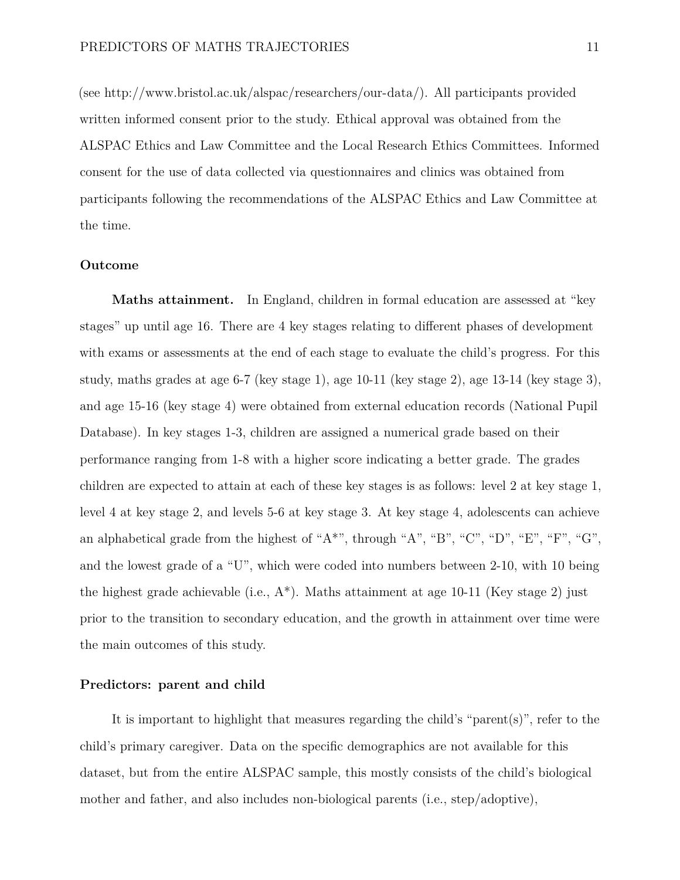(see http://www.bristol.ac.uk/alspac/researchers/our-data/). All participants provided written informed consent prior to the study. Ethical approval was obtained from the ALSPAC Ethics and Law Committee and the Local Research Ethics Committees. Informed consent for the use of data collected via questionnaires and clinics was obtained from participants following the recommendations of the ALSPAC Ethics and Law Committee at the time.

## Outcome

**Maths attainment.** In England, children in formal education are assessed at "key stages" up until age 16. There are 4 key stages relating to different phases of development with exams or assessments at the end of each stage to evaluate the child's progress. For this study, maths grades at age 6-7 (key stage 1), age 10-11 (key stage 2), age 13-14 (key stage 3), and age 15-16 (key stage 4) were obtained from external education records (National Pupil Database). In key stages 1-3, children are assigned a numerical grade based on their performance ranging from 1-8 with a higher score indicating a better grade. The grades children are expected to attain at each of these key stages is as follows: level 2 at key stage 1, level 4 at key stage 2, and levels 5-6 at key stage 3. At key stage 4, adolescents can achieve an alphabetical grade from the highest of "A*", through "A", "B", "C", "D", "E", "F", "G", and the lowest grade of a "U", which were coded into numbers between 2-10, with 10 being the highest grade achievable (i.e., A*). Maths attainment at age 10-11 (Key stage 2) just prior to the transition to secondary education, and the growth in attainment over time were the main outcomes of this study.

## Predictors: parent and child

It is important to highlight that measures regarding the child's "parent(s)", refer to the child's primary caregiver. Data on the specific demographics are not available for this dataset, but from the entire ALSPAC sample, this mostly consists of the child's biological mother and father, and also includes non-biological parents (i.e., step/adoptive),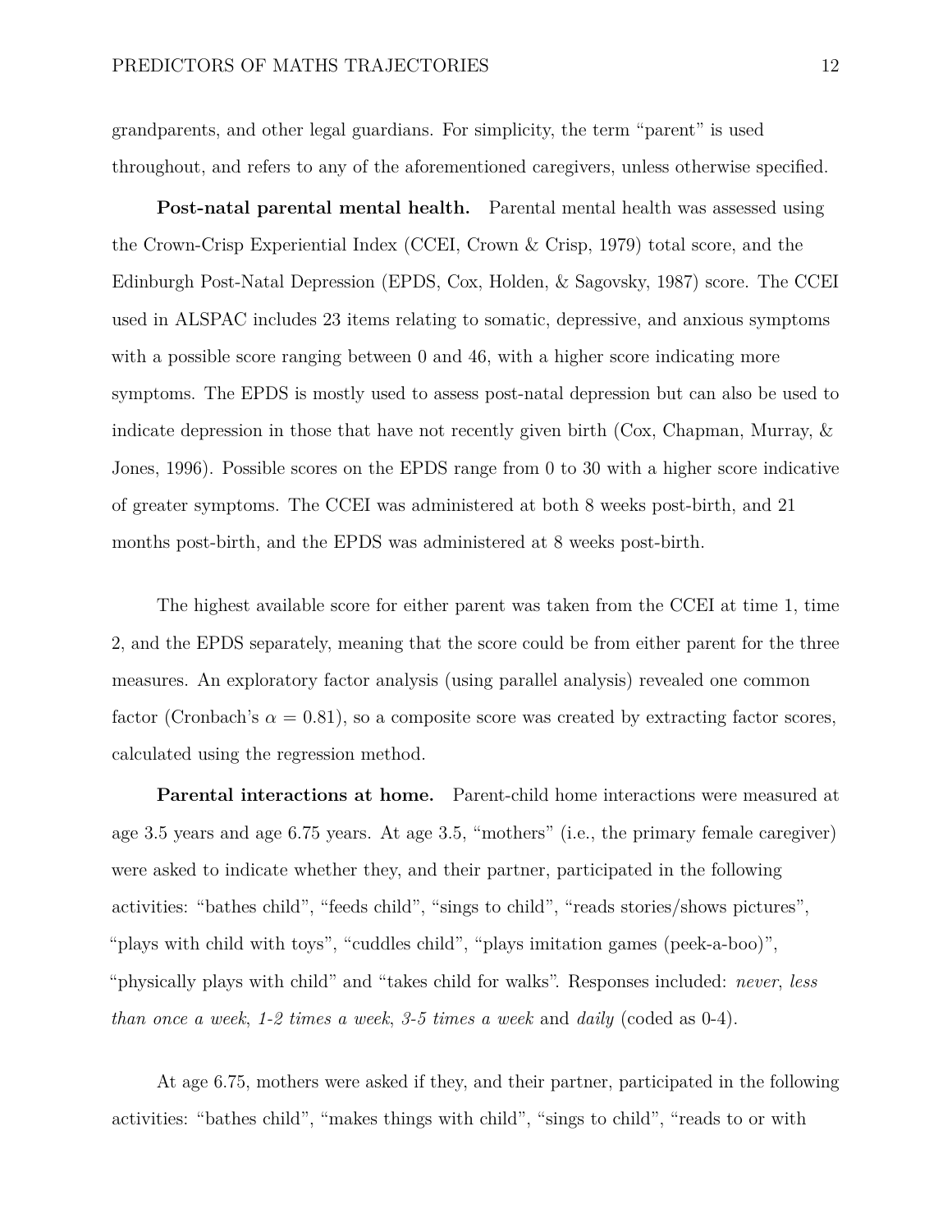grandparents, and other legal guardians. For simplicity, the term "parent" is used throughout, and refers to any of the aforementioned caregivers, unless otherwise specified.

**Post-natal parental mental health.** Parental mental health was assessed using the Crown-Crisp Experiential Index (CCEI, Crown & Crisp, 1979) total score, and the Edinburgh Post-Natal Depression (EPDS, Cox, Holden, & Sagovsky, 1987) score. The CCEI used in ALSPAC includes 23 items relating to somatic, depressive, and anxious symptoms with a possible score ranging between 0 and 46, with a higher score indicating more symptoms. The EPDS is mostly used to assess post-natal depression but can also be used to indicate depression in those that have not recently given birth (Cox, Chapman, Murray, & Jones, 1996). Possible scores on the EPDS range from 0 to 30 with a higher score indicative of greater symptoms. The CCEI was administered at both 8 weeks post-birth, and 21 months post-birth, and the EPDS was administered at 8 weeks post-birth.

The highest available score for either parent was taken from the CCEI at time 1, time 2, and the EPDS separately, meaning that the score could be from either parent for the three measures. An exploratory factor analysis (using parallel analysis) revealed one common factor (Cronbach's $\alpha = 0.81$), so a composite score was created by extracting factor scores, calculated using the regression method.

**Parental interactions at home.** Parent-child home interactions were measured at age 3.5 years and age 6.75 years. At age 3.5, "mothers" (i.e., the primary female caregiver) were asked to indicate whether they, and their partner, participated in the following activities: "bathes child", "feeds child", "sings to child", "reads stories/shows pictures", "plays with child with toys", "cuddles child", "plays imitation games (peek-a-boo)", "physically plays with child" and "takes child for walks". Responses included: *never*, *less than once a week*, *1-2 times a week*, *3-5 times a week* and *daily* (coded as 0-4).

At age 6.75, mothers were asked if they, and their partner, participated in the following activities: "bathes child", "makes things with child", "sings to child", "reads to or with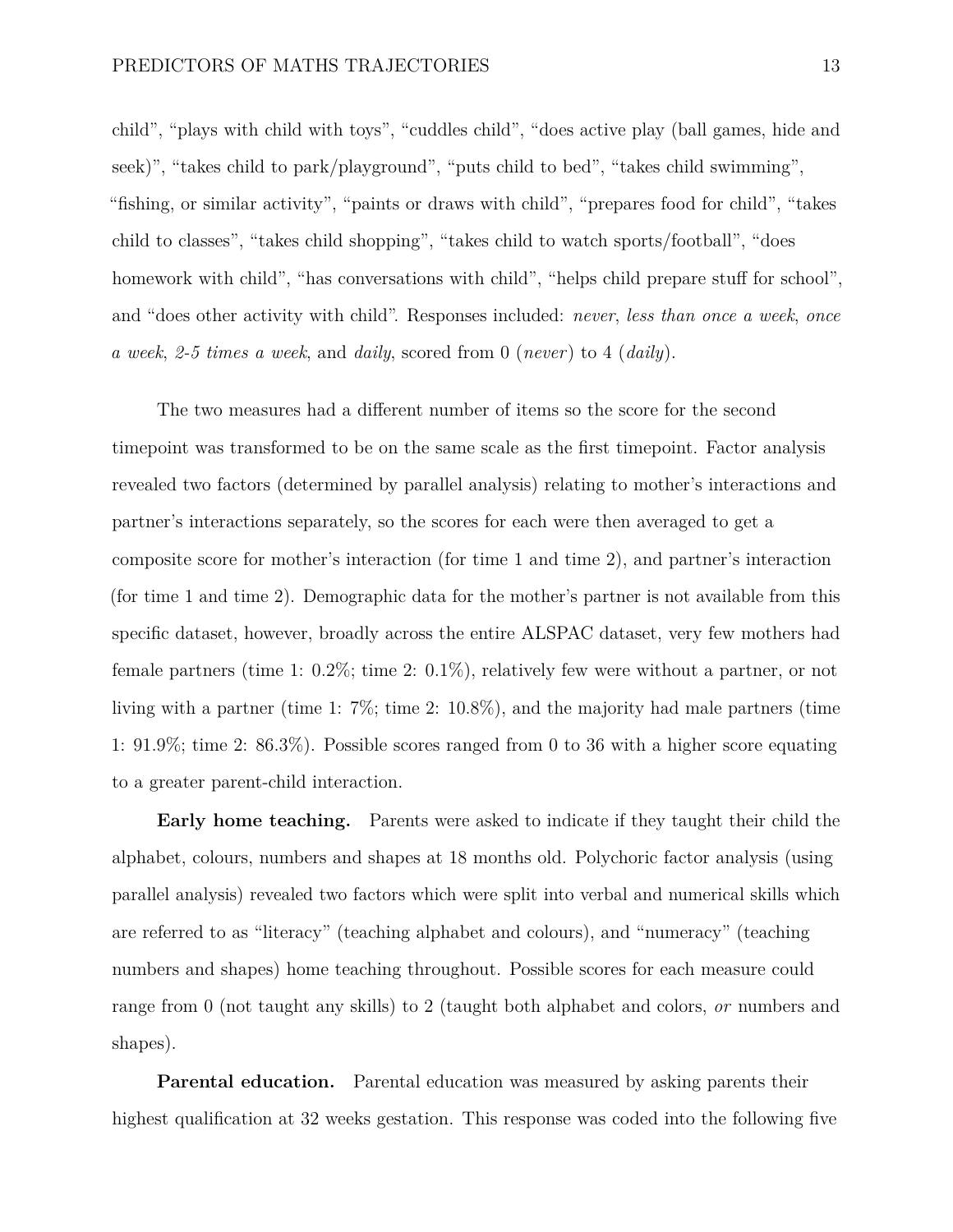child", "plays with child with toys", "cuddles child", "does active play (ball games, hide and seek)", "takes child to park/playground", "puts child to bed", "takes child swimming", "fishing, or similar activity", "paints or draws with child", "prepares food for child", "takes child to classes", "takes child shopping", "takes child to watch sports/football", "does homework with child", "has conversations with child", "helps child prepare stuff for school", and "does other activity with child". Responses included: *never*, *less than once a week*, *once a week*, *2-5 times a week*, and *daily*, scored from 0 (*never*) to 4 (*daily*).

The two measures had a different number of items so the score for the second timepoint was transformed to be on the same scale as the first timepoint. Factor analysis revealed two factors (determined by parallel analysis) relating to mother's interactions and partner's interactions separately, so the scores for each were then averaged to get a composite score for mother's interaction (for time 1 and time 2), and partner's interaction (for time 1 and time 2). Demographic data for the mother's partner is not available from this specific dataset, however, broadly across the entire ALSPAC dataset, very few mothers had female partners (time 1: 0.2%; time 2: 0.1%), relatively few were without a partner, or not living with a partner (time 1: 7%; time 2: 10.8%), and the majority had male partners (time 1: 91.9%; time 2: 86.3%). Possible scores ranged from 0 to 36 with a higher score equating to a greater parent-child interaction.

**Early home teaching.** Parents were asked to indicate if they taught their child the alphabet, colours, numbers and shapes at 18 months old. Polychoric factor analysis (using parallel analysis) revealed two factors which were split into verbal and numerical skills which are referred to as "literacy" (teaching alphabet and colours), and "numeracy" (teaching numbers and shapes) home teaching throughout. Possible scores for each measure could range from 0 (not taught any skills) to 2 (taught both alphabet and colors, *or* numbers and shapes).

**Parental education.** Parental education was measured by asking parents their highest qualification at 32 weeks gestation. This response was coded into the following five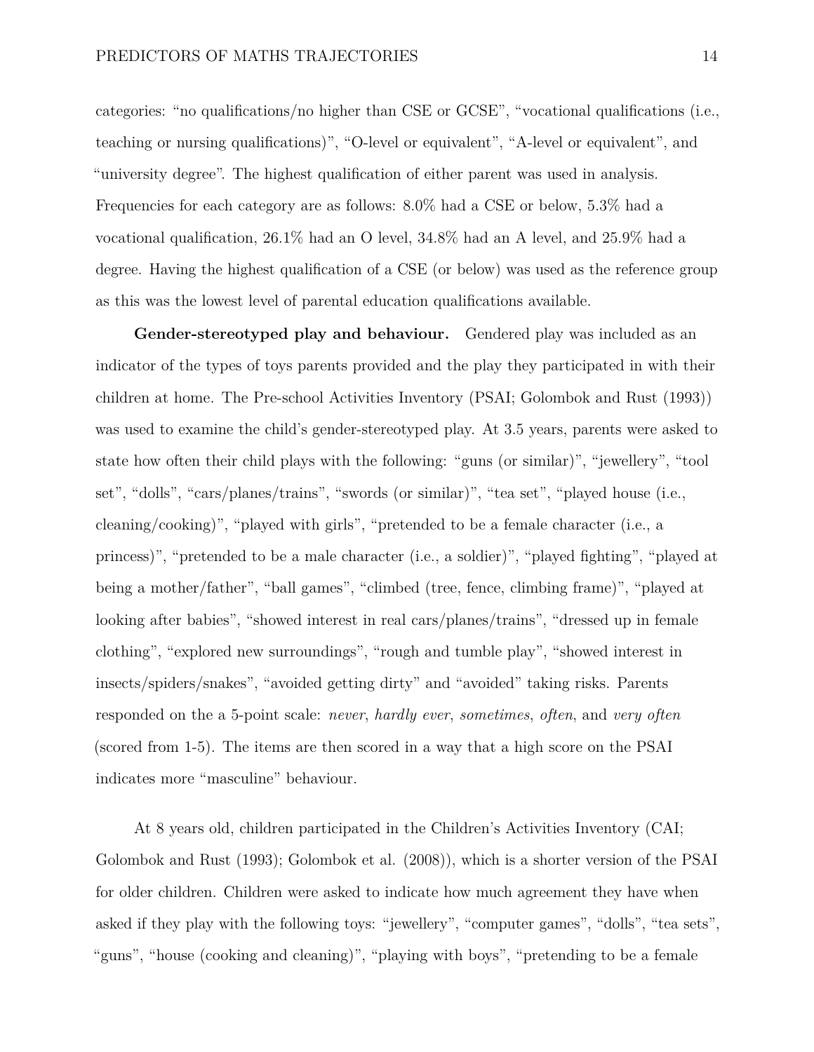categories: "no qualifications/no higher than CSE or GCSE", "vocational qualifications (i.e., teaching or nursing qualifications)", "O-level or equivalent", "A-level or equivalent", and "university degree". The highest qualification of either parent was used in analysis. Frequencies for each category are as follows: 8.0% had a CSE or below, 5.3% had a vocational qualification, 26.1% had an O level, 34.8% had an A level, and 25.9% had a degree. Having the highest qualification of a CSE (or below) was used as the reference group as this was the lowest level of parental education qualifications available.

**Gender-stereotyped play and behaviour.** Gendered play was included as an indicator of the types of toys parents provided and the play they participated in with their children at home. The Pre-school Activities Inventory (PSAI; Golombok and Rust (1993)) was used to examine the child's gender-stereotyped play. At 3.5 years, parents were asked to state how often their child plays with the following: "guns (or similar)", "jewellery", "tool set", "dolls", "cars/planes/trains", "swords (or similar)", "tea set", "played house (i.e., cleaning/cooking)", "played with girls", "pretended to be a female character (i.e., a princess)", "pretended to be a male character (i.e., a soldier)", "played fighting", "played at being a mother/father", "ball games", "climbed (tree, fence, climbing frame)", "played at looking after babies", "showed interest in real cars/planes/trains", "dressed up in female clothing", "explored new surroundings", "rough and tumble play", "showed interest in insects/spiders/snakes", "avoided getting dirty" and "avoided" taking risks. Parents responded on the a 5-point scale: *never*, *hardly ever*, *sometimes*, *often*, and *very often* (scored from 1-5). The items are then scored in a way that a high score on the PSAI indicates more "masculine" behaviour.

At 8 years old, children participated in the Children's Activities Inventory (CAI; Golombok and Rust (1993); Golombok et al. (2008)), which is a shorter version of the PSAI for older children. Children were asked to indicate how much agreement they have when asked if they play with the following toys: "jewellery", "computer games", "dolls", "tea sets", "guns", "house (cooking and cleaning)", "playing with boys", "pretending to be a female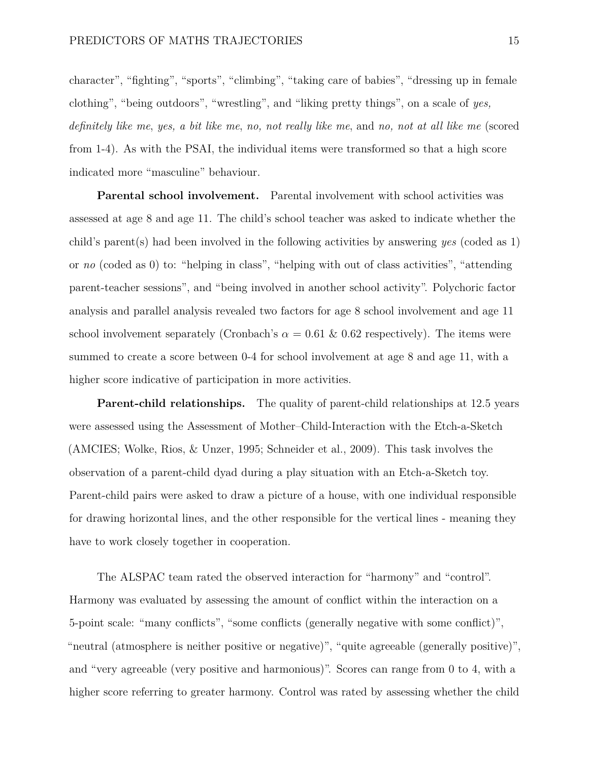character", "fighting", "sports", "climbing", "taking care of babies", "dressing up in female clothing", "being outdoors", "wrestling", and "liking pretty things", on a scale of *yes, definitely like me*, *yes, a bit like me*, *no, not really like me*, and *no, not at all like me* (scored from 1-4). As with the PSAI, the individual items were transformed so that a high score indicated more "masculine" behaviour.

**Parental school involvement.** Parental involvement with school activities was assessed at age 8 and age 11. The child's school teacher was asked to indicate whether the child's parent(s) had been involved in the following activities by answering *yes* (coded as 1) or *no* (coded as 0) to: "helping in class", "helping with out of class activities", "attending parent-teacher sessions", and "being involved in another school activity". Polychoric factor analysis and parallel analysis revealed two factors for age 8 school involvement and age 11 school involvement separately (Cronbach's $\alpha = 0.61$ & 0.62 respectively). The items were summed to create a score between 0-4 for school involvement at age 8 and age 11, with a higher score indicative of participation in more activities.

**Parent-child relationships.** The quality of parent-child relationships at 12.5 years were assessed using the Assessment of Mother–Child-Interaction with the Etch-a-Sketch (AMCIES; Wolke, Rios, & Unzer, 1995; Schneider et al., 2009). This task involves the observation of a parent-child dyad during a play situation with an Etch-a-Sketch toy. Parent-child pairs were asked to draw a picture of a house, with one individual responsible for drawing horizontal lines, and the other responsible for the vertical lines - meaning they have to work closely together in cooperation.

The ALSPAC team rated the observed interaction for "harmony" and "control". Harmony was evaluated by assessing the amount of conflict within the interaction on a 5-point scale: "many conflicts", "some conflicts (generally negative with some conflict)", "neutral (atmosphere is neither positive or negative)", "quite agreeable (generally positive)", and "very agreeable (very positive and harmonious)". Scores can range from 0 to 4, with a higher score referring to greater harmony. Control was rated by assessing whether the child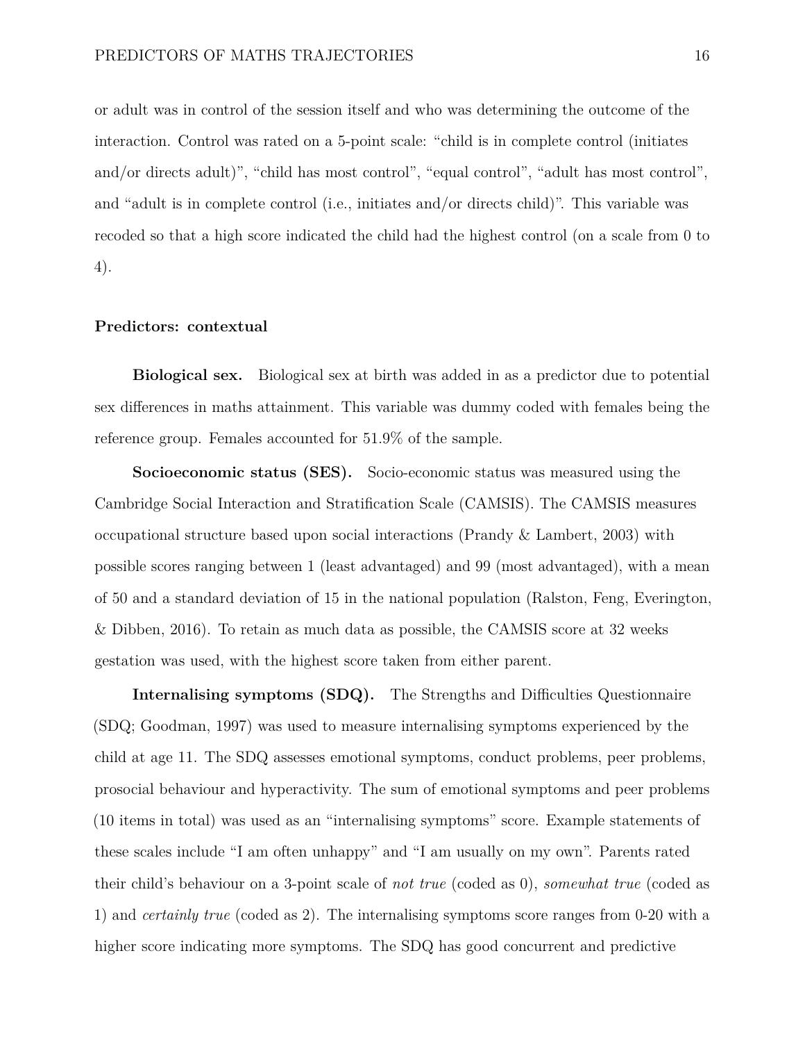or adult was in control of the session itself and who was determining the outcome of the interaction. Control was rated on a 5-point scale: "child is in complete control (initiates and/or directs adult)", "child has most control", "equal control", "adult has most control", and "adult is in complete control (i.e., initiates and/or directs child)". This variable was recoded so that a high score indicated the child had the highest control (on a scale from 0 to 4).

### Predictors: contextual

**Biological sex.** Biological sex at birth was added in as a predictor due to potential sex differences in maths attainment. This variable was dummy coded with females being the reference group. Females accounted for 51.9% of the sample.

**Socioeconomic status (SES).** Socio-economic status was measured using the Cambridge Social Interaction and Stratification Scale (CAMSIS). The CAMSIS measures occupational structure based upon social interactions (Prandy & Lambert, 2003) with possible scores ranging between 1 (least advantaged) and 99 (most advantaged), with a mean of 50 and a standard deviation of 15 in the national population (Ralston, Feng, Everington, & Dibben, 2016). To retain as much data as possible, the CAMSIS score at 32 weeks gestation was used, with the highest score taken from either parent.

**Internalising symptoms (SDQ).** The Strengths and Difficulties Questionnaire (SDQ; Goodman, 1997) was used to measure internalising symptoms experienced by the child at age 11. The SDQ assesses emotional symptoms, conduct problems, peer problems, prosocial behaviour and hyperactivity. The sum of emotional symptoms and peer problems (10 items in total) was used as an "internalising symptoms" score. Example statements of these scales include "I am often unhappy" and "I am usually on my own". Parents rated their child's behaviour on a 3-point scale of *not true* (coded as 0), *somewhat true* (coded as 1) and *certainly true* (coded as 2). The internalising symptoms score ranges from 0-20 with a higher score indicating more symptoms. The SDQ has good concurrent and predictive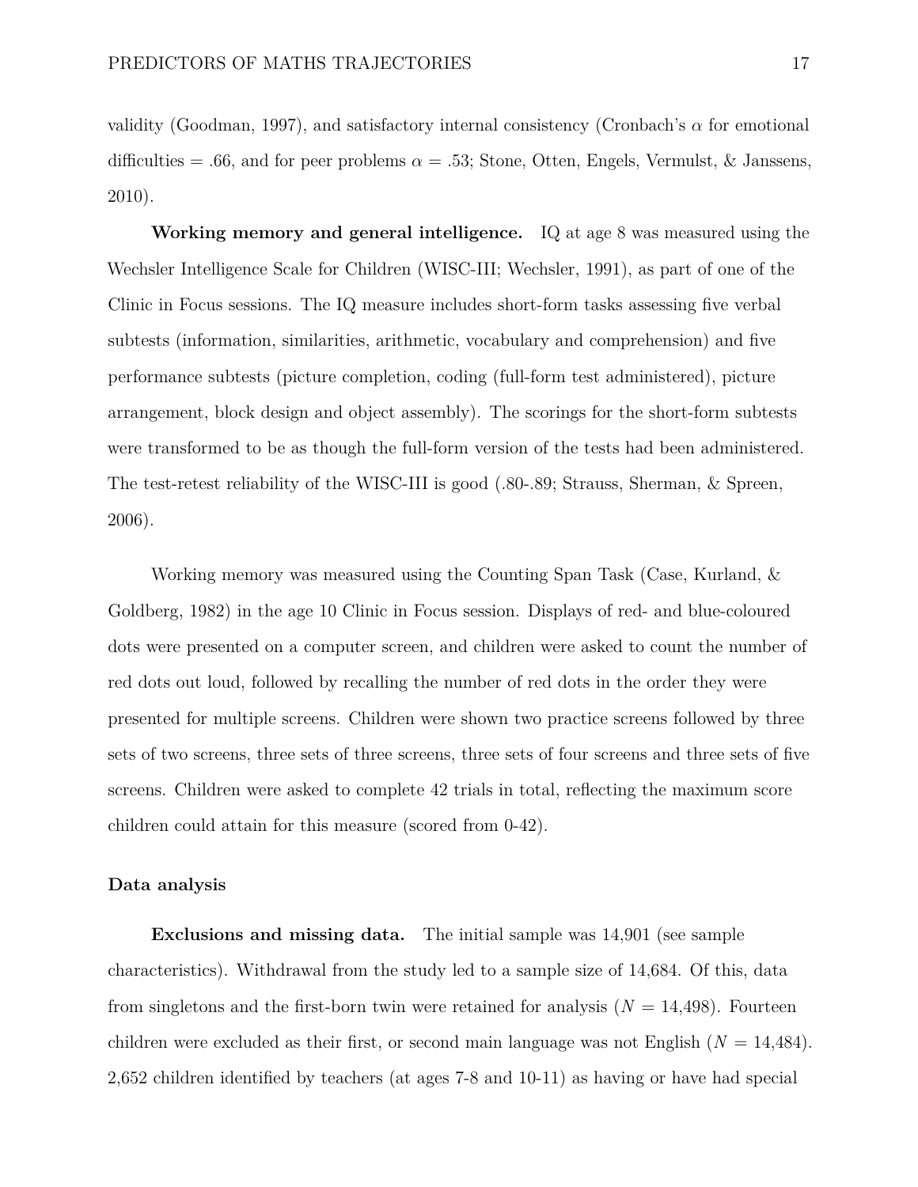validity (Goodman, 1997), and satisfactory internal consistency (Cronbach's $\alpha$ for emotional difficulties = .66, and for peer problems $\alpha$ = .53; Stone, Otten, Engels, Vermulst, & Janssens, 2010).

**Working memory and general intelligence.** IQ at age 8 was measured using the Wechsler Intelligence Scale for Children (WISC-III; Wechsler, 1991), as part of one of the Clinic in Focus sessions. The IQ measure includes short-form tasks assessing five verbal subtests (information, similarities, arithmetic, vocabulary and comprehension) and five performance subtests (picture completion, coding (full-form test administered), picture arrangement, block design and object assembly). The scorings for the short-form subtests were transformed to be as though the full-form version of the tests had been administered. The test-retest reliability of the WISC-III is good (.80-.89; Strauss, Sherman, & Spreen, 2006).

Working memory was measured using the Counting Span Task (Case, Kurland, & Goldberg, 1982) in the age 10 Clinic in Focus session. Displays of red- and blue-coloured dots were presented on a computer screen, and children were asked to count the number of red dots out loud, followed by recalling the number of red dots in the order they were presented for multiple screens. Children were shown two practice screens followed by three sets of two screens, three sets of three screens, three sets of four screens and three sets of five screens. Children were asked to complete 42 trials in total, reflecting the maximum score children could attain for this measure (scored from 0-42).

### Data analysis

**Exclusions and missing data.** The initial sample was 14,901 (see sample characteristics). Withdrawal from the study led to a sample size of 14,684. Of this, data from singletons and the first-born twin were retained for analysis ($N$ = 14,498). Fourteen children were excluded as their first, or second main language was not English ($N$ = 14,484). 2,652 children identified by teachers (at ages 7-8 and 10-11) as having or have had special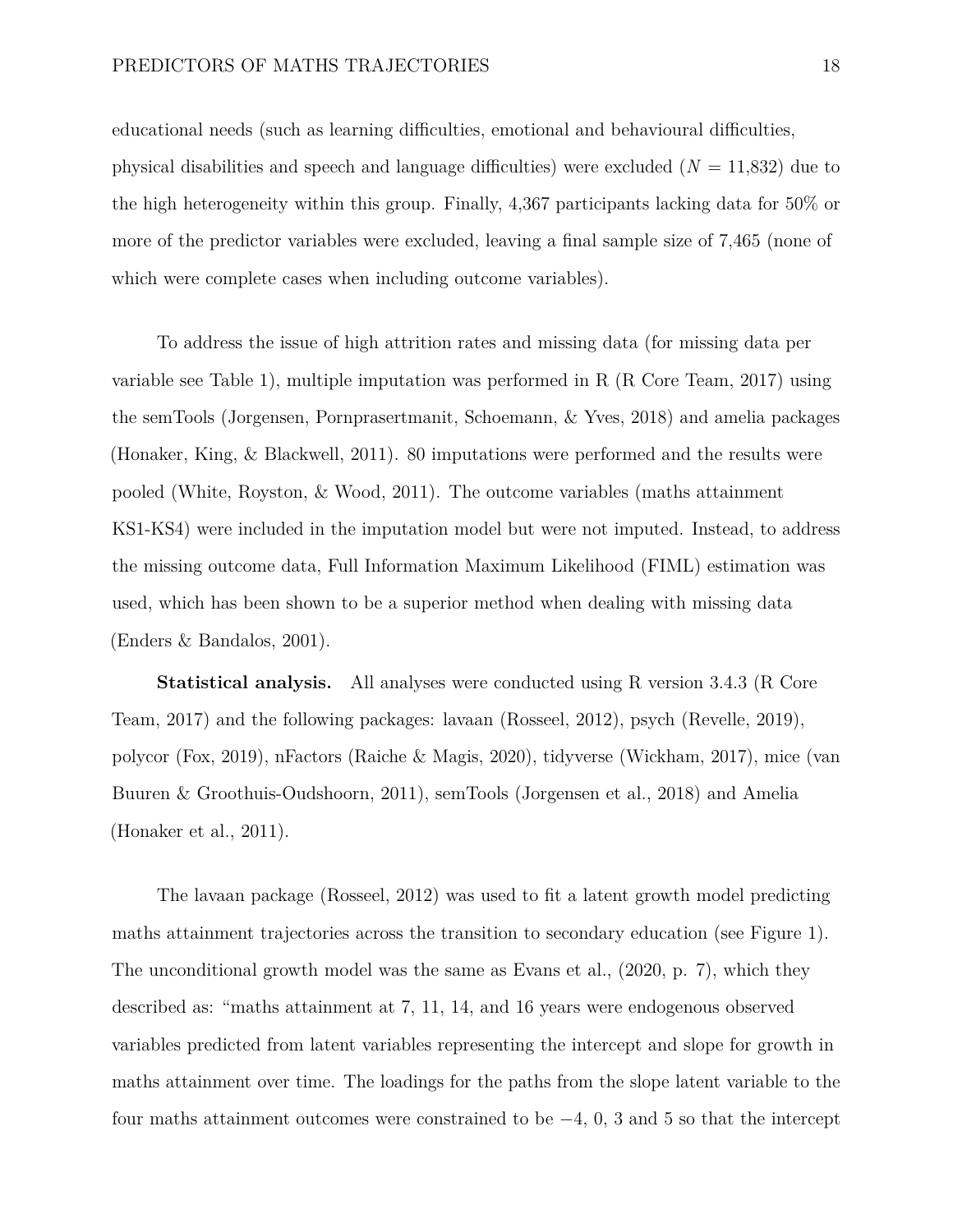educational needs (such as learning difficulties, emotional and behavioural difficulties, physical disabilities and speech and language difficulties) were excluded ($N$ = 11,832) due to the high heterogeneity within this group. Finally, 4,367 participants lacking data for 50% or more of the predictor variables were excluded, leaving a final sample size of 7,465 (none of which were complete cases when including outcome variables).

To address the issue of high attrition rates and missing data (for missing data per variable see Table 1), multiple imputation was performed in R (R Core Team, 2017) using the semTools (Jorgensen, Pornprasertmanit, Schoemann, & Yves, 2018) and amelia packages (Honaker, King, & Blackwell, 2011). 80 imputations were performed and the results were pooled (White, Royston, & Wood, 2011). The outcome variables (maths attainment KS1-KS4) were included in the imputation model but were not imputed. Instead, to address the missing outcome data, Full Information Maximum Likelihood (FIML) estimation was used, which has been shown to be a superior method when dealing with missing data (Enders & Bandalos, 2001).

**Statistical analysis.** All analyses were conducted using R version 3.4.3 (R Core Team, 2017) and the following packages: lavaan (Rosseel, 2012), psych (Revelle, 2019), polycor (Fox, 2019), nFactors (Raiche & Magis, 2020), tidyverse (Wickham, 2017), mice (van Buuren & Groothuis-Oudshoorn, 2011), semTools (Jorgensen et al., 2018) and Amelia (Honaker et al., 2011).

The lavaan package (Rosseel, 2012) was used to fit a latent growth model predicting maths attainment trajectories across the transition to secondary education (see Figure 1). The unconditional growth model was the same as Evans et al., (2020, p. 7), which they described as: "maths attainment at 7, 11, 14, and 16 years were endogenous observed variables predicted from latent variables representing the intercept and slope for growth in maths attainment over time. The loadings for the paths from the slope latent variable to the four maths attainment outcomes were constrained to be $-4$, 0, 3 and 5 so that the intercept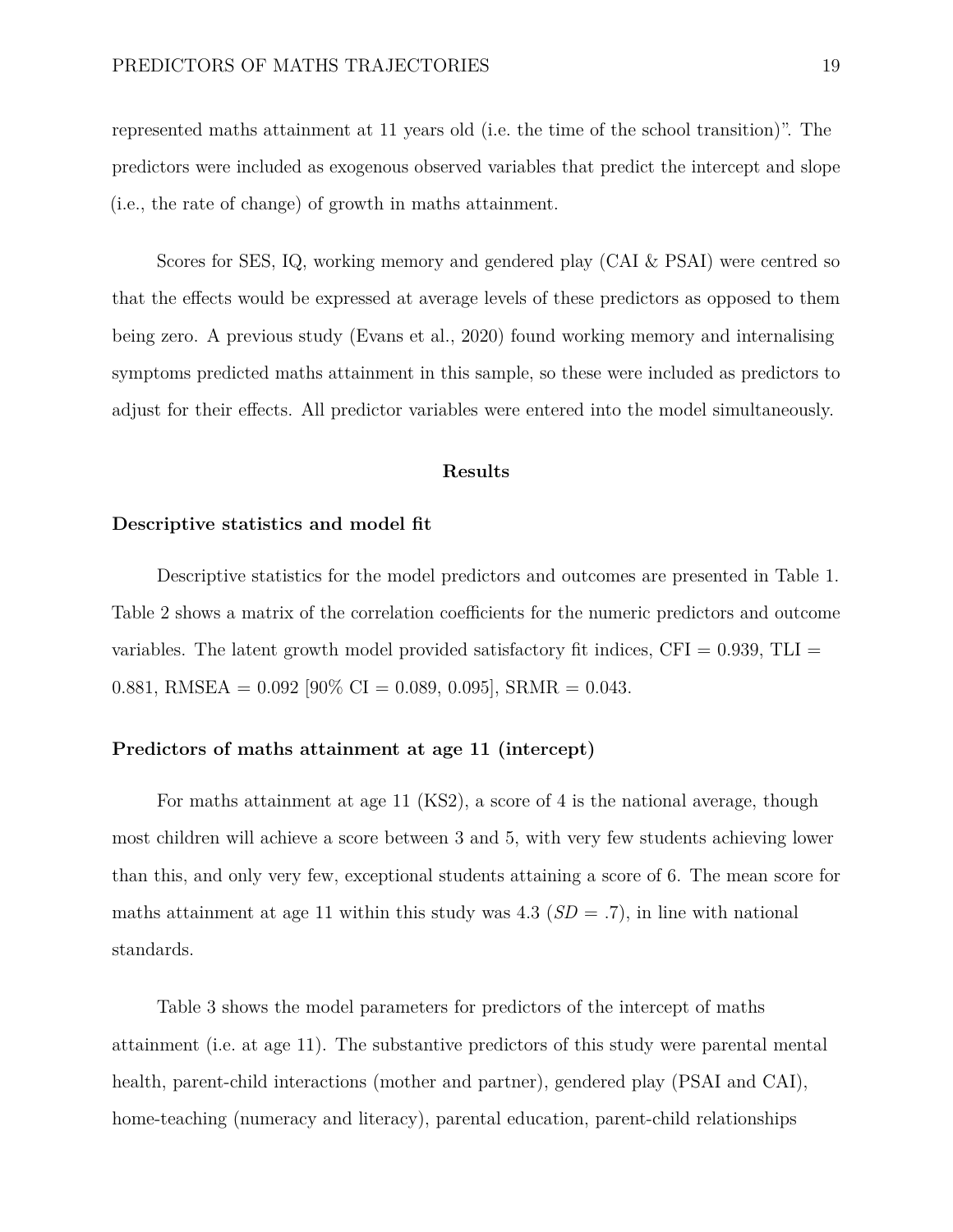represented maths attainment at 11 years old (i.e. the time of the school transition)". The predictors were included as exogenous observed variables that predict the intercept and slope (i.e., the rate of change) of growth in maths attainment.

Scores for SES, IQ, working memory and gendered play (CAI & PSAI) were centred so that the effects would be expressed at average levels of these predictors as opposed to them being zero. A previous study (Evans et al., 2020) found working memory and internalising symptoms predicted maths attainment in this sample, so these were included as predictors to adjust for their effects. All predictor variables were entered into the model simultaneously.

## Results

### Descriptive statistics and model fit

Descriptive statistics for the model predictors and outcomes are presented in Table 1. Table 2 shows a matrix of the correlation coefficients for the numeric predictors and outcome variables. The latent growth model provided satisfactory fit indices, CFI = 0.939, TLI = 0.881, RMSEA = 0.092 [90% CI = 0.089, 0.095], SRMR = 0.043.

### Predictors of maths attainment at age 11 (intercept)

For maths attainment at age 11 (KS2), a score of 4 is the national average, though most children will achieve a score between 3 and 5, with very few students achieving lower than this, and only very few, exceptional students attaining a score of 6. The mean score for maths attainment at age 11 within this study was 4.3 ($SD$ = .7), in line with national standards.

Table 3 shows the model parameters for predictors of the intercept of maths attainment (i.e. at age 11). The substantive predictors of this study were parental mental health, parent-child interactions (mother and partner), gendered play (PSAI and CAI), home-teaching (numeracy and literacy), parental education, parent-child relationships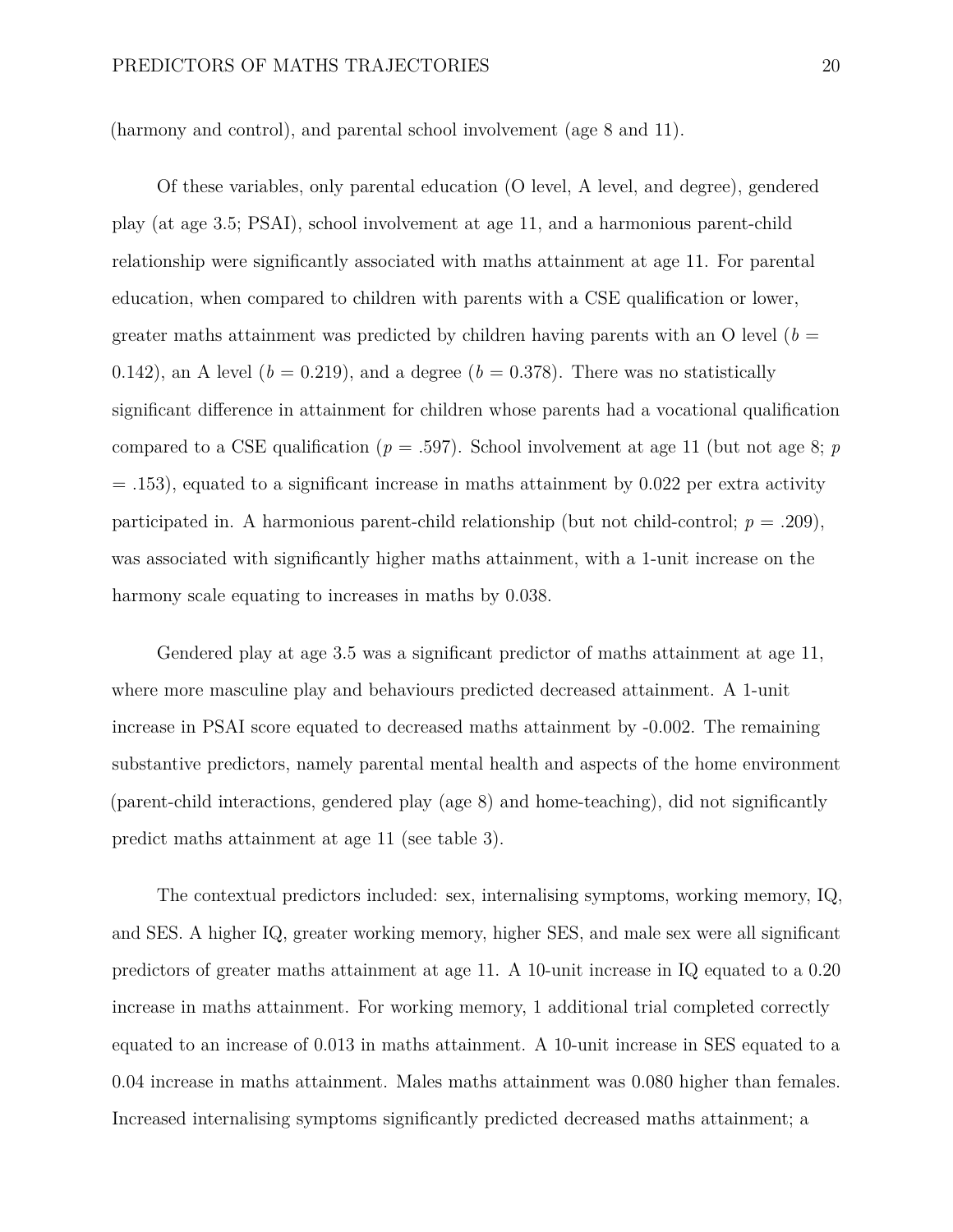(harmony and control), and parental school involvement (age 8 and 11).

Of these variables, only parental education (O level, A level, and degree), gendered play (at age 3.5; PSAI), school involvement at age 11, and a harmonious parent-child relationship were significantly associated with maths attainment at age 11. For parental education, when compared to children with parents with a CSE qualification or lower, greater maths attainment was predicted by children having parents with an O level ($b$ = 0.142), an A level ($b$ = 0.219), and a degree ($b$ = 0.378). There was no statistically significant difference in attainment for children whose parents had a vocational qualification compared to a CSE qualification ($p$ = .597). School involvement at age 11 (but not age 8; $p$ = .153), equated to a significant increase in maths attainment by 0.022 per extra activity participated in. A harmonious parent-child relationship (but not child-control; $p$ = .209), was associated with significantly higher maths attainment, with a 1-unit increase on the harmony scale equating to increases in maths by 0.038.

Gendered play at age 3.5 was a significant predictor of maths attainment at age 11, where more masculine play and behaviours predicted decreased attainment. A 1-unit increase in PSAI score equated to decreased maths attainment by -0.002. The remaining substantive predictors, namely parental mental health and aspects of the home environment (parent-child interactions, gendered play (age 8) and home-teaching), did not significantly predict maths attainment at age 11 (see table 3).

The contextual predictors included: sex, internalising symptoms, working memory, IQ, and SES. A higher IQ, greater working memory, higher SES, and male sex were all significant predictors of greater maths attainment at age 11. A 10-unit increase in IQ equated to a 0.20 increase in maths attainment. For working memory, 1 additional trial completed correctly equated to an increase of 0.013 in maths attainment. A 10-unit increase in SES equated to a 0.04 increase in maths attainment. Males maths attainment was 0.080 higher than females. Increased internalising symptoms significantly predicted decreased maths attainment; a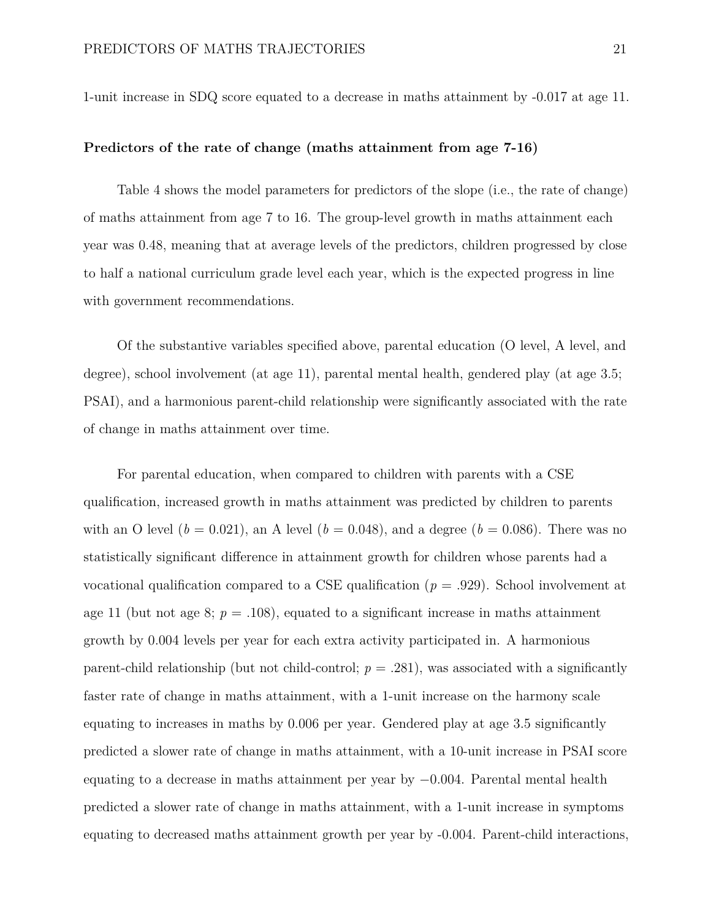1-unit increase in SDQ score equated to a decrease in maths attainment by -0.017 at age 11.

**Predictors of the rate of change (maths attainment from age 7-16)**

Table 4 shows the model parameters for predictors of the slope (i.e., the rate of change) of maths attainment from age 7 to 16. The group-level growth in maths attainment each year was 0.48, meaning that at average levels of the predictors, children progressed by close to half a national curriculum grade level each year, which is the expected progress in line with government recommendations.

Of the substantive variables specified above, parental education (O level, A level, and degree), school involvement (at age 11), parental mental health, gendered play (at age 3.5; PSAI), and a harmonious parent-child relationship were significantly associated with the rate of change in maths attainment over time.

For parental education, when compared to children with parents with a CSE qualification, increased growth in maths attainment was predicted by children to parents with an O level ($b = 0.021$), an A level ($b = 0.048$), and a degree ($b = 0.086$). There was no statistically significant difference in attainment growth for children whose parents had a vocational qualification compared to a CSE qualification ($p = .929$). School involvement at age 11 (but not age 8; $p = .108$), equated to a significant increase in maths attainment growth by 0.004 levels per year for each extra activity participated in. A harmonious parent-child relationship (but not child-control; $p = .281$), was associated with a significantly faster rate of change in maths attainment, with a 1-unit increase on the harmony scale equating to increases in maths by 0.006 per year. Gendered play at age 3.5 significantly predicted a slower rate of change in maths attainment, with a 10-unit increase in PSAI score equating to a decrease in maths attainment per year by $-0.004$. Parental mental health predicted a slower rate of change in maths attainment, with a 1-unit increase in symptoms equating to decreased maths attainment growth per year by -0.004. Parent-child interactions,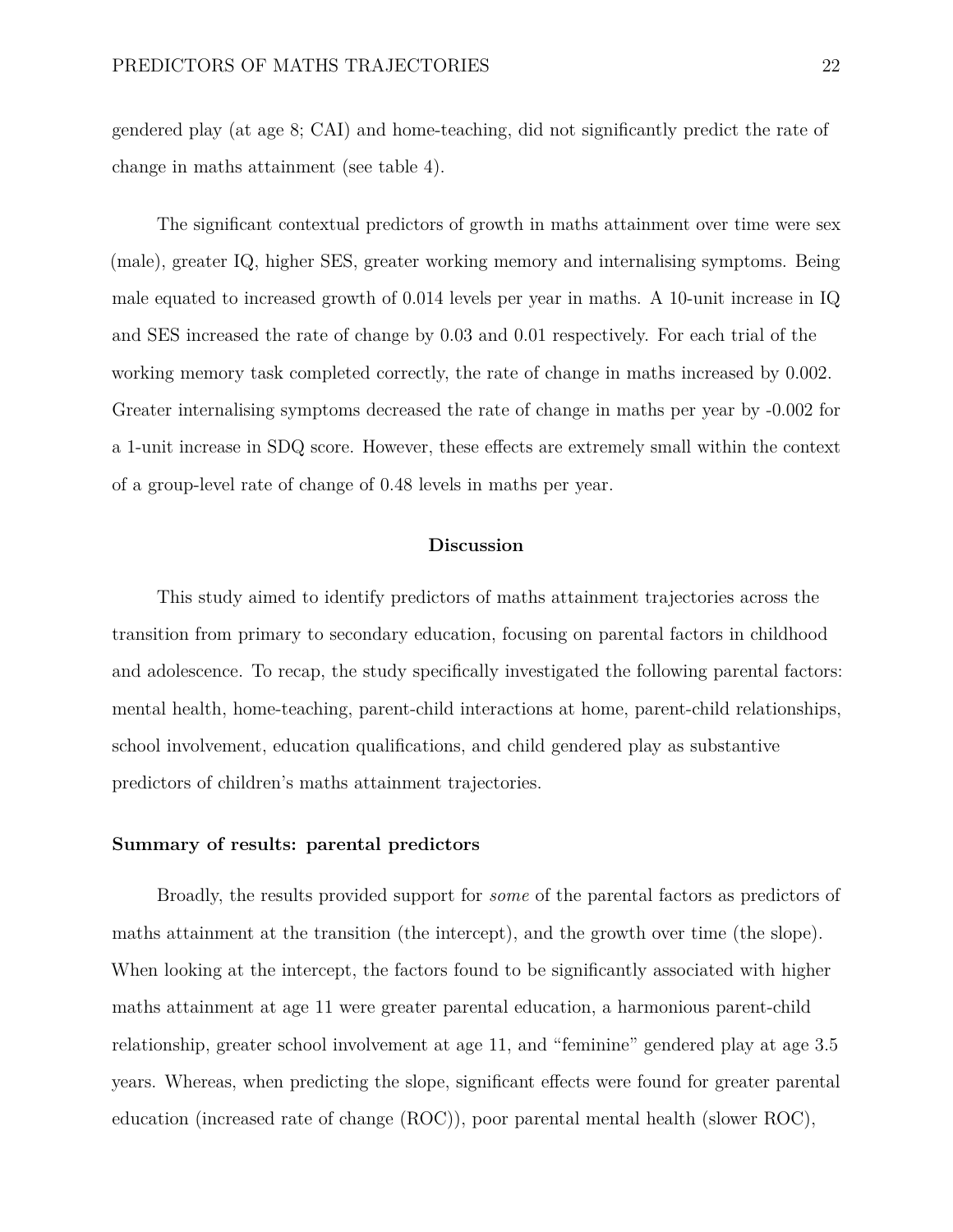gendered play (at age 8; CAI) and home-teaching, did not significantly predict the rate of change in maths attainment (see table 4).

The significant contextual predictors of growth in maths attainment over time were sex (male), greater IQ, higher SES, greater working memory and internalising symptoms. Being male equated to increased growth of 0.014 levels per year in maths. A 10-unit increase in IQ and SES increased the rate of change by 0.03 and 0.01 respectively. For each trial of the working memory task completed correctly, the rate of change in maths increased by 0.002. Greater internalising symptoms decreased the rate of change in maths per year by -0.002 for a 1-unit increase in SDQ score. However, these effects are extremely small within the context of a group-level rate of change of 0.48 levels in maths per year.

## Discussion

This study aimed to identify predictors of maths attainment trajectories across the transition from primary to secondary education, focusing on parental factors in childhood and adolescence. To recap, the study specifically investigated the following parental factors: mental health, home-teaching, parent-child interactions at home, parent-child relationships, school involvement, education qualifications, and child gendered play as substantive predictors of children's maths attainment trajectories.

### Summary of results: parental predictors

Broadly, the results provided support for *some* of the parental factors as predictors of maths attainment at the transition (the intercept), and the growth over time (the slope). When looking at the intercept, the factors found to be significantly associated with higher maths attainment at age 11 were greater parental education, a harmonious parent-child relationship, greater school involvement at age 11, and "feminine" gendered play at age 3.5 years. Whereas, when predicting the slope, significant effects were found for greater parental education (increased rate of change (ROC)), poor parental mental health (slower ROC),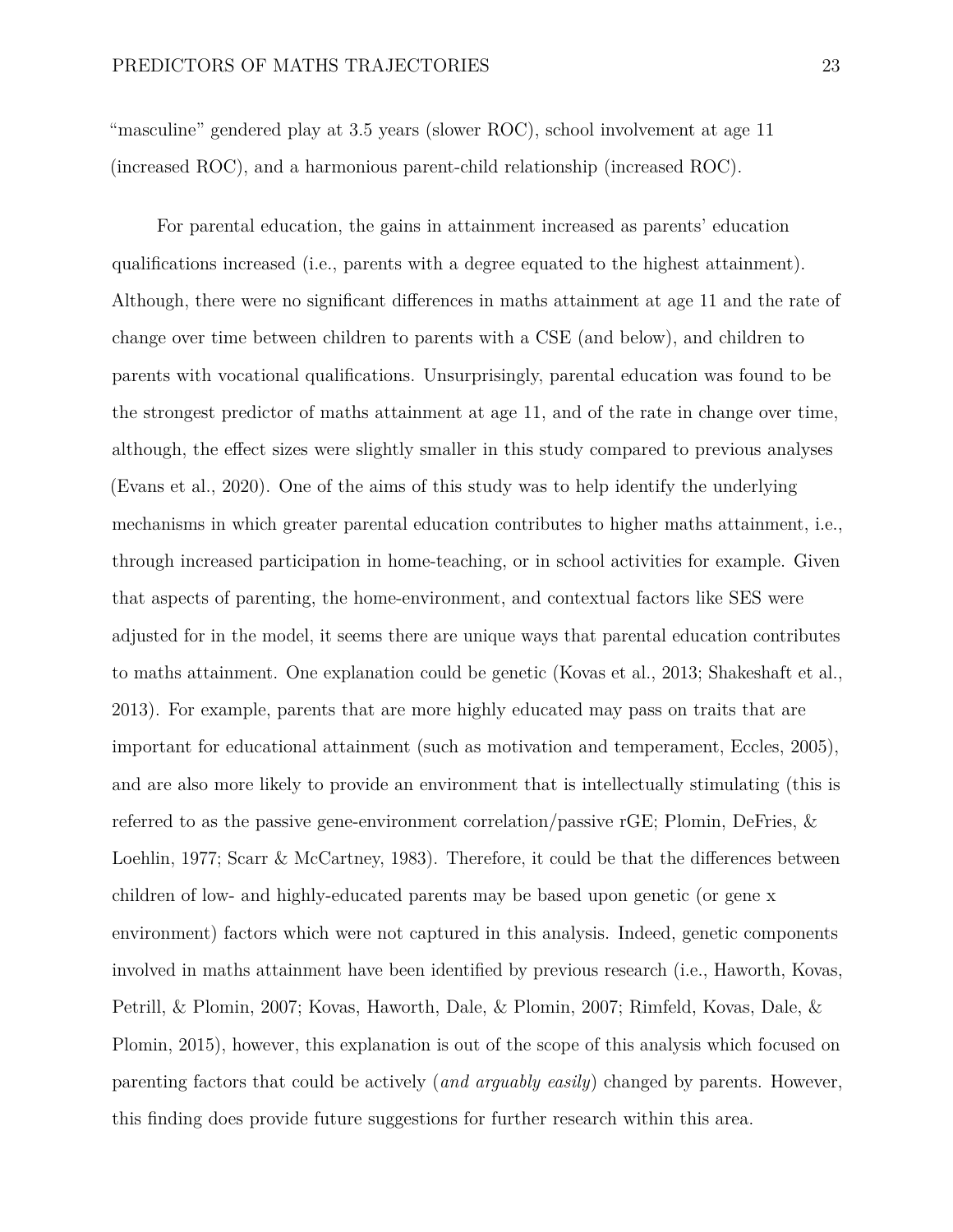"masculine" gendered play at 3.5 years (slower ROC), school involvement at age 11 (increased ROC), and a harmonious parent-child relationship (increased ROC).

For parental education, the gains in attainment increased as parents' education qualifications increased (i.e., parents with a degree equated to the highest attainment). Although, there were no significant differences in maths attainment at age 11 and the rate of change over time between children to parents with a CSE (and below), and children to parents with vocational qualifications. Unsurprisingly, parental education was found to be the strongest predictor of maths attainment at age 11, and of the rate in change over time, although, the effect sizes were slightly smaller in this study compared to previous analyses (Evans et al., 2020). One of the aims of this study was to help identify the underlying mechanisms in which greater parental education contributes to higher maths attainment, i.e., through increased participation in home-teaching, or in school activities for example. Given that aspects of parenting, the home-environment, and contextual factors like SES were adjusted for in the model, it seems there are unique ways that parental education contributes to maths attainment. One explanation could be genetic (Kovas et al., 2013; Shakeshaft et al., 2013). For example, parents that are more highly educated may pass on traits that are important for educational attainment (such as motivation and temperament, Eccles, 2005), and are also more likely to provide an environment that is intellectually stimulating (this is referred to as the passive gene-environment correlation/passive rGE; Plomin, DeFries, & Loehlin, 1977; Scarr & McCartney, 1983). Therefore, it could be that the differences between children of low- and highly-educated parents may be based upon genetic (or gene x environment) factors which were not captured in this analysis. Indeed, genetic components involved in maths attainment have been identified by previous research (i.e., Haworth, Kovas, Petrill, & Plomin, 2007; Kovas, Haworth, Dale, & Plomin, 2007; Rimfeld, Kovas, Dale, & Plomin, 2015), however, this explanation is out of the scope of this analysis which focused on parenting factors that could be actively (*and arguably easily*) changed by parents. However, this finding does provide future suggestions for further research within this area.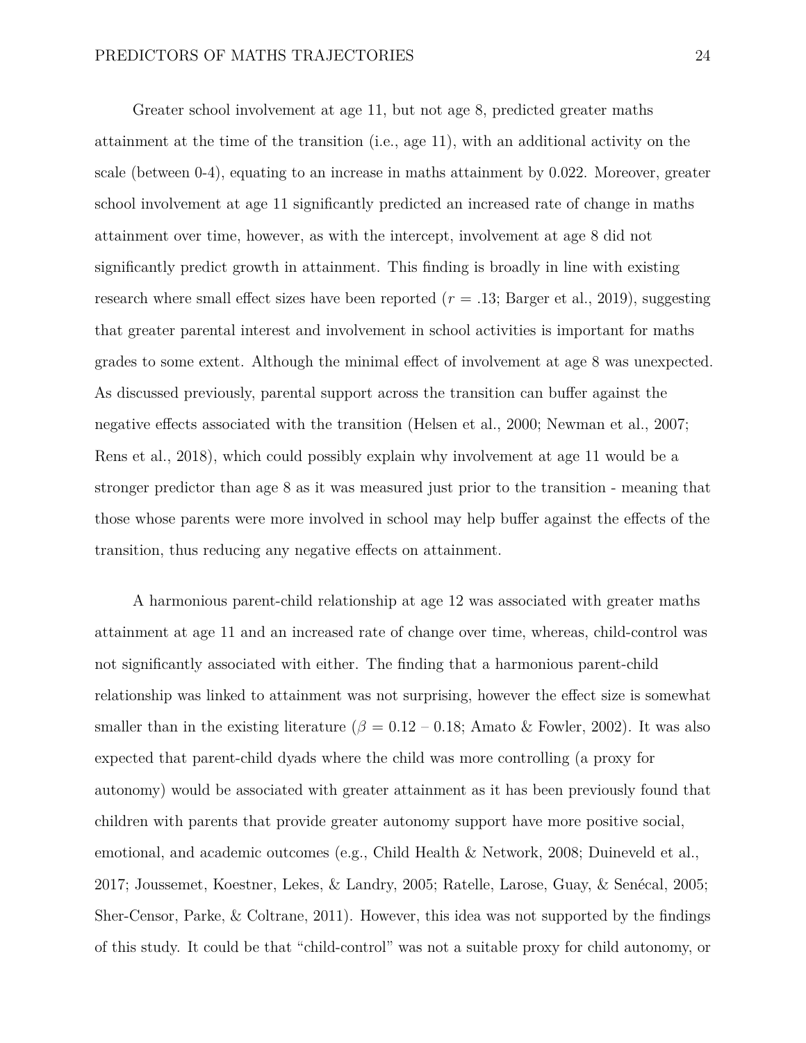Greater school involvement at age 11, but not age 8, predicted greater maths attainment at the time of the transition (i.e., age 11), with an additional activity on the scale (between 0-4), equating to an increase in maths attainment by 0.022. Moreover, greater school involvement at age 11 significantly predicted an increased rate of change in maths attainment over time, however, as with the intercept, involvement at age 8 did not significantly predict growth in attainment. This finding is broadly in line with existing research where small effect sizes have been reported ($r$ = .13; Barger et al., 2019), suggesting that greater parental interest and involvement in school activities is important for maths grades to some extent. Although the minimal effect of involvement at age 8 was unexpected. As discussed previously, parental support across the transition can buffer against the negative effects associated with the transition (Helsen et al., 2000; Newman et al., 2007; Rens et al., 2018), which could possibly explain why involvement at age 11 would be a stronger predictor than age 8 as it was measured just prior to the transition - meaning that those whose parents were more involved in school may help buffer against the effects of the transition, thus reducing any negative effects on attainment.

A harmonious parent-child relationship at age 12 was associated with greater maths attainment at age 11 and an increased rate of change over time, whereas, child-control was not significantly associated with either. The finding that a harmonious parent-child relationship was linked to attainment was not surprising, however the effect size is somewhat smaller than in the existing literature ($\beta$ = 0.12 – 0.18; Amato & Fowler, 2002). It was also expected that parent-child dyads where the child was more controlling (a proxy for autonomy) would be associated with greater attainment as it has been previously found that children with parents that provide greater autonomy support have more positive social, emotional, and academic outcomes (e.g., Child Health & Network, 2008; Duineveld et al., 2017; Joussemet, Koestner, Lekes, & Landry, 2005; Ratelle, Larose, Guay, & Senécal, 2005; Sher-Censor, Parke, & Coltrane, 2011). However, this idea was not supported by the findings of this study. It could be that "child-control" was not a suitable proxy for child autonomy, or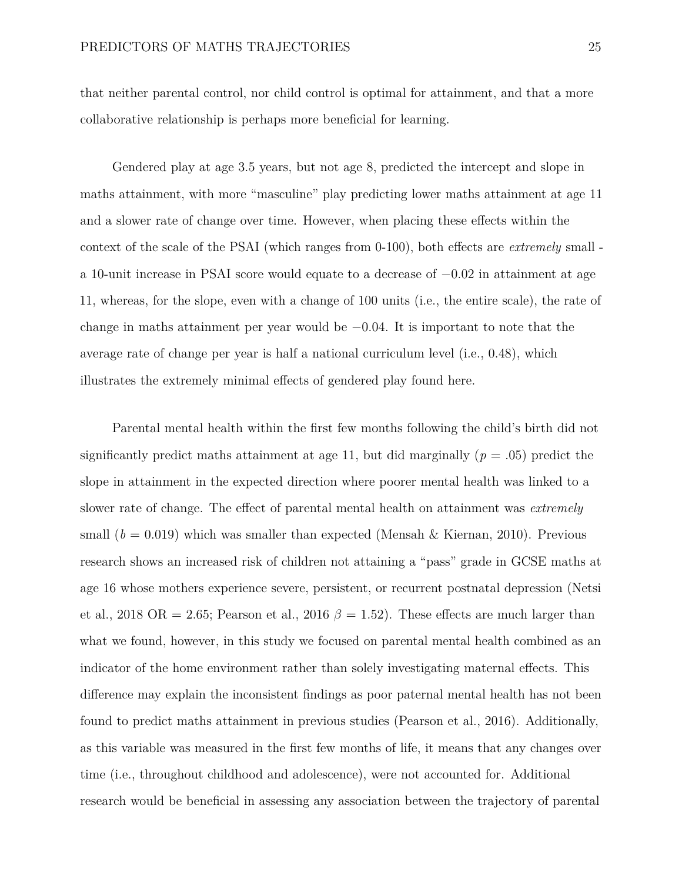that neither parental control, nor child control is optimal for attainment, and that a more collaborative relationship is perhaps more beneficial for learning.

Gendered play at age 3.5 years, but not age 8, predicted the intercept and slope in maths attainment, with more "masculine" play predicting lower maths attainment at age 11 and a slower rate of change over time. However, when placing these effects within the context of the scale of the PSAI (which ranges from 0-100), both effects are *extremely* small - a 10-unit increase in PSAI score would equate to a decrease of $-0.02$ in attainment at age 11, whereas, for the slope, even with a change of 100 units (i.e., the entire scale), the rate of change in maths attainment per year would be $-0.04$. It is important to note that the average rate of change per year is half a national curriculum level (i.e., 0.48), which illustrates the extremely minimal effects of gendered play found here.

Parental mental health within the first few months following the child's birth did not significantly predict maths attainment at age 11, but did marginally ($p = .05$) predict the slope in attainment in the expected direction where poorer mental health was linked to a slower rate of change. The effect of parental mental health on attainment was *extremely* small ($b = 0.019$) which was smaller than expected (Mensah & Kiernan, 2010). Previous research shows an increased risk of children not attaining a "pass" grade in GCSE maths at age 16 whose mothers experience severe, persistent, or recurrent postnatal depression (Netsi et al., 2018 OR = 2.65; Pearson et al., 2016 $\beta = 1.52$). These effects are much larger than what we found, however, in this study we focused on parental mental health combined as an indicator of the home environment rather than solely investigating maternal effects. This difference may explain the inconsistent findings as poor paternal mental health has not been found to predict maths attainment in previous studies (Pearson et al., 2016). Additionally, as this variable was measured in the first few months of life, it means that any changes over time (i.e., throughout childhood and adolescence), were not accounted for. Additional research would be beneficial in assessing any association between the trajectory of parental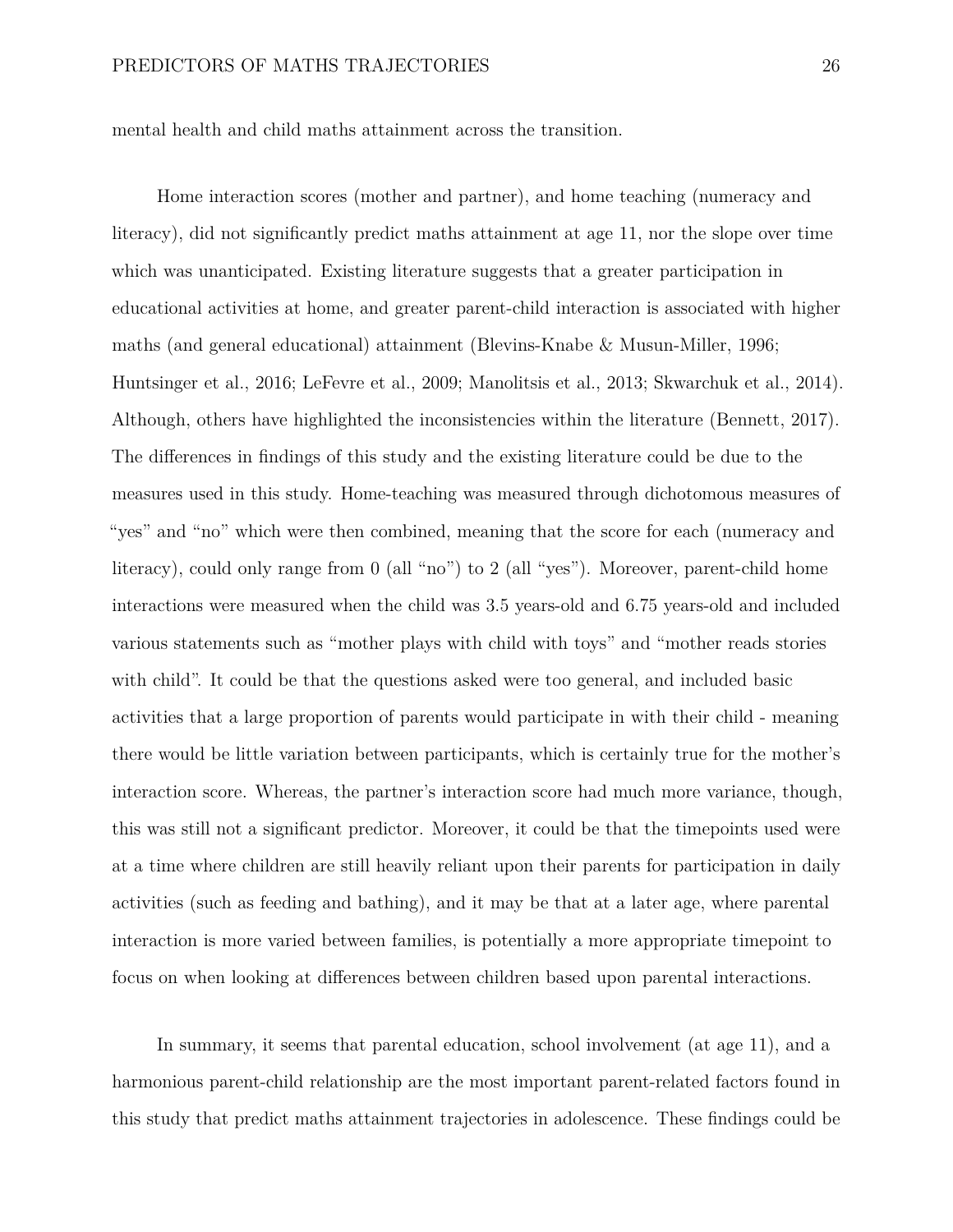mental health and child maths attainment across the transition.

Home interaction scores (mother and partner), and home teaching (numeracy and literacy), did not significantly predict maths attainment at age 11, nor the slope over time which was unanticipated. Existing literature suggests that a greater participation in educational activities at home, and greater parent-child interaction is associated with higher maths (and general educational) attainment (Blevins-Knabe & Musun-Miller, 1996; Huntsinger et al., 2016; LeFevre et al., 2009; Manolitsis et al., 2013; Skwarchuk et al., 2014). Although, others have highlighted the inconsistencies within the literature (Bennett, 2017). The differences in findings of this study and the existing literature could be due to the measures used in this study. Home-teaching was measured through dichotomous measures of "yes" and "no" which were then combined, meaning that the score for each (numeracy and literacy), could only range from 0 (all "no") to 2 (all "yes"). Moreover, parent-child home interactions were measured when the child was 3.5 years-old and 6.75 years-old and included various statements such as "mother plays with child with toys" and "mother reads stories with child". It could be that the questions asked were too general, and included basic activities that a large proportion of parents would participate in with their child - meaning there would be little variation between participants, which is certainly true for the mother's interaction score. Whereas, the partner's interaction score had much more variance, though, this was still not a significant predictor. Moreover, it could be that the timepoints used were at a time where children are still heavily reliant upon their parents for participation in daily activities (such as feeding and bathing), and it may be that at a later age, where parental interaction is more varied between families, is potentially a more appropriate timepoint to focus on when looking at differences between children based upon parental interactions.

In summary, it seems that parental education, school involvement (at age 11), and a harmonious parent-child relationship are the most important parent-related factors found in this study that predict maths attainment trajectories in adolescence. These findings could be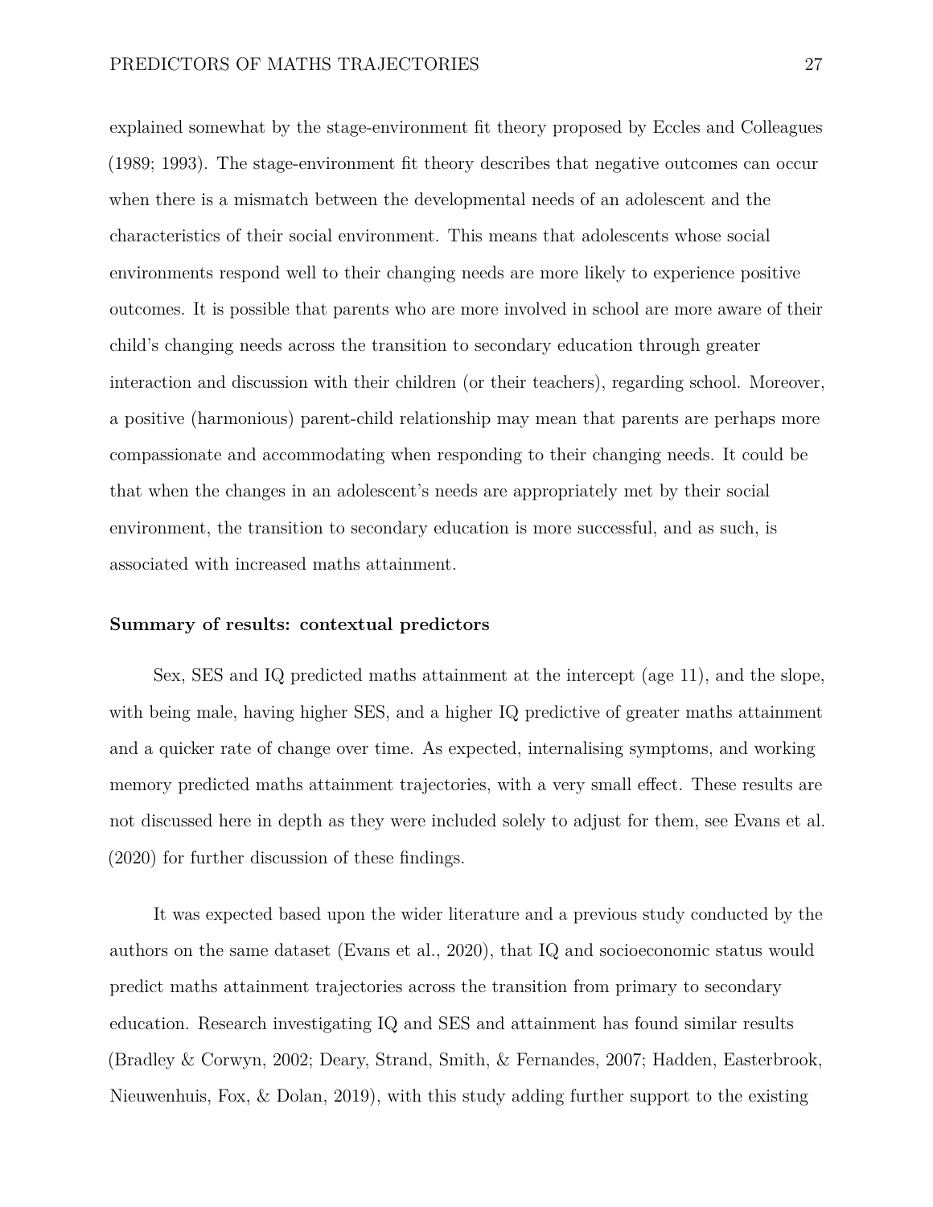explained somewhat by the stage-environment fit theory proposed by Eccles and Colleagues (1989; 1993). The stage-environment fit theory describes that negative outcomes can occur when there is a mismatch between the developmental needs of an adolescent and the characteristics of their social environment. This means that adolescents whose social environments respond well to their changing needs are more likely to experience positive outcomes. It is possible that parents who are more involved in school are more aware of their child's changing needs across the transition to secondary education through greater interaction and discussion with their children (or their teachers), regarding school. Moreover, a positive (harmonious) parent-child relationship may mean that parents are perhaps more compassionate and accommodating when responding to their changing needs. It could be that when the changes in an adolescent's needs are appropriately met by their social environment, the transition to secondary education is more successful, and as such, is associated with increased maths attainment.

**Summary of results: contextual predictors**

Sex, SES and IQ predicted maths attainment at the intercept (age 11), and the slope, with being male, having higher SES, and a higher IQ predictive of greater maths attainment and a quicker rate of change over time. As expected, internalising symptoms, and working memory predicted maths attainment trajectories, with a very small effect. These results are not discussed here in depth as they were included solely to adjust for them, see Evans et al. (2020) for further discussion of these findings.

It was expected based upon the wider literature and a previous study conducted by the authors on the same dataset (Evans et al., 2020), that IQ and socioeconomic status would predict maths attainment trajectories across the transition from primary to secondary education. Research investigating IQ and SES and attainment has found similar results (Bradley & Corwyn, 2002; Deary, Strand, Smith, & Fernandes, 2007; Hadden, Easterbrook, Nieuwenhuis, Fox, & Dolan, 2019), with this study adding further support to the existing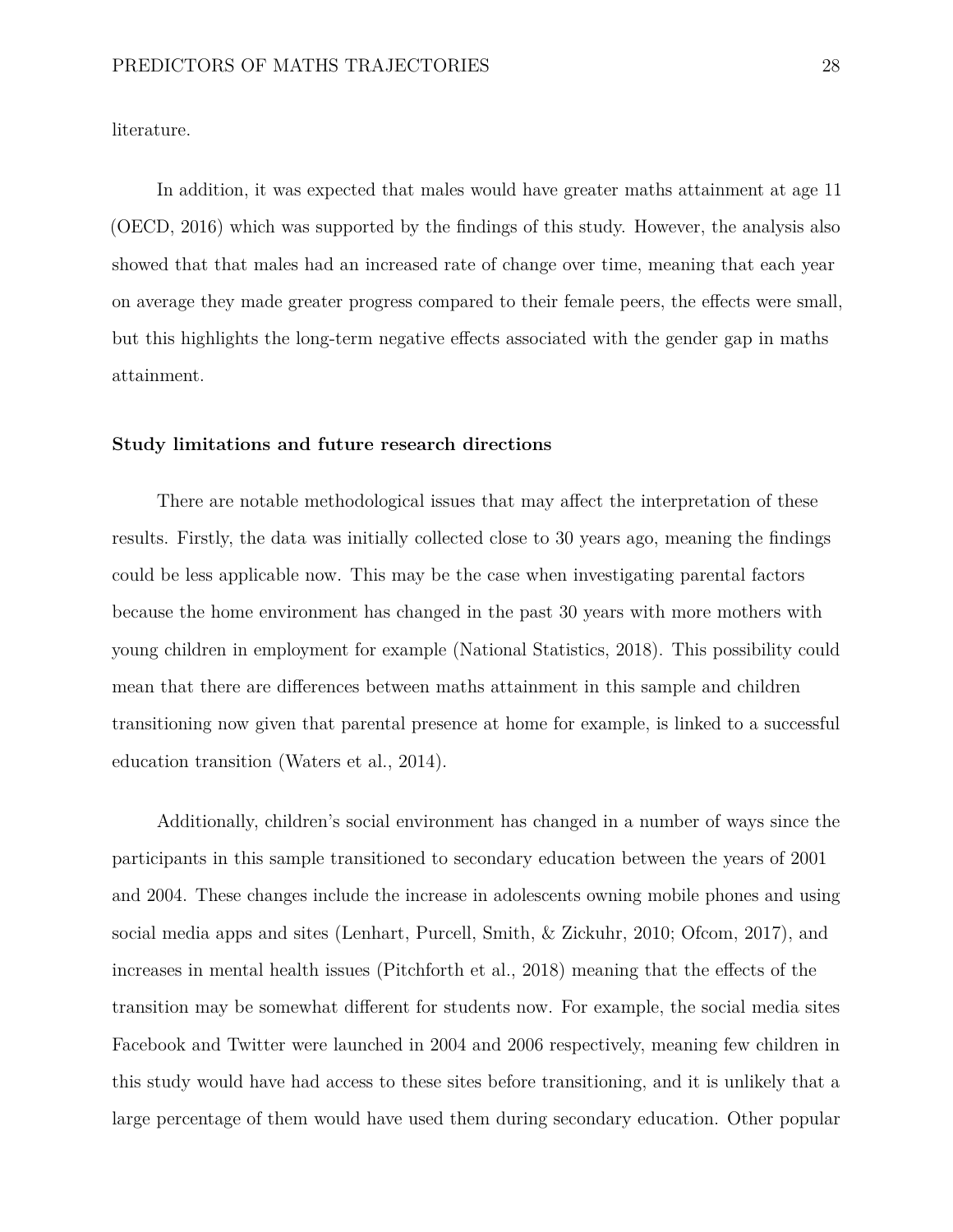literature.

In addition, it was expected that males would have greater maths attainment at age 11 (OECD, 2016) which was supported by the findings of this study. However, the analysis also showed that that males had an increased rate of change over time, meaning that each year on average they made greater progress compared to their female peers, the effects were small, but this highlights the long-term negative effects associated with the gender gap in maths attainment.

### Study limitations and future research directions

There are notable methodological issues that may affect the interpretation of these results. Firstly, the data was initially collected close to 30 years ago, meaning the findings could be less applicable now. This may be the case when investigating parental factors because the home environment has changed in the past 30 years with more mothers with young children in employment for example (National Statistics, 2018). This possibility could mean that there are differences between maths attainment in this sample and children transitioning now given that parental presence at home for example, is linked to a successful education transition (Waters et al., 2014).

Additionally, children's social environment has changed in a number of ways since the participants in this sample transitioned to secondary education between the years of 2001 and 2004. These changes include the increase in adolescents owning mobile phones and using social media apps and sites (Lenhart, Purcell, Smith, & Zickuhr, 2010; Ofcom, 2017), and increases in mental health issues (Pitchforth et al., 2018) meaning that the effects of the transition may be somewhat different for students now. For example, the social media sites Facebook and Twitter were launched in 2004 and 2006 respectively, meaning few children in this study would have had access to these sites before transitioning, and it is unlikely that a large percentage of them would have used them during secondary education. Other popular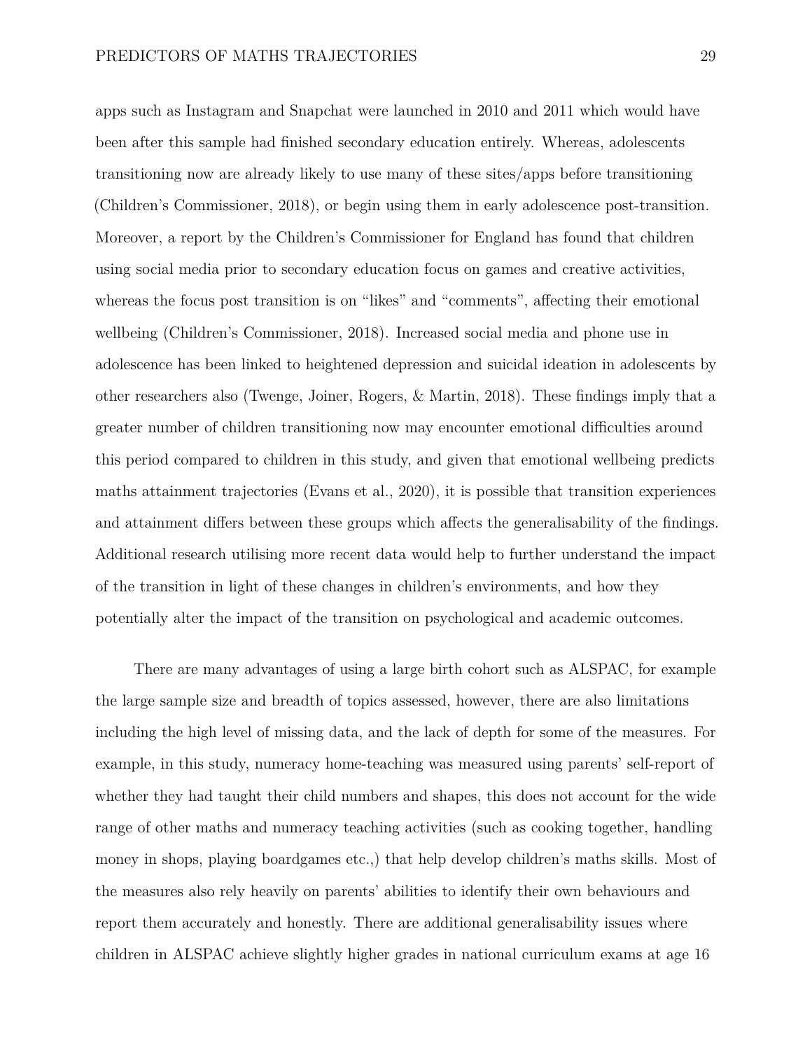apps such as Instagram and Snapchat were launched in 2010 and 2011 which would have been after this sample had finished secondary education entirely. Whereas, adolescents transitioning now are already likely to use many of these sites/apps before transitioning (Children's Commissioner, 2018), or begin using them in early adolescence post-transition. Moreover, a report by the Children's Commissioner for England has found that children using social media prior to secondary education focus on games and creative activities, whereas the focus post transition is on "likes" and "comments", affecting their emotional wellbeing (Children's Commissioner, 2018). Increased social media and phone use in adolescence has been linked to heightened depression and suicidal ideation in adolescents by other researchers also (Twenge, Joiner, Rogers, & Martin, 2018). These findings imply that a greater number of children transitioning now may encounter emotional difficulties around this period compared to children in this study, and given that emotional wellbeing predicts maths attainment trajectories (Evans et al., 2020), it is possible that transition experiences and attainment differs between these groups which affects the generalisability of the findings. Additional research utilising more recent data would help to further understand the impact of the transition in light of these changes in children's environments, and how they potentially alter the impact of the transition on psychological and academic outcomes.

There are many advantages of using a large birth cohort such as ALSPAC, for example the large sample size and breadth of topics assessed, however, there are also limitations including the high level of missing data, and the lack of depth for some of the measures. For example, in this study, numeracy home-teaching was measured using parents' self-report of whether they had taught their child numbers and shapes, this does not account for the wide range of other maths and numeracy teaching activities (such as cooking together, handling money in shops, playing boardgames etc.,) that help develop children's maths skills. Most of the measures also rely heavily on parents' abilities to identify their own behaviours and report them accurately and honestly. There are additional generalisability issues where children in ALSPAC achieve slightly higher grades in national curriculum exams at age 16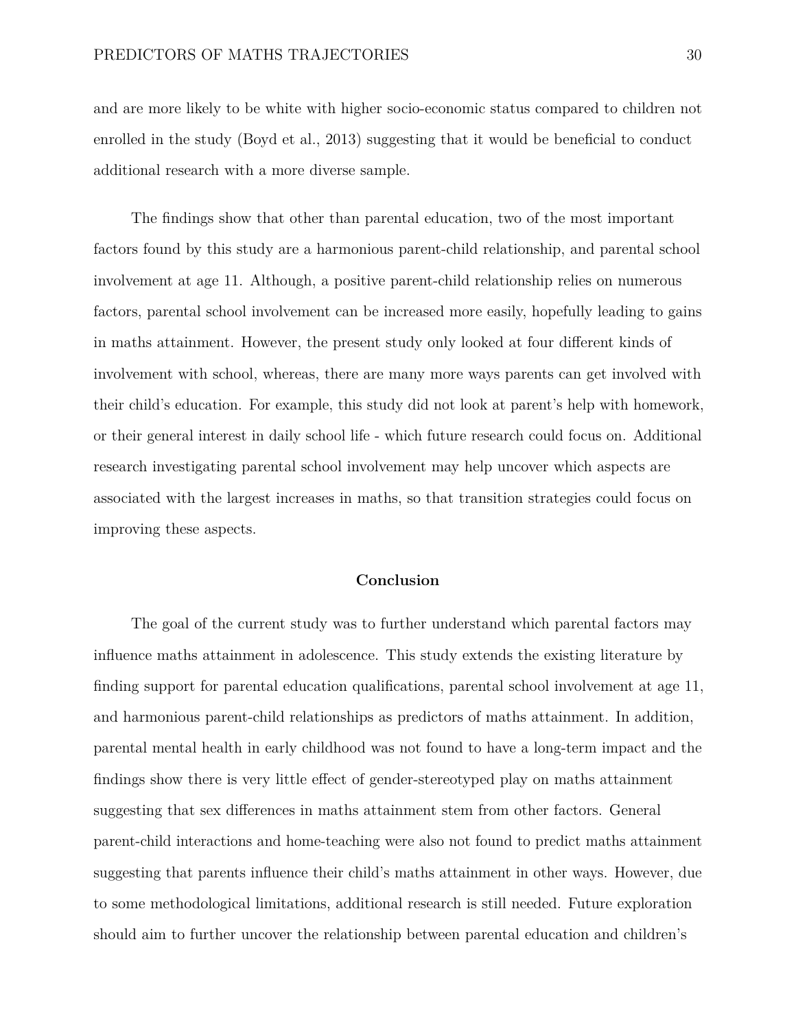and are more likely to be white with higher socio-economic status compared to children not enrolled in the study (Boyd et al., 2013) suggesting that it would be beneficial to conduct additional research with a more diverse sample.

The findings show that other than parental education, two of the most important factors found by this study are a harmonious parent-child relationship, and parental school involvement at age 11. Although, a positive parent-child relationship relies on numerous factors, parental school involvement can be increased more easily, hopefully leading to gains in maths attainment. However, the present study only looked at four different kinds of involvement with school, whereas, there are many more ways parents can get involved with their child's education. For example, this study did not look at parent's help with homework, or their general interest in daily school life - which future research could focus on. Additional research investigating parental school involvement may help uncover which aspects are associated with the largest increases in maths, so that transition strategies could focus on improving these aspects.

## Conclusion

The goal of the current study was to further understand which parental factors may influence maths attainment in adolescence. This study extends the existing literature by finding support for parental education qualifications, parental school involvement at age 11, and harmonious parent-child relationships as predictors of maths attainment. In addition, parental mental health in early childhood was not found to have a long-term impact and the findings show there is very little effect of gender-stereotyped play on maths attainment suggesting that sex differences in maths attainment stem from other factors. General parent-child interactions and home-teaching were also not found to predict maths attainment suggesting that parents influence their child's maths attainment in other ways. However, due to some methodological limitations, additional research is still needed. Future exploration should aim to further uncover the relationship between parental education and children's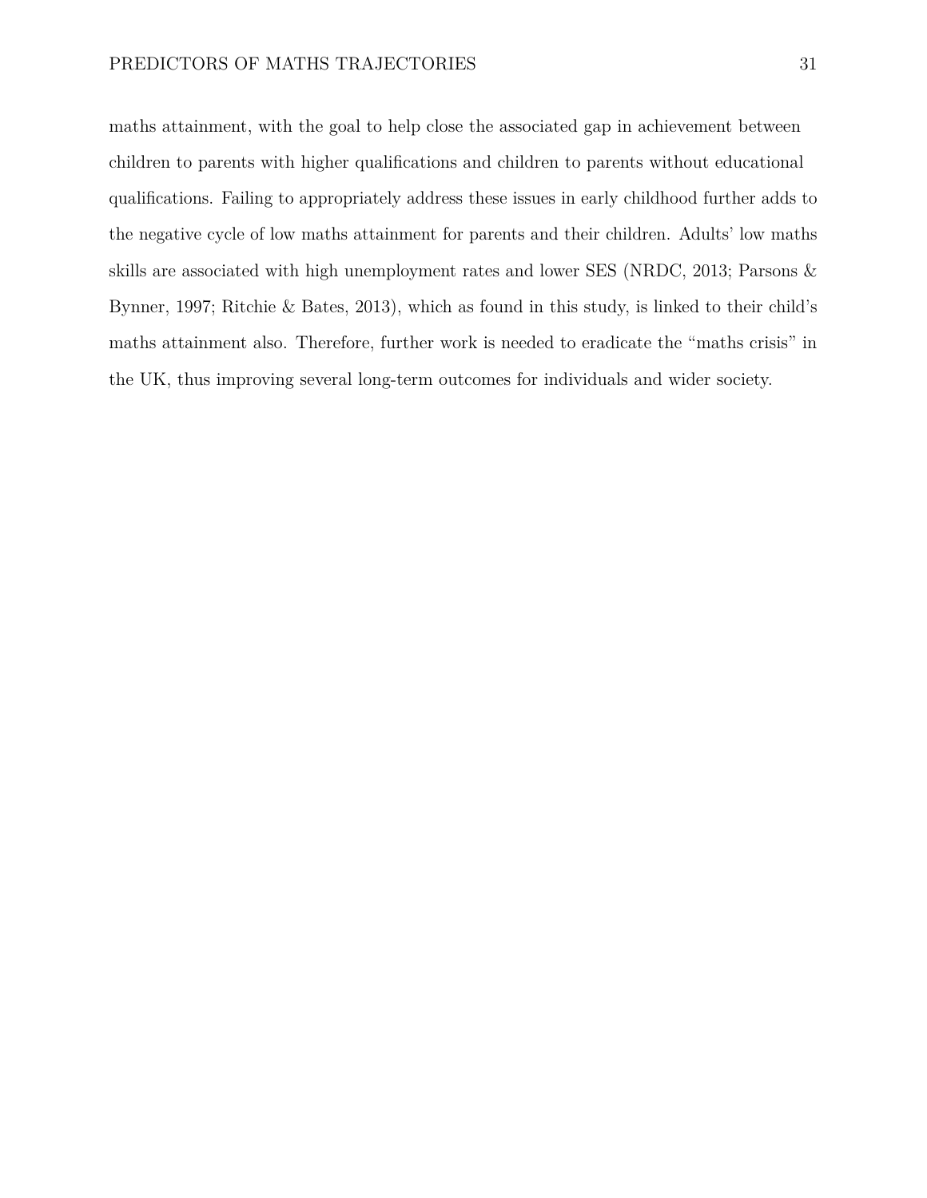maths attainment, with the goal to help close the associated gap in achievement between children to parents with higher qualifications and children to parents without educational qualifications. Failing to appropriately address these issues in early childhood further adds to the negative cycle of low maths attainment for parents and their children. Adults' low maths skills are associated with high unemployment rates and lower SES (NRDC, 2013; Parsons & Bynner, 1997; Ritchie & Bates, 2013), which as found in this study, is linked to their child's maths attainment also. Therefore, further work is needed to eradicate the "maths crisis" in the UK, thus improving several long-term outcomes for individuals and wider society.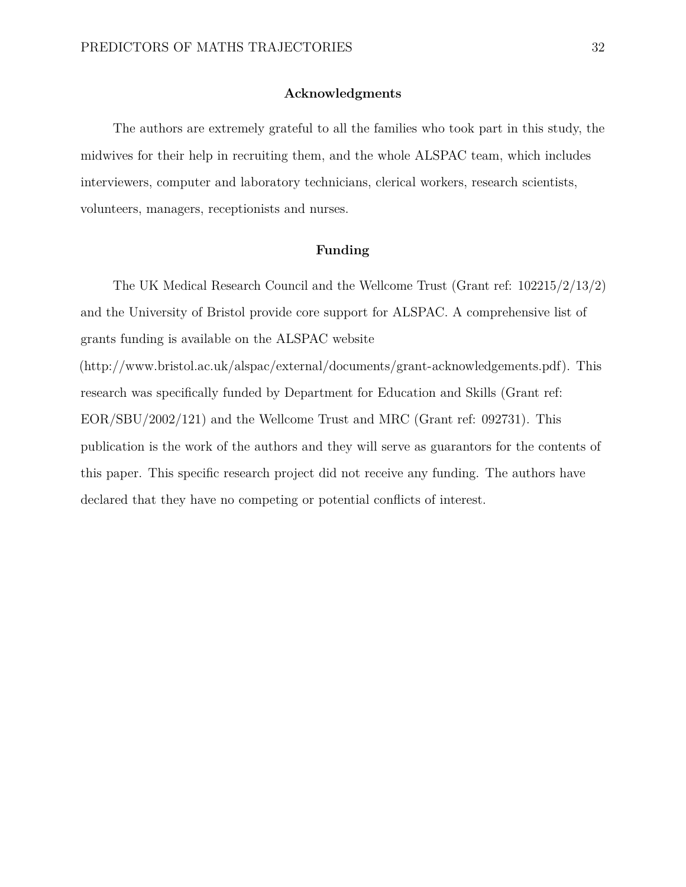## Acknowledgments

The authors are extremely grateful to all the families who took part in this study, the midwives for their help in recruiting them, and the whole ALSPAC team, which includes interviewers, computer and laboratory technicians, clerical workers, research scientists, volunteers, managers, receptionists and nurses.

## Funding

The UK Medical Research Council and the Wellcome Trust (Grant ref: 102215/2/13/2) and the University of Bristol provide core support for ALSPAC. A comprehensive list of grants funding is available on the ALSPAC website (http://www.bristol.ac.uk/alspac/external/documents/grant-acknowledgements.pdf). This research was specifically funded by Department for Education and Skills (Grant ref: EOR/SBU/2002/121) and the Wellcome Trust and MRC (Grant ref: 092731). This publication is the work of the authors and they will serve as guarantors for the contents of this paper. This specific research project did not receive any funding. The authors have declared that they have no competing or potential conflicts of interest.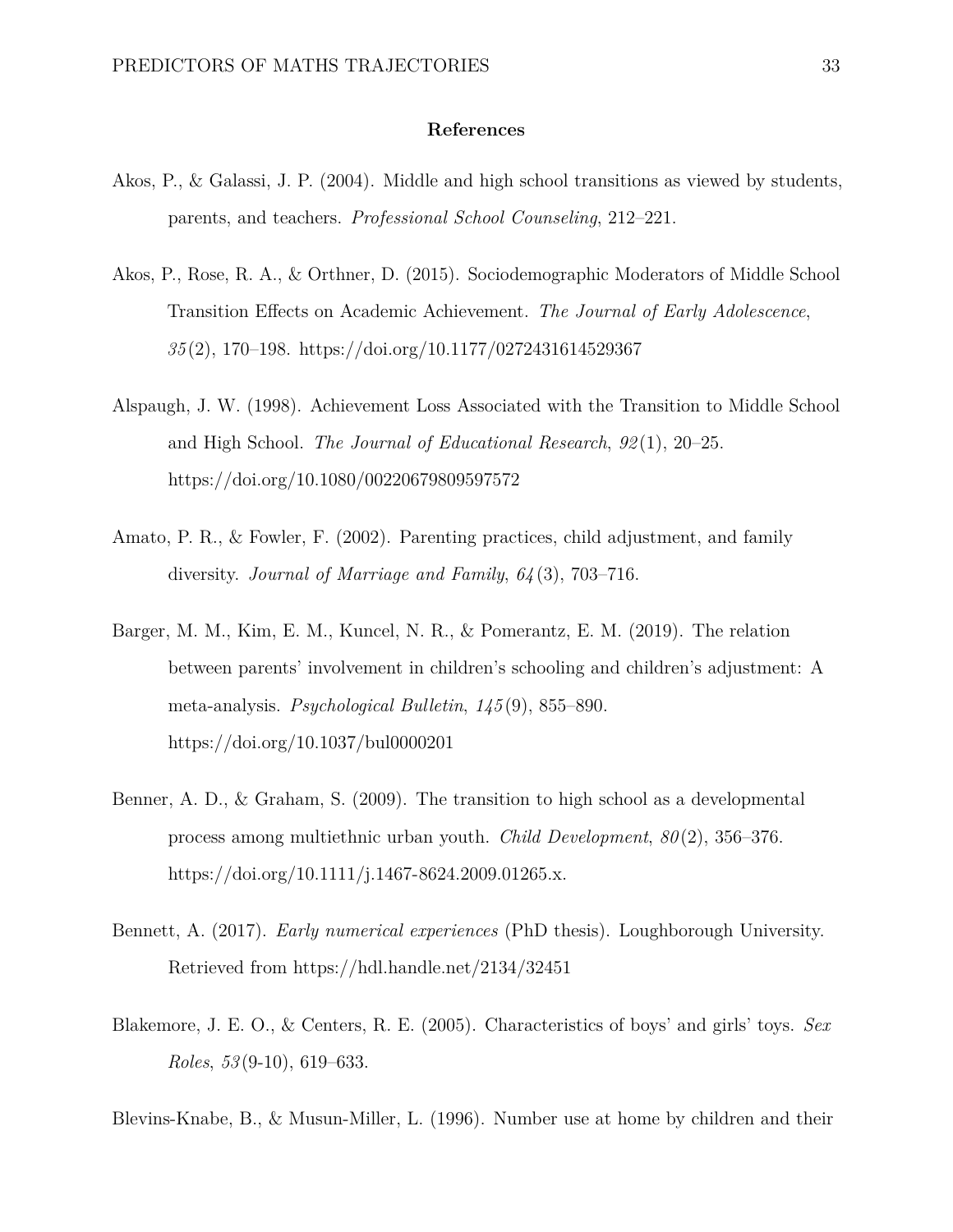## References

Akos, P., & Galassi, J. P. (2004). Middle and high school transitions as viewed by students, parents, and teachers. *Professional School Counseling*, 212–221.

Akos, P., Rose, R. A., & Orthner, D. (2015). Sociodemographic Moderators of Middle School Transition Effects on Academic Achievement. *The Journal of Early Adolescence*, *35*(2), 170–198. https://doi.org/10.1177/0272431614529367

Alspaugh, J. W. (1998). Achievement Loss Associated with the Transition to Middle School and High School. *The Journal of Educational Research*, *92*(1), 20–25. https://doi.org/10.1080/00220679809597572

Amato, P. R., & Fowler, F. (2002). Parenting practices, child adjustment, and family diversity. *Journal of Marriage and Family*, *64*(3), 703–716.

Barger, M. M., Kim, E. M., Kuncel, N. R., & Pomerantz, E. M. (2019). The relation between parents' involvement in children's schooling and children's adjustment: A meta-analysis. *Psychological Bulletin*, *145*(9), 855–890. https://doi.org/10.1037/bul0000201

Benner, A. D., & Graham, S. (2009). The transition to high school as a developmental process among multiethnic urban youth. *Child Development*, *80*(2), 356–376. https://doi.org/10.1111/j.1467-8624.2009.01265.x.

Bennett, A. (2017). *Early numerical experiences* (PhD thesis). Loughborough University. Retrieved from https://hdl.handle.net/2134/32451

Blakemore, J. E. O., & Centers, R. E. (2005). Characteristics of boys' and girls' toys. *Sex Roles*, *53*(9-10), 619–633.

Blevins-Knabe, B., & Musun-Miller, L. (1996). Number use at home by children and their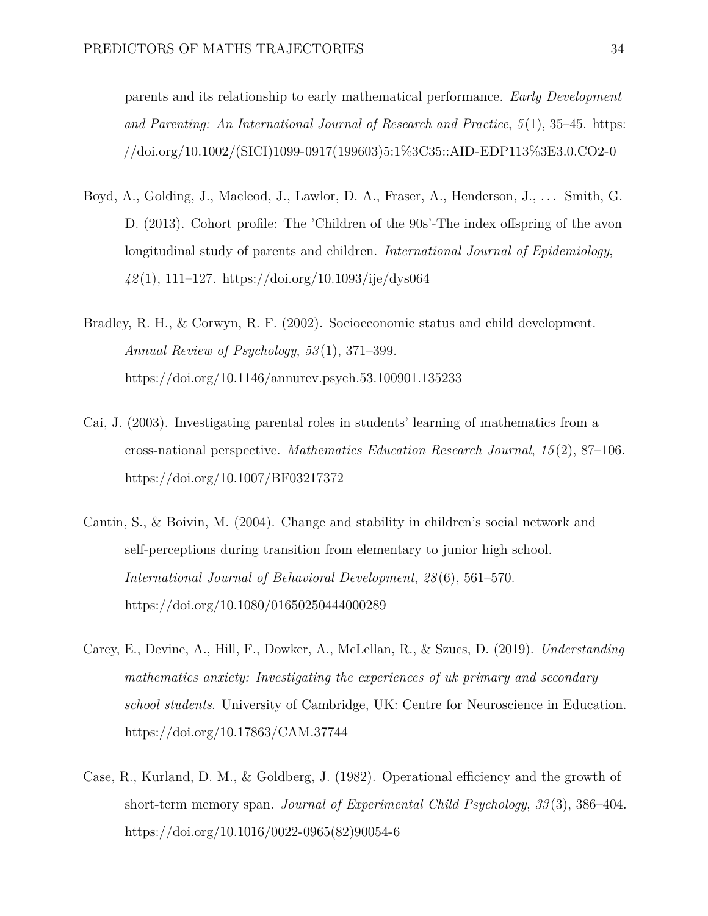parents and its relationship to early mathematical performance. *Early Development and Parenting: An International Journal of Research and Practice*, *5*(1), 35–45. https://doi.org/10.1002/(SICI)1099-0917(199603)5:1%3C35::AID-EDP113%3E3.0.CO2-0

Boyd, A., Golding, J., Macleod, J., Lawlor, D. A., Fraser, A., Henderson, J., . . . Smith, G. D. (2013). Cohort profile: The 'Children of the 90s'-The index offspring of the avon longitudinal study of parents and children. *International Journal of Epidemiology*, *42*(1), 111–127. https://doi.org/10.1093/ije/dys064

Bradley, R. H., & Corwyn, R. F. (2002). Socioeconomic status and child development. *Annual Review of Psychology*, *53*(1), 371–399. https://doi.org/10.1146/annurev.psych.53.100901.135233

Cai, J. (2003). Investigating parental roles in students' learning of mathematics from a cross-national perspective. *Mathematics Education Research Journal*, *15*(2), 87–106. https://doi.org/10.1007/BF03217372

Cantin, S., & Boivin, M. (2004). Change and stability in children's social network and self-perceptions during transition from elementary to junior high school. *International Journal of Behavioral Development*, *28*(6), 561–570. https://doi.org/10.1080/01650250444000289

Carey, E., Devine, A., Hill, F., Dowker, A., McLellan, R., & Szucs, D. (2019). *Understanding mathematics anxiety: Investigating the experiences of uk primary and secondary school students*. University of Cambridge, UK: Centre for Neuroscience in Education. https://doi.org/10.17863/CAM.37744

Case, R., Kurland, D. M., & Goldberg, J. (1982). Operational efficiency and the growth of short-term memory span. *Journal of Experimental Child Psychology*, *33*(3), 386–404. https://doi.org/10.1016/0022-0965(82)90054-6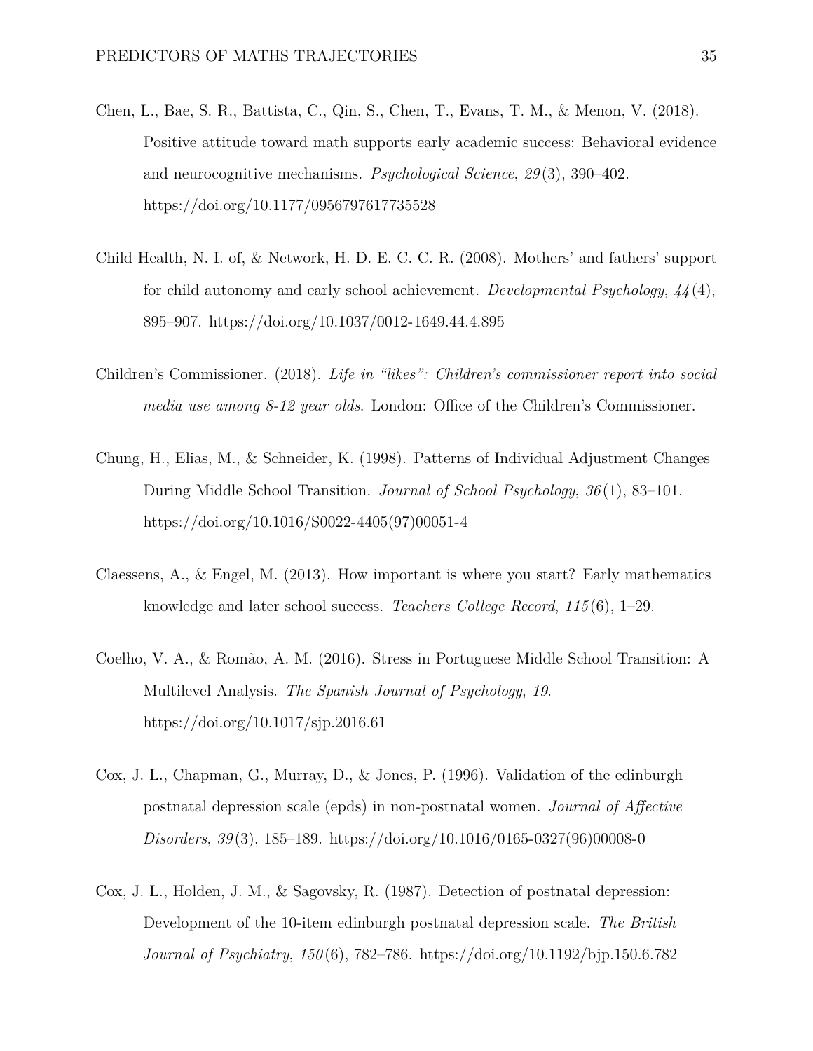Chen, L., Bae, S. R., Battista, C., Qin, S., Chen, T., Evans, T. M., & Menon, V. (2018). Positive attitude toward math supports early academic success: Behavioral evidence and neurocognitive mechanisms. *Psychological Science*, *29*(3), 390–402. https://doi.org/10.1177/0956797617735528

Child Health, N. I. of, & Network, H. D. E. C. C. R. (2008). Mothers' and fathers' support for child autonomy and early school achievement. *Developmental Psychology*, *44*(4), 895–907. https://doi.org/10.1037/0012-1649.44.4.895

Children's Commissioner. (2018). *Life in "likes": Children's commissioner report into social media use among 8-12 year olds*. London: Office of the Children's Commissioner.

Chung, H., Elias, M., & Schneider, K. (1998). Patterns of Individual Adjustment Changes During Middle School Transition. *Journal of School Psychology*, *36*(1), 83–101. https://doi.org/10.1016/S0022-4405(97)00051-4

Claessens, A., & Engel, M. (2013). How important is where you start? Early mathematics knowledge and later school success. *Teachers College Record*, *115*(6), 1–29.

Coelho, V. A., & Romão, A. M. (2016). Stress in Portuguese Middle School Transition: A Multilevel Analysis. *The Spanish Journal of Psychology*, *19*. https://doi.org/10.1017/sjp.2016.61

Cox, J. L., Chapman, G., Murray, D., & Jones, P. (1996). Validation of the edinburgh postnatal depression scale (epds) in non-postnatal women. *Journal of Affective Disorders*, *39*(3), 185–189. https://doi.org/10.1016/0165-0327(96)00008-0

Cox, J. L., Holden, J. M., & Sagovsky, R. (1987). Detection of postnatal depression: Development of the 10-item edinburgh postnatal depression scale. *The British Journal of Psychiatry*, *150*(6), 782–786. https://doi.org/10.1192/bjp.150.6.782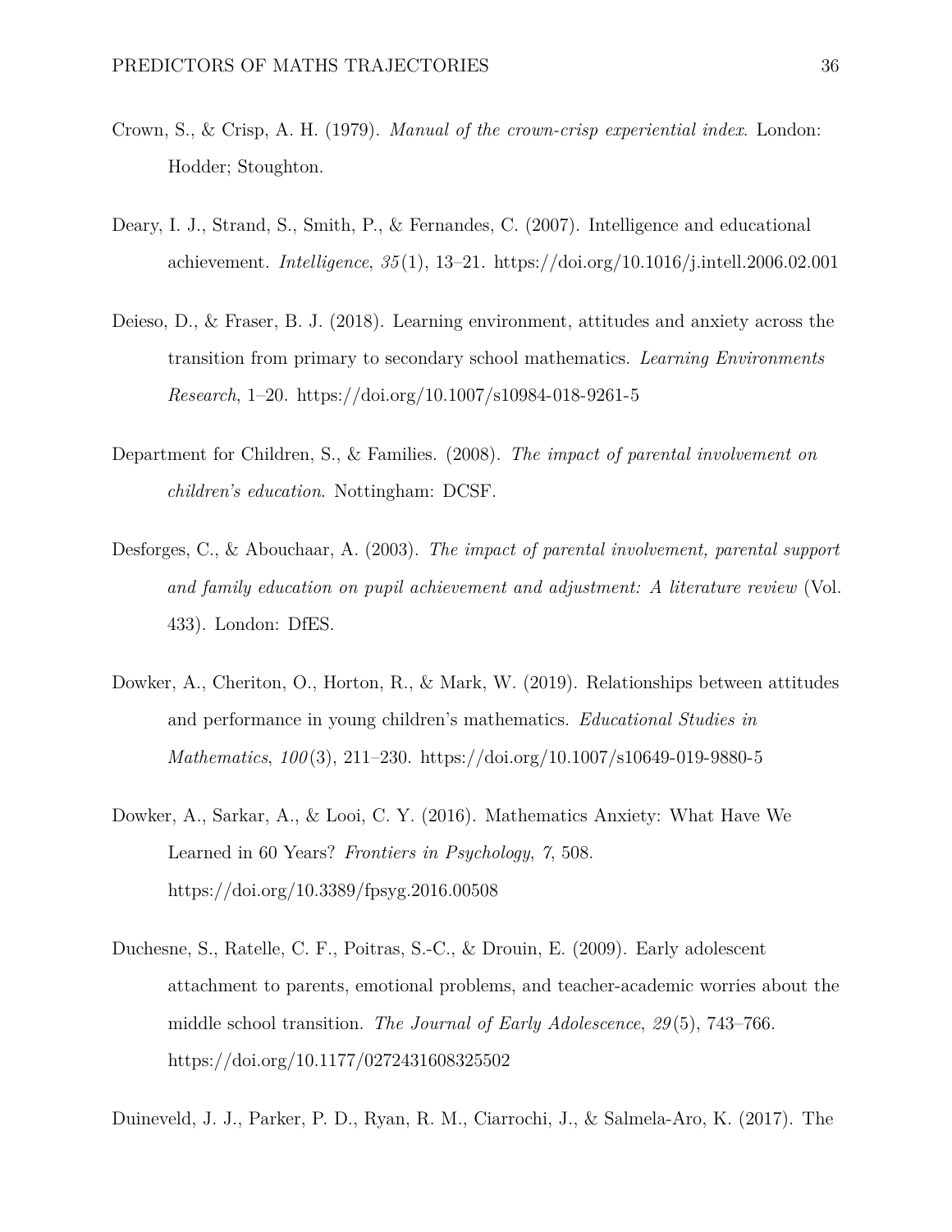Crown, S., & Crisp, A. H. (1979). *Manual of the crown-crisp experiential index*. London: Hodder; Stoughton.

Deary, I. J., Strand, S., Smith, P., & Fernandes, C. (2007). Intelligence and educational achievement. *Intelligence*, *35*(1), 13–21. https://doi.org/10.1016/j.intell.2006.02.001

Deieso, D., & Fraser, B. J. (2018). Learning environment, attitudes and anxiety across the transition from primary to secondary school mathematics. *Learning Environments Research*, 1–20. https://doi.org/10.1007/s10984-018-9261-5

Department for Children, S., & Families. (2008). *The impact of parental involvement on children's education*. Nottingham: DCSF.

Desforges, C., & Abouchaar, A. (2003). *The impact of parental involvement, parental support and family education on pupil achievement and adjustment: A literature review* (Vol. 433). London: DfES.

Dowker, A., Cheriton, O., Horton, R., & Mark, W. (2019). Relationships between attitudes and performance in young children's mathematics. *Educational Studies in Mathematics*, *100*(3), 211–230. https://doi.org/10.1007/s10649-019-9880-5

Dowker, A., Sarkar, A., & Looi, C. Y. (2016). Mathematics Anxiety: What Have We Learned in 60 Years? *Frontiers in Psychology*, *7*, 508. https://doi.org/10.3389/fpsyg.2016.00508

Duchesne, S., Ratelle, C. F., Poitras, S.-C., & Drouin, E. (2009). Early adolescent attachment to parents, emotional problems, and teacher-academic worries about the middle school transition. *The Journal of Early Adolescence*, *29*(5), 743–766. https://doi.org/10.1177/0272431608325502

Duineveld, J. J., Parker, P. D., Ryan, R. M., Ciarrochi, J., & Salmela-Aro, K. (2017). The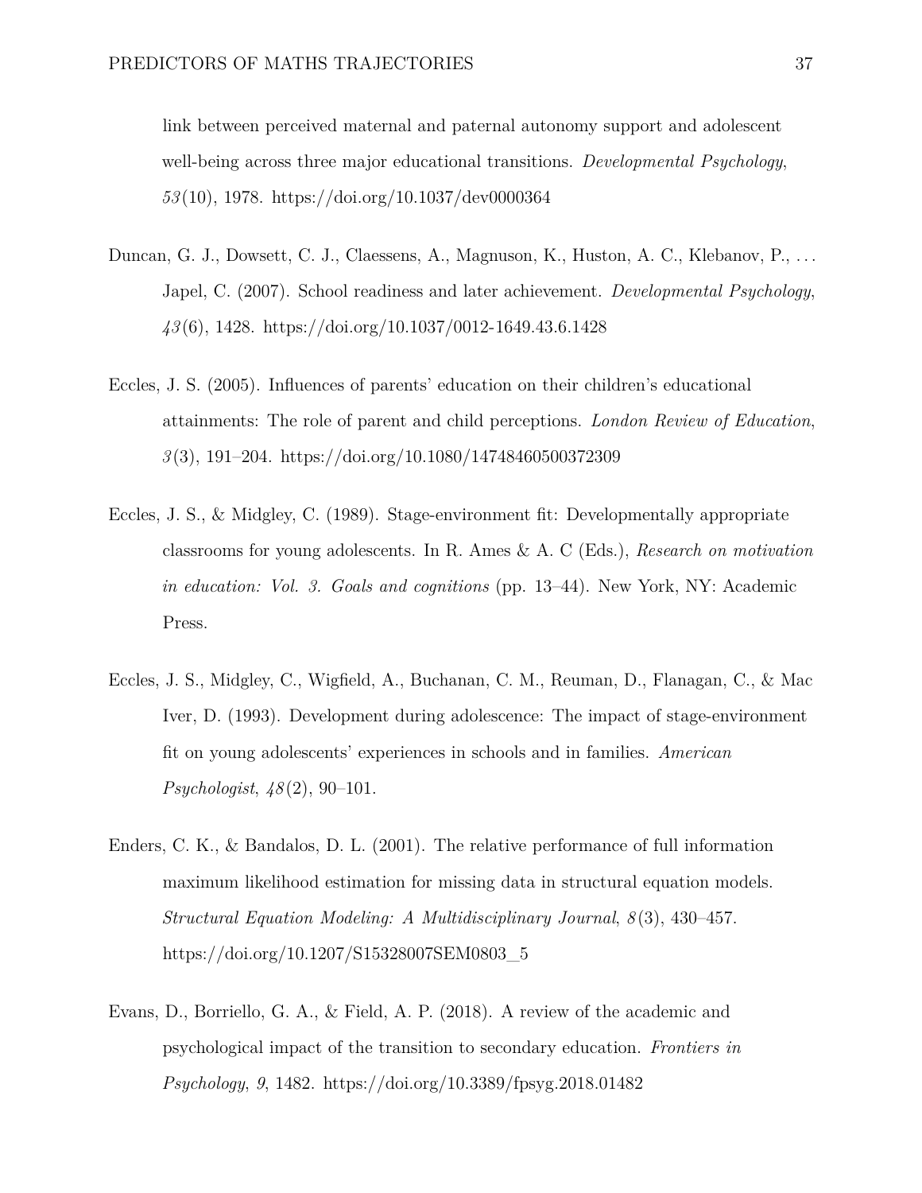link between perceived maternal and paternal autonomy support and adolescent well-being across three major educational transitions. *Developmental Psychology*, *53*(10), 1978. https://doi.org/10.1037/dev0000364

Duncan, G. J., Dowsett, C. J., Claessens, A., Magnuson, K., Huston, A. C., Klebanov, P., ... Japel, C. (2007). School readiness and later achievement. *Developmental Psychology*, *43*(6), 1428. https://doi.org/10.1037/0012-1649.43.6.1428

Eccles, J. S. (2005). Influences of parents' education on their children's educational attainments: The role of parent and child perceptions. *London Review of Education*, *3*(3), 191–204. https://doi.org/10.1080/14748460500372309

Eccles, J. S., & Midgley, C. (1989). Stage-environment fit: Developmentally appropriate classrooms for young adolescents. In R. Ames & A. C (Eds.), *Research on motivation in education: Vol. 3. Goals and cognitions* (pp. 13–44). New York, NY: Academic Press.

Eccles, J. S., Midgley, C., Wigfield, A., Buchanan, C. M., Reuman, D., Flanagan, C., & Mac Iver, D. (1993). Development during adolescence: The impact of stage-environment fit on young adolescents' experiences in schools and in families. *American Psychologist*, *48*(2), 90–101.

Enders, C. K., & Bandalos, D. L. (2001). The relative performance of full information maximum likelihood estimation for missing data in structural equation models. *Structural Equation Modeling: A Multidisciplinary Journal*, *8*(3), 430–457. https://doi.org/10.1207/S15328007SEM0803_5

Evans, D., Borriello, G. A., & Field, A. P. (2018). A review of the academic and psychological impact of the transition to secondary education. *Frontiers in Psychology*, *9*, 1482. https://doi.org/10.3389/fpsyg.2018.01482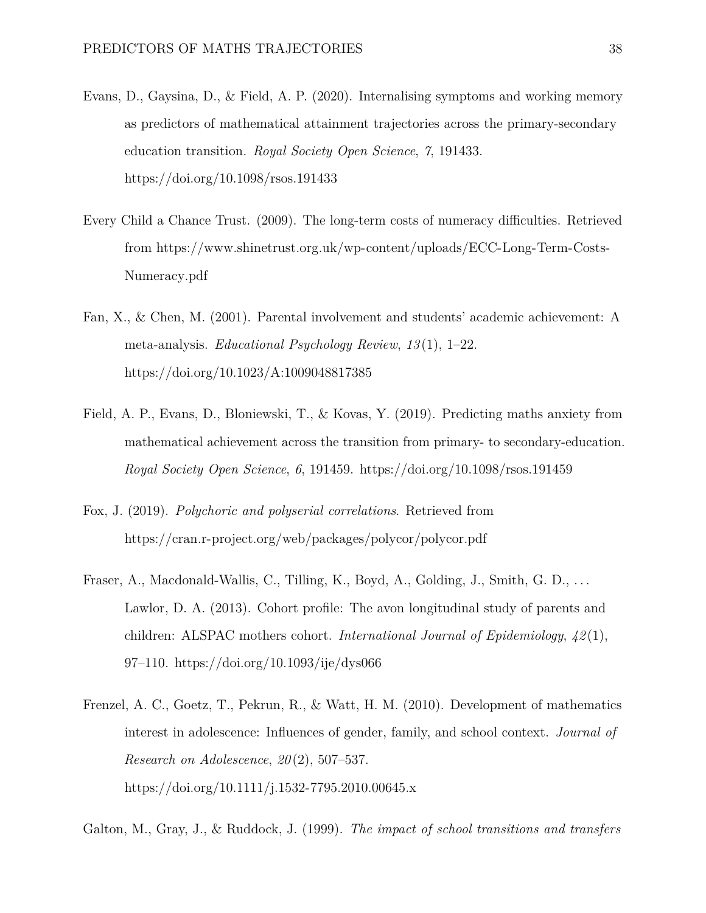Evans, D., Gaysina, D., & Field, A. P. (2020). Internalising symptoms and working memory as predictors of mathematical attainment trajectories across the primary-secondary education transition. *Royal Society Open Science*, *7*, 191433. https://doi.org/10.1098/rsos.191433

Every Child a Chance Trust. (2009). The long-term costs of numeracy difficulties. Retrieved from https://www.shinetrust.org.uk/wp-content/uploads/ECC-Long-Term-Costs-Numeracy.pdf

Fan, X., & Chen, M. (2001). Parental involvement and students' academic achievement: A meta-analysis. *Educational Psychology Review*, *13*(1), 1–22. https://doi.org/10.1023/A:1009048817385

Field, A. P., Evans, D., Bloniewski, T., & Kovas, Y. (2019). Predicting maths anxiety from mathematical achievement across the transition from primary- to secondary-education. *Royal Society Open Science*, *6*, 191459. https://doi.org/10.1098/rsos.191459

Fox, J. (2019). *Polychoric and polyserial correlations*. Retrieved from https://cran.r-project.org/web/packages/polycor/polycor.pdf

Fraser, A., Macdonald-Wallis, C., Tilling, K., Boyd, A., Golding, J., Smith, G. D., … Lawlor, D. A. (2013). Cohort profile: The avon longitudinal study of parents and children: ALSPAC mothers cohort. *International Journal of Epidemiology*, *42*(1), 97–110. https://doi.org/10.1093/ije/dys066

Frenzel, A. C., Goetz, T., Pekrun, R., & Watt, H. M. (2010). Development of mathematics interest in adolescence: Influences of gender, family, and school context. *Journal of Research on Adolescence*, *20*(2), 507–537. https://doi.org/10.1111/j.1532-7795.2010.00645.x

Galton, M., Gray, J., & Ruddock, J. (1999). *The impact of school transitions and transfers*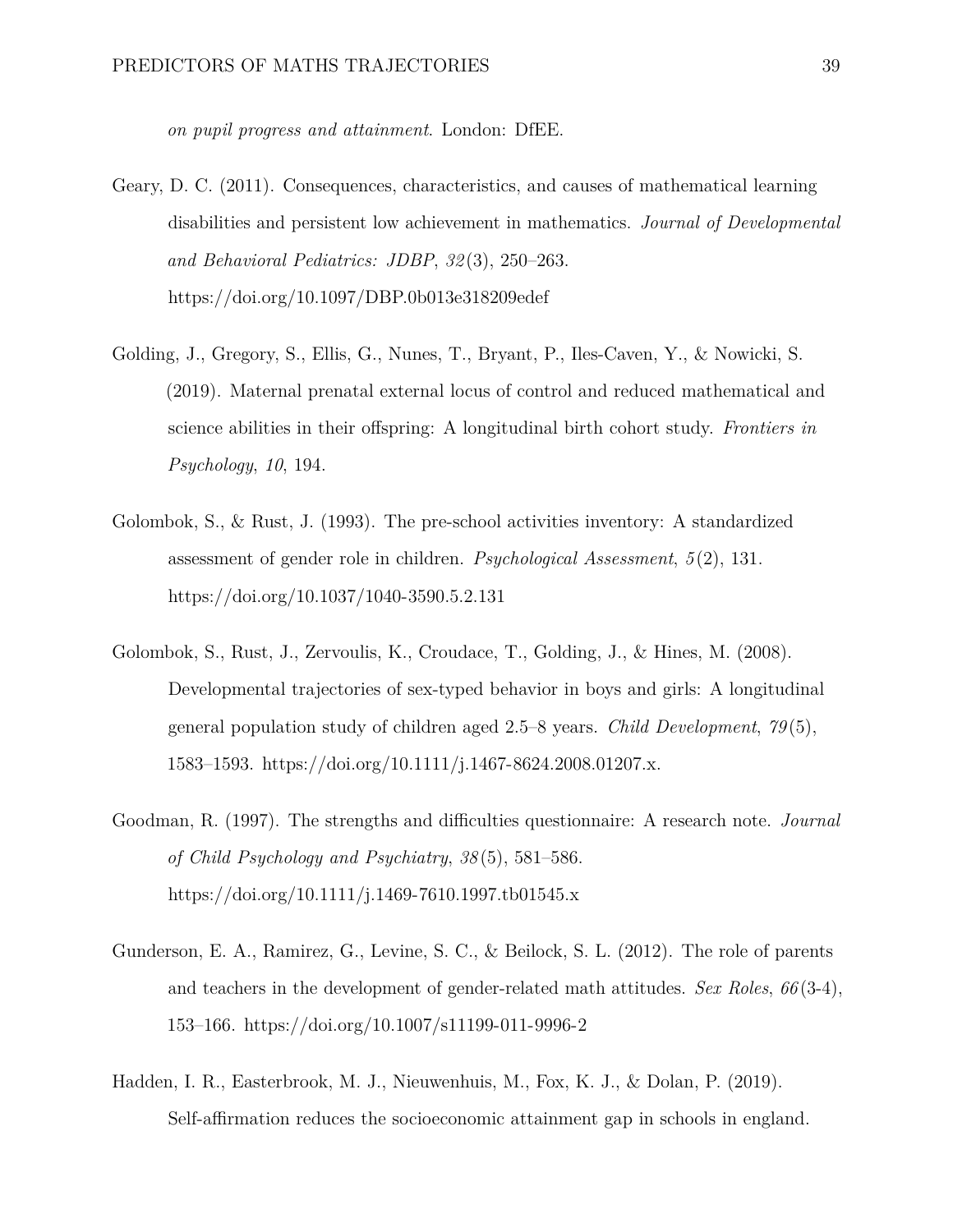*on pupil progress and attainment*. London: DfEE.

Geary, D. C. (2011). Consequences, characteristics, and causes of mathematical learning disabilities and persistent low achievement in mathematics. *Journal of Developmental and Behavioral Pediatrics: JDBP*, *32*(3), 250–263. https://doi.org/10.1097/DBP.0b013e318209edef

Golding, J., Gregory, S., Ellis, G., Nunes, T., Bryant, P., Iles-Caven, Y., & Nowicki, S. (2019). Maternal prenatal external locus of control and reduced mathematical and science abilities in their offspring: A longitudinal birth cohort study. *Frontiers in Psychology*, *10*, 194.

Golombok, S., & Rust, J. (1993). The pre-school activities inventory: A standardized assessment of gender role in children. *Psychological Assessment*, *5*(2), 131. https://doi.org/10.1037/1040-3590.5.2.131

Golombok, S., Rust, J., Zervoulis, K., Croudace, T., Golding, J., & Hines, M. (2008). Developmental trajectories of sex-typed behavior in boys and girls: A longitudinal general population study of children aged 2.5–8 years. *Child Development*, *79*(5), 1583–1593. https://doi.org/10.1111/j.1467-8624.2008.01207.x.

Goodman, R. (1997). The strengths and difficulties questionnaire: A research note. *Journal of Child Psychology and Psychiatry*, *38*(5), 581–586. https://doi.org/10.1111/j.1469-7610.1997.tb01545.x

Gunderson, E. A., Ramirez, G., Levine, S. C., & Beilock, S. L. (2012). The role of parents and teachers in the development of gender-related math attitudes. *Sex Roles*, *66*(3-4), 153–166. https://doi.org/10.1007/s11199-011-9996-2

Hadden, I. R., Easterbrook, M. J., Nieuwenhuis, M., Fox, K. J., & Dolan, P. (2019). Self-affirmation reduces the socioeconomic attainment gap in schools in england.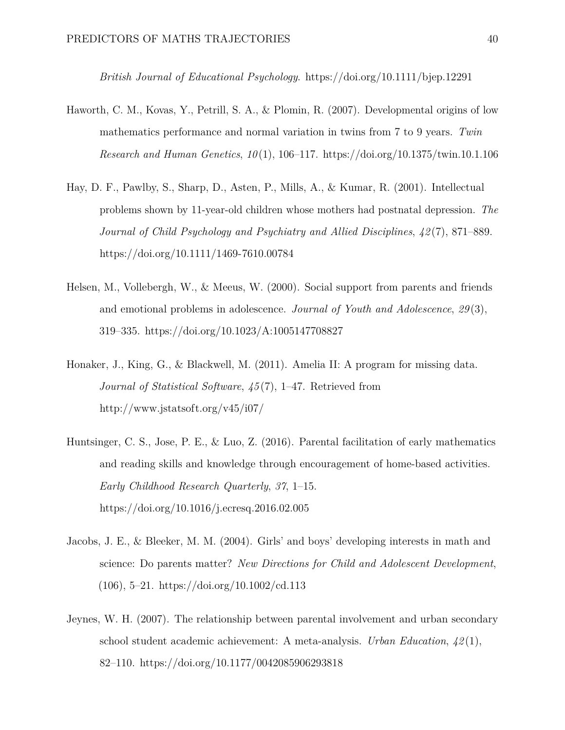*British Journal of Educational Psychology*. https://doi.org/10.1111/bjep.12291

Haworth, C. M., Kovas, Y., Petrill, S. A., & Plomin, R. (2007). Developmental origins of low mathematics performance and normal variation in twins from 7 to 9 years. *Twin Research and Human Genetics*, *10*(1), 106–117. https://doi.org/10.1375/twin.10.1.106

Hay, D. F., Pawlby, S., Sharp, D., Asten, P., Mills, A., & Kumar, R. (2001). Intellectual problems shown by 11-year-old children whose mothers had postnatal depression. *The Journal of Child Psychology and Psychiatry and Allied Disciplines*, *42*(7), 871–889. https://doi.org/10.1111/1469-7610.00784

Helsen, M., Vollebergh, W., & Meeus, W. (2000). Social support from parents and friends and emotional problems in adolescence. *Journal of Youth and Adolescence*, *29*(3), 319–335. https://doi.org/10.1023/A:1005147708827

Honaker, J., King, G., & Blackwell, M. (2011). Amelia II: A program for missing data. *Journal of Statistical Software*, *45*(7), 1–47. Retrieved from http://www.jstatsoft.org/v45/i07/

Huntsinger, C. S., Jose, P. E., & Luo, Z. (2016). Parental facilitation of early mathematics and reading skills and knowledge through encouragement of home-based activities. *Early Childhood Research Quarterly*, *37*, 1–15. https://doi.org/10.1016/j.ecresq.2016.02.005

Jacobs, J. E., & Bleeker, M. M. (2004). Girls' and boys' developing interests in math and science: Do parents matter? *New Directions for Child and Adolescent Development*, (106), 5–21. https://doi.org/10.1002/cd.113

Jeynes, W. H. (2007). The relationship between parental involvement and urban secondary school student academic achievement: A meta-analysis. *Urban Education*, *42*(1), 82–110. https://doi.org/10.1177/0042085906293818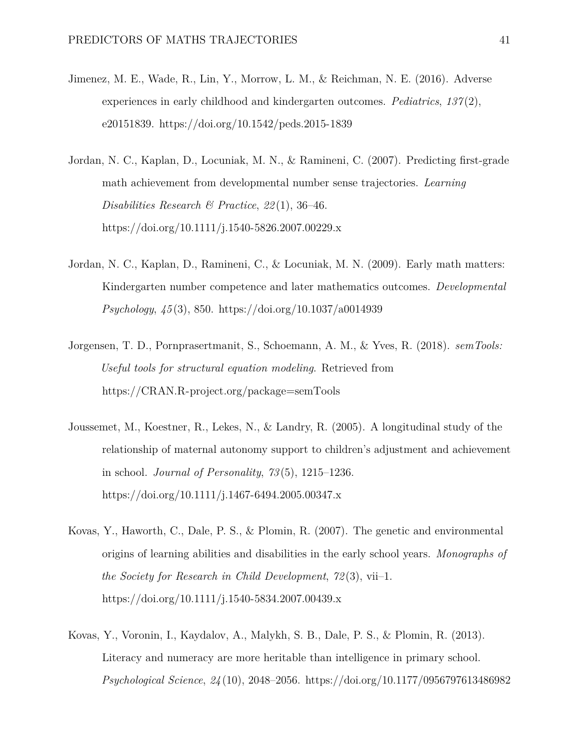Jimenez, M. E., Wade, R., Lin, Y., Morrow, L. M., & Reichman, N. E. (2016). Adverse experiences in early childhood and kindergarten outcomes. *Pediatrics*, *137*(2), e20151839. https://doi.org/10.1542/peds.2015-1839

Jordan, N. C., Kaplan, D., Locuniak, M. N., & Ramineni, C. (2007). Predicting first-grade math achievement from developmental number sense trajectories. *Learning Disabilities Research & Practice*, *22*(1), 36–46. https://doi.org/10.1111/j.1540-5826.2007.00229.x

Jordan, N. C., Kaplan, D., Ramineni, C., & Locuniak, M. N. (2009). Early math matters: Kindergarten number competence and later mathematics outcomes. *Developmental Psychology*, *45*(3), 850. https://doi.org/10.1037/a0014939

Jorgensen, T. D., Pornprasertmanit, S., Schoemann, A. M., & Yves, R. (2018). *semTools: Useful tools for structural equation modeling*. Retrieved from https://CRAN.R-project.org/package=semTools

Joussemet, M., Koestner, R., Lekes, N., & Landry, R. (2005). A longitudinal study of the relationship of maternal autonomy support to children's adjustment and achievement in school. *Journal of Personality*, *73*(5), 1215–1236. https://doi.org/10.1111/j.1467-6494.2005.00347.x

Kovas, Y., Haworth, C., Dale, P. S., & Plomin, R. (2007). The genetic and environmental origins of learning abilities and disabilities in the early school years. *Monographs of the Society for Research in Child Development*, *72*(3), vii–1. https://doi.org/10.1111/j.1540-5834.2007.00439.x

Kovas, Y., Voronin, I., Kaydalov, A., Malykh, S. B., Dale, P. S., & Plomin, R. (2013). Literacy and numeracy are more heritable than intelligence in primary school. *Psychological Science*, *24*(10), 2048–2056. https://doi.org/10.1177/0956797613486982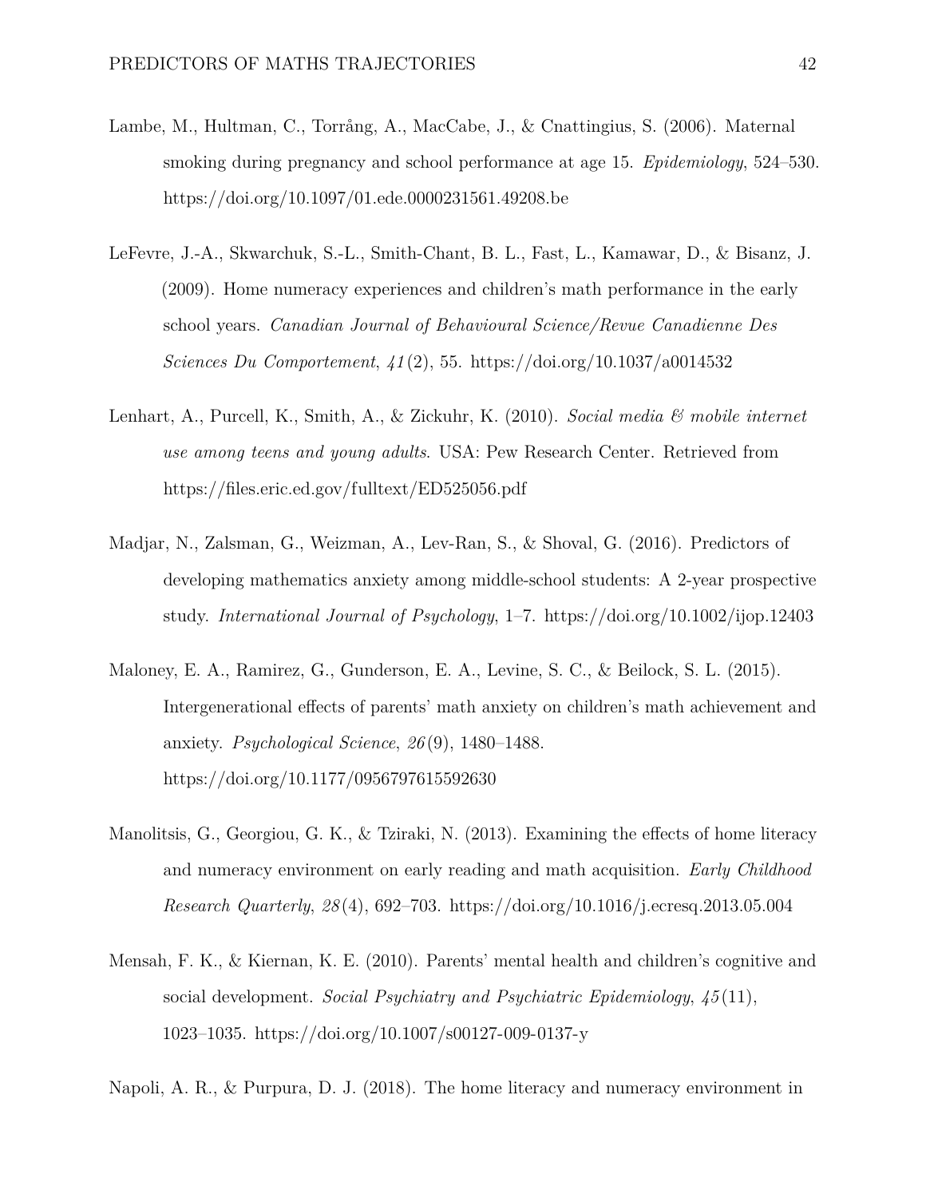Lambe, M., Hultman, C., Torrång, A., MacCabe, J., & Cnattingius, S. (2006). Maternal smoking during pregnancy and school performance at age 15. *Epidemiology*, 524–530. https://doi.org/10.1097/01.ede.0000231561.49208.be

LeFevre, J.-A., Skwarchuk, S.-L., Smith-Chant, B. L., Fast, L., Kamawar, D., & Bisanz, J. (2009). Home numeracy experiences and children's math performance in the early school years. *Canadian Journal of Behavioural Science/Revue Canadienne Des Sciences Du Comportement*, *41*(2), 55. https://doi.org/10.1037/a0014532

Lenhart, A., Purcell, K., Smith, A., & Zickuhr, K. (2010). *Social media & mobile internet use among teens and young adults*. USA: Pew Research Center. Retrieved from https://files.eric.ed.gov/fulltext/ED525056.pdf

Madjar, N., Zalsman, G., Weizman, A., Lev-Ran, S., & Shoval, G. (2016). Predictors of developing mathematics anxiety among middle-school students: A 2-year prospective study. *International Journal of Psychology*, 1–7. https://doi.org/10.1002/ijop.12403

Maloney, E. A., Ramirez, G., Gunderson, E. A., Levine, S. C., & Beilock, S. L. (2015). Intergenerational effects of parents' math anxiety on children's math achievement and anxiety. *Psychological Science*, *26*(9), 1480–1488. https://doi.org/10.1177/0956797615592630

Manolitsis, G., Georgiou, G. K., & Tziraki, N. (2013). Examining the effects of home literacy and numeracy environment on early reading and math acquisition. *Early Childhood Research Quarterly*, *28*(4), 692–703. https://doi.org/10.1016/j.ecresq.2013.05.004

Mensah, F. K., & Kiernan, K. E. (2010). Parents' mental health and children's cognitive and social development. *Social Psychiatry and Psychiatric Epidemiology*, *45*(11), 1023–1035. https://doi.org/10.1007/s00127-009-0137-y

Napoli, A. R., & Purpura, D. J. (2018). The home literacy and numeracy environment in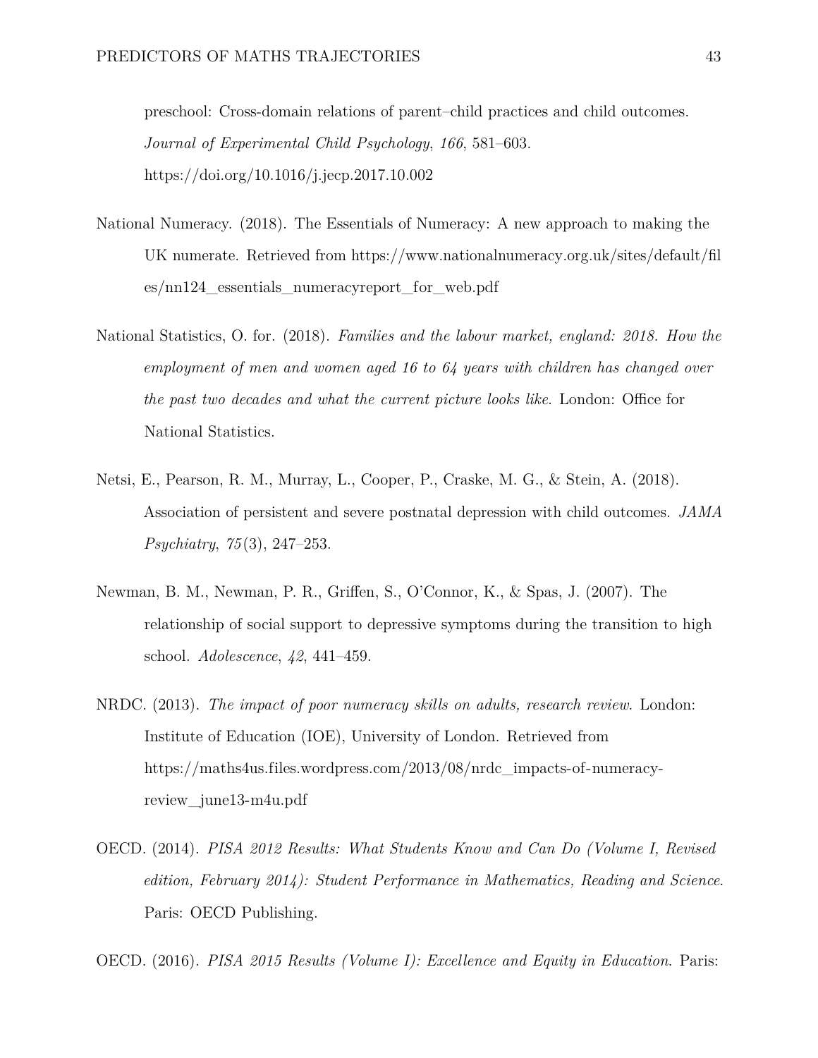preschool: Cross-domain relations of parent–child practices and child outcomes. *Journal of Experimental Child Psychology*, *166*, 581–603. https://doi.org/10.1016/j.jecp.2017.10.002

National Numeracy. (2018). The Essentials of Numeracy: A new approach to making the UK numerate. Retrieved from https://www.nationalnumeracy.org.uk/sites/default/files/nn124_essentials_numeracyreport_for_web.pdf

National Statistics, O. for. (2018). *Families and the labour market, england: 2018. How the employment of men and women aged 16 to 64 years with children has changed over the past two decades and what the current picture looks like.* London: Office for National Statistics.

Netsi, E., Pearson, R. M., Murray, L., Cooper, P., Craske, M. G., & Stein, A. (2018). Association of persistent and severe postnatal depression with child outcomes. *JAMA Psychiatry*, *75*(3), 247–253.

Newman, B. M., Newman, P. R., Griffen, S., O'Connor, K., & Spas, J. (2007). The relationship of social support to depressive symptoms during the transition to high school. *Adolescence*, *42*, 441–459.

NRDC. (2013). *The impact of poor numeracy skills on adults, research review*. London: Institute of Education (IOE), University of London. Retrieved from https://maths4us.files.wordpress.com/2013/08/nrdc_impacts-of-numeracy-review_june13-m4u.pdf

OECD. (2014). *PISA 2012 Results: What Students Know and Can Do (Volume I, Revised edition, February 2014): Student Performance in Mathematics, Reading and Science*. Paris: OECD Publishing.

OECD. (2016). *PISA 2015 Results (Volume I): Excellence and Equity in Education.* Paris: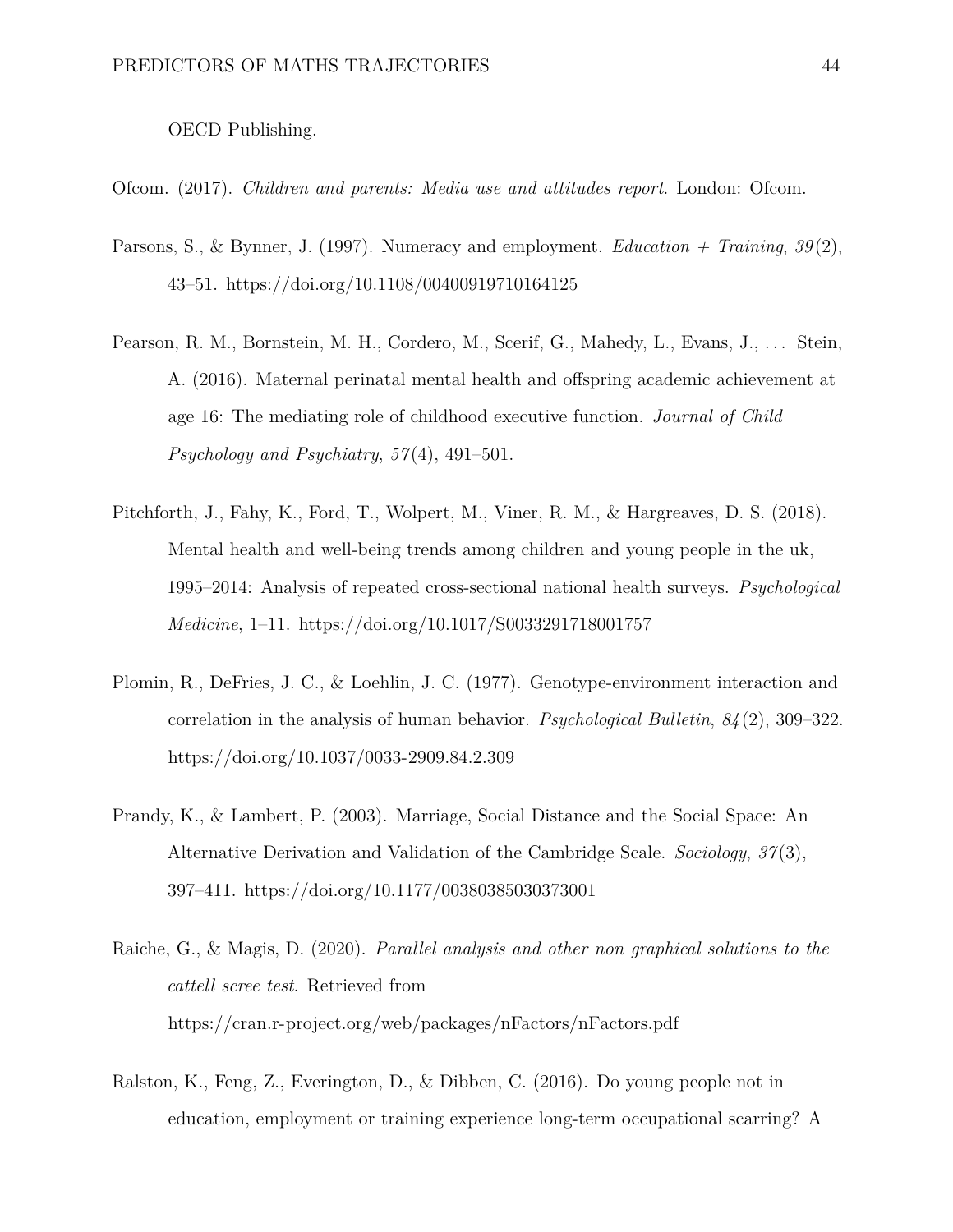OECD Publishing.

Ofcom. (2017). *Children and parents: Media use and attitudes report*. London: Ofcom.

Parsons, S., & Bynner, J. (1997). Numeracy and employment. *Education + Training*, *39*(2), 43–51. https://doi.org/10.1108/00400919710164125

Pearson, R. M., Bornstein, M. H., Cordero, M., Scerif, G., Mahedy, L., Evans, J., … Stein, A. (2016). Maternal perinatal mental health and offspring academic achievement at age 16: The mediating role of childhood executive function. *Journal of Child Psychology and Psychiatry*, *57*(4), 491–501.

Pitchforth, J., Fahy, K., Ford, T., Wolpert, M., Viner, R. M., & Hargreaves, D. S. (2018). Mental health and well-being trends among children and young people in the uk, 1995–2014: Analysis of repeated cross-sectional national health surveys. *Psychological Medicine*, 1–11. https://doi.org/10.1017/S0033291718001757

Plomin, R., DeFries, J. C., & Loehlin, J. C. (1977). Genotype-environment interaction and correlation in the analysis of human behavior. *Psychological Bulletin*, *84*(2), 309–322. https://doi.org/10.1037/0033-2909.84.2.309

Prandy, K., & Lambert, P. (2003). Marriage, Social Distance and the Social Space: An Alternative Derivation and Validation of the Cambridge Scale. *Sociology*, *37*(3), 397–411. https://doi.org/10.1177/00380385030373001

Raiche, G., & Magis, D. (2020). *Parallel analysis and other non graphical solutions to the cattell scree test*. Retrieved from https://cran.r-project.org/web/packages/nFactors/nFactors.pdf

Ralston, K., Feng, Z., Everington, D., & Dibben, C. (2016). Do young people not in education, employment or training experience long-term occupational scarring? A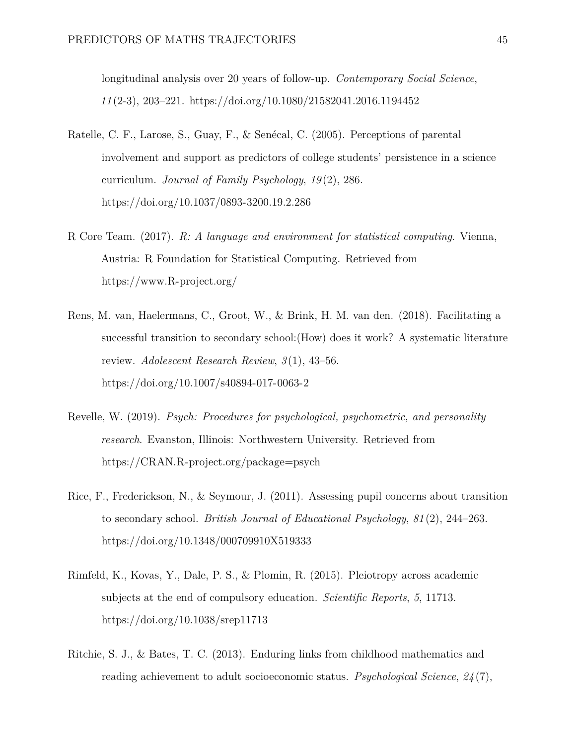longitudinal analysis over 20 years of follow-up. *Contemporary Social Science*, *11*(2-3), 203–221. https://doi.org/10.1080/21582041.2016.1194452

Ratelle, C. F., Larose, S., Guay, F., & Senécal, C. (2005). Perceptions of parental involvement and support as predictors of college students' persistence in a science curriculum. *Journal of Family Psychology*, *19*(2), 286. https://doi.org/10.1037/0893-3200.19.2.286

R Core Team. (2017). *R: A language and environment for statistical computing*. Vienna, Austria: R Foundation for Statistical Computing. Retrieved from https://www.R-project.org/

Rens, M. van, Haelermans, C., Groot, W., & Brink, H. M. van den. (2018). Facilitating a successful transition to secondary school:(How) does it work? A systematic literature review. *Adolescent Research Review*, *3*(1), 43–56. https://doi.org/10.1007/s40894-017-0063-2

Revelle, W. (2019). *Psych: Procedures for psychological, psychometric, and personality research*. Evanston, Illinois: Northwestern University. Retrieved from https://CRAN.R-project.org/package=psych

Rice, F., Frederickson, N., & Seymour, J. (2011). Assessing pupil concerns about transition to secondary school. *British Journal of Educational Psychology*, *81*(2), 244–263. https://doi.org/10.1348/000709910X519333

Rimfeld, K., Kovas, Y., Dale, P. S., & Plomin, R. (2015). Pleiotropy across academic subjects at the end of compulsory education. *Scientific Reports*, *5*, 11713. https://doi.org/10.1038/srep11713

Ritchie, S. J., & Bates, T. C. (2013). Enduring links from childhood mathematics and reading achievement to adult socioeconomic status. *Psychological Science*, *24*(7),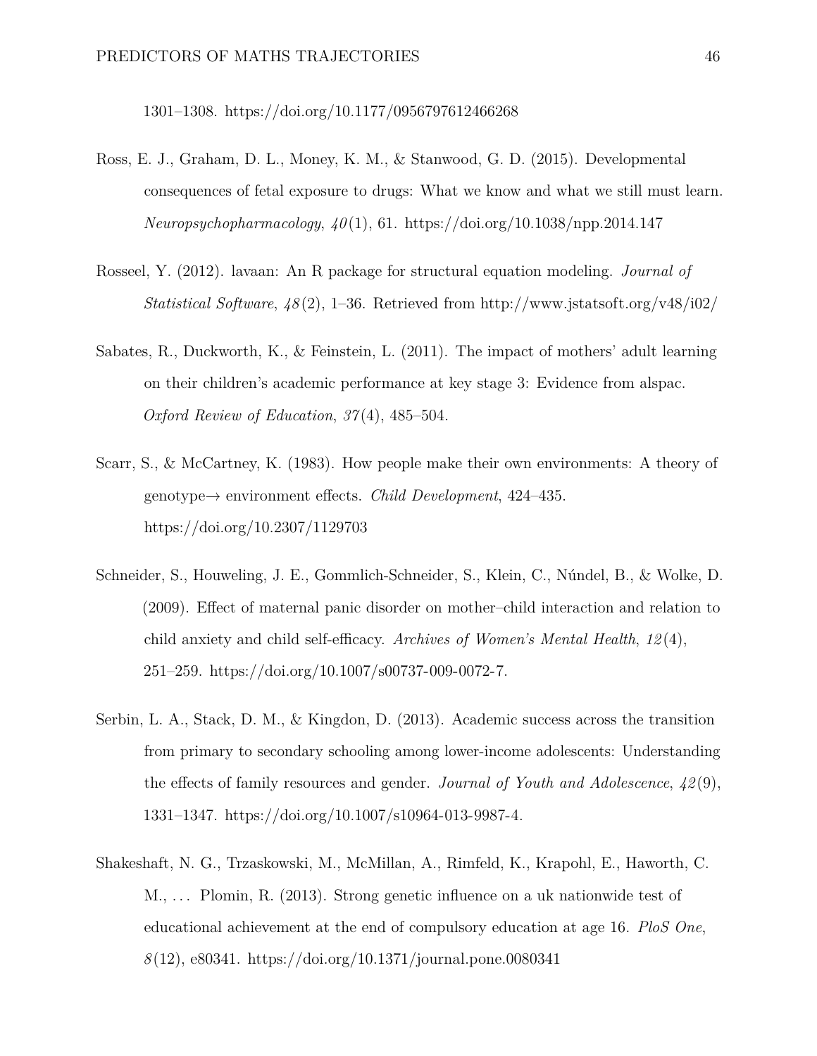1301–1308. https://doi.org/10.1177/0956797612466268

Ross, E. J., Graham, D. L., Money, K. M., & Stanwood, G. D. (2015). Developmental consequences of fetal exposure to drugs: What we know and what we still must learn. *Neuropsychopharmacology*, *40*(1), 61. https://doi.org/10.1038/npp.2014.147

Rosseel, Y. (2012). lavaan: An R package for structural equation modeling. *Journal of Statistical Software*, *48*(2), 1–36. Retrieved from http://www.jstatsoft.org/v48/i02/

Sabates, R., Duckworth, K., & Feinstein, L. (2011). The impact of mothers' adult learning on their children's academic performance at key stage 3: Evidence from alspac. *Oxford Review of Education*, *37*(4), 485–504.

Scarr, S., & McCartney, K. (1983). How people make their own environments: A theory of genotype→ environment effects. *Child Development*, 424–435. https://doi.org/10.2307/1129703

Schneider, S., Houweling, J. E., Gommlich-Schneider, S., Klein, C., Núndel, B., & Wolke, D. (2009). Effect of maternal panic disorder on mother–child interaction and relation to child anxiety and child self-efficacy. *Archives of Women's Mental Health*, *12*(4), 251–259. https://doi.org/10.1007/s00737-009-0072-7.

Serbin, L. A., Stack, D. M., & Kingdon, D. (2013). Academic success across the transition from primary to secondary schooling among lower-income adolescents: Understanding the effects of family resources and gender. *Journal of Youth and Adolescence*, *42*(9), 1331–1347. https://doi.org/10.1007/s10964-013-9987-4.

Shakeshaft, N. G., Trzaskowski, M., McMillan, A., Rimfeld, K., Krapohl, E., Haworth, C. M., ... Plomin, R. (2013). Strong genetic influence on a uk nationwide test of educational achievement at the end of compulsory education at age 16. *PloS One*, *8*(12), e80341. https://doi.org/10.1371/journal.pone.0080341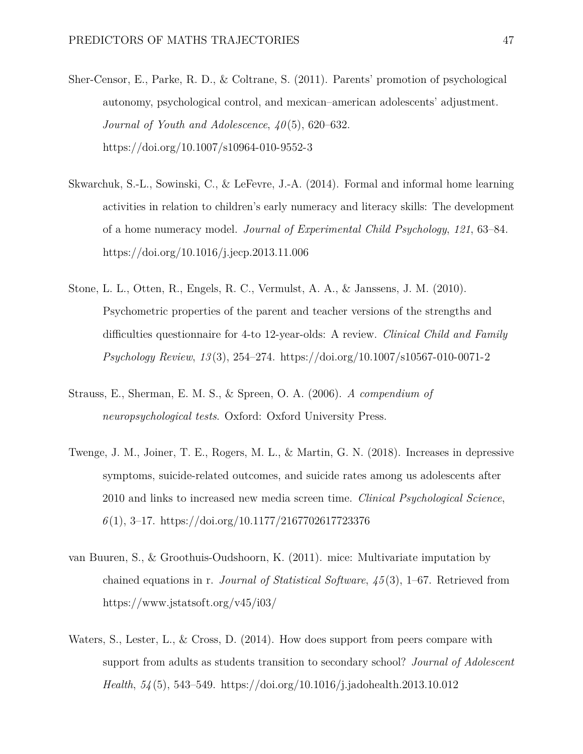Sher-Censor, E., Parke, R. D., & Coltrane, S. (2011). Parents' promotion of psychological autonomy, psychological control, and mexican–american adolescents' adjustment. *Journal of Youth and Adolescence*, *40*(5), 620–632. https://doi.org/10.1007/s10964-010-9552-3

Skwarchuk, S.-L., Sowinski, C., & LeFevre, J.-A. (2014). Formal and informal home learning activities in relation to children's early numeracy and literacy skills: The development of a home numeracy model. *Journal of Experimental Child Psychology*, *121*, 63–84. https://doi.org/10.1016/j.jecp.2013.11.006

Stone, L. L., Otten, R., Engels, R. C., Vermulst, A. A., & Janssens, J. M. (2010). Psychometric properties of the parent and teacher versions of the strengths and difficulties questionnaire for 4-to 12-year-olds: A review. *Clinical Child and Family Psychology Review*, *13*(3), 254–274. https://doi.org/10.1007/s10567-010-0071-2

Strauss, E., Sherman, E. M. S., & Spreen, O. A. (2006). *A compendium of neuropsychological tests*. Oxford: Oxford University Press.

Twenge, J. M., Joiner, T. E., Rogers, M. L., & Martin, G. N. (2018). Increases in depressive symptoms, suicide-related outcomes, and suicide rates among us adolescents after 2010 and links to increased new media screen time. *Clinical Psychological Science*, *6*(1), 3–17. https://doi.org/10.1177/2167702617723376

van Buuren, S., & Groothuis-Oudshoorn, K. (2011). mice: Multivariate imputation by chained equations in r. *Journal of Statistical Software*, *45*(3), 1–67. Retrieved from https://www.jstatsoft.org/v45/i03/

Waters, S., Lester, L., & Cross, D. (2014). How does support from peers compare with support from adults as students transition to secondary school? *Journal of Adolescent Health*, *54*(5), 543–549. https://doi.org/10.1016/j.jadohealth.2013.10.012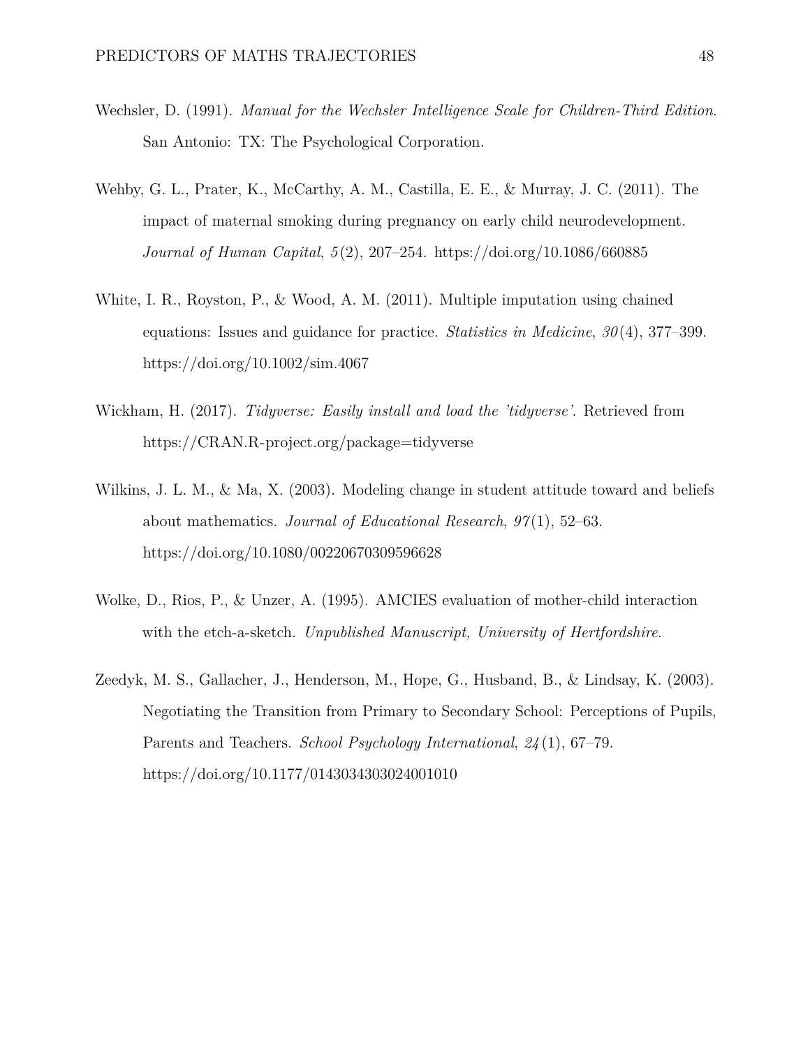Wechsler, D. (1991). *Manual for the Wechsler Intelligence Scale for Children-Third Edition*. San Antonio: TX: The Psychological Corporation.

Wehby, G. L., Prater, K., McCarthy, A. M., Castilla, E. E., & Murray, J. C. (2011). The impact of maternal smoking during pregnancy on early child neurodevelopment. *Journal of Human Capital*, *5*(2), 207–254. https://doi.org/10.1086/660885

White, I. R., Royston, P., & Wood, A. M. (2011). Multiple imputation using chained equations: Issues and guidance for practice. *Statistics in Medicine*, *30*(4), 377–399. https://doi.org/10.1002/sim.4067

Wickham, H. (2017). *Tidyverse: Easily install and load the 'tidyverse'*. Retrieved from https://CRAN.R-project.org/package=tidyverse

Wilkins, J. L. M., & Ma, X. (2003). Modeling change in student attitude toward and beliefs about mathematics. *Journal of Educational Research*, *97*(1), 52–63. https://doi.org/10.1080/00220670309596628

Wolke, D., Rios, P., & Unzer, A. (1995). AMCIES evaluation of mother-child interaction with the etch-a-sketch. *Unpublished Manuscript, University of Hertfordshire*.

Zeedyk, M. S., Gallacher, J., Henderson, M., Hope, G., Husband, B., & Lindsay, K. (2003). Negotiating the Transition from Primary to Secondary School: Perceptions of Pupils, Parents and Teachers. *School Psychology International*, *24*(1), 67–79. https://doi.org/10.1177/0143034303024001010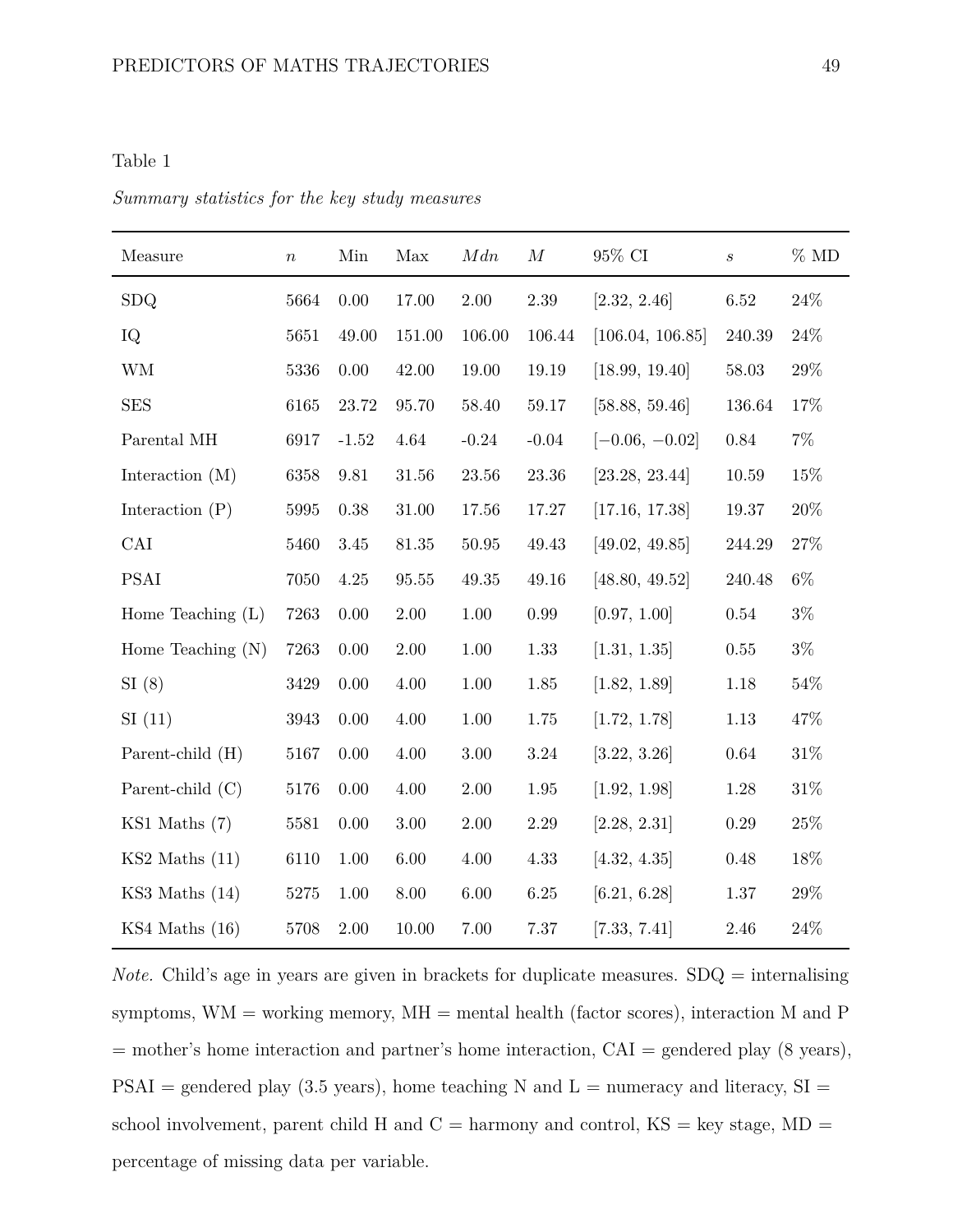Table 1

*Summary statistics for the key study measures*

| Measure | $n$ | Min | Max | $Mdn$ | $M$ | 95% CI | $s$ | % MD |
|---|---|---|---|---|---|---|---|---|
| SDQ | 5664 | 0.00 | 17.00 | 2.00 | 2.39 | [2.32, 2.46] | 6.52 | 24% |
| IQ | 5651 | 49.00 | 151.00 | 106.00 | 106.44 | [106.04, 106.85] | 240.39 | 24% |
| WM | 5336 | 0.00 | 42.00 | 19.00 | 19.19 | [18.99, 19.40] | 58.03 | 29% |
| SES | 6165 | 23.72 | 95.70 | 58.40 | 59.17 | [58.88, 59.46] | 136.64 | 17% |
| Parental MH | 6917 | -1.52 | 4.64 | -0.24 | -0.04 | [$-0.06$, $-0.02$] | 0.84 | 7% |
| Interaction (M) | 6358 | 9.81 | 31.56 | 23.56 | 23.36 | [23.28, 23.44] | 10.59 | 15% |
| Interaction (P) | 5995 | 0.38 | 31.00 | 17.56 | 17.27 | [17.16, 17.38] | 19.37 | 20% |
| CAI | 5460 | 3.45 | 81.35 | 50.95 | 49.43 | [49.02, 49.85] | 244.29 | 27% |
| PSAI | 7050 | 4.25 | 95.55 | 49.35 | 49.16 | [48.80, 49.52] | 240.48 | 6% |
| Home Teaching (L) | 7263 | 0.00 | 2.00 | 1.00 | 0.99 | [0.97, 1.00] | 0.54 | 3% |
| Home Teaching (N) | 7263 | 0.00 | 2.00 | 1.00 | 1.33 | [1.31, 1.35] | 0.55 | 3% |
| SI (8) | 3429 | 0.00 | 4.00 | 1.00 | 1.85 | [1.82, 1.89] | 1.18 | 54% |
| SI (11) | 3943 | 0.00 | 4.00 | 1.00 | 1.75 | [1.72, 1.78] | 1.13 | 47% |
| Parent-child (H) | 5167 | 0.00 | 4.00 | 3.00 | 3.24 | [3.22, 3.26] | 0.64 | 31% |
| Parent-child (C) | 5176 | 0.00 | 4.00 | 2.00 | 1.95 | [1.92, 1.98] | 1.28 | 31% |
| KS1 Maths (7) | 5581 | 0.00 | 3.00 | 2.00 | 2.29 | [2.28, 2.31] | 0.29 | 25% |
| KS2 Maths (11) | 6110 | 1.00 | 6.00 | 4.00 | 4.33 | [4.32, 4.35] | 0.48 | 18% |
| KS3 Maths (14) | 5275 | 1.00 | 8.00 | 6.00 | 6.25 | [6.21, 6.28] | 1.37 | 29% |
| KS4 Maths (16) | 5708 | 2.00 | 10.00 | 7.00 | 7.37 | [7.33, 7.41] | 2.46 | 24% |

*Note.* Child's age in years are given in brackets for duplicate measures. SDQ = internalising symptoms, WM = working memory, MH = mental health (factor scores), interaction M and P = mother's home interaction and partner's home interaction, CAI = gendered play (8 years), PSAI = gendered play (3.5 years), home teaching N and L = numeracy and literacy, SI = school involvement, parent child H and C = harmony and control, KS = key stage, MD = percentage of missing data per variable.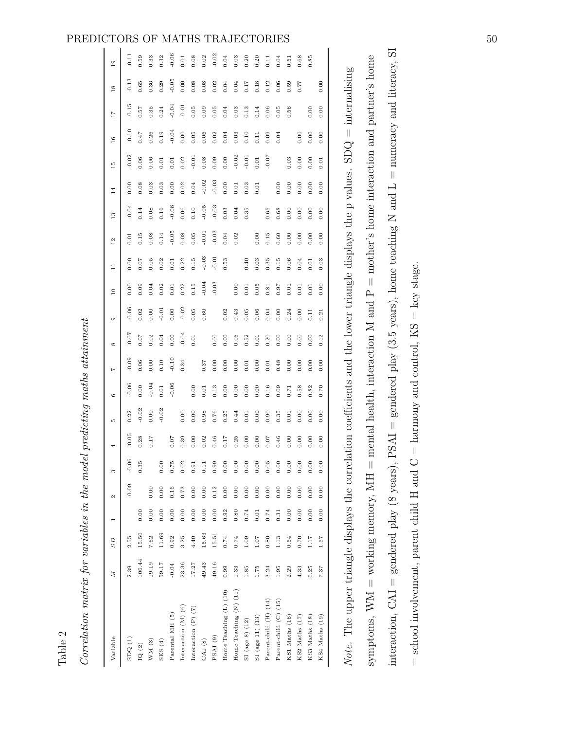Table 2

*Correlation matrix for variables in the model predicting maths attainment*

| Variable | $M$ | $SD$ | 1 | 2 | 3 | 4 | 5 | 6 | 7 | 8 | 9 | 10 | 11 | 12 | 13 | 14 | 15 | 16 | 17 | 18 | 19 |
|---|---|---|---|---|---|---|---|---|---|---|---|---|---|---|---|---|---|---|---|---|---|
| SDQ (1) | 2.39 | 2.55 | | -0.09 | -0.06 | -0.05 | 0.22 | -0.06 | -0.09 | -0.07 | -0.06 | 0.00 | 0.00 | 0.01 | -0.04 | 0.00 | -0.02 | -0.10 | -0.15 | -0.13 | -0.11 |
| IQ (2) | 106.44 | 15.50 | 0.00 | | 0.35 | 0.28 | -0.02 | 0.00 | 0.06 | 0.07 | 0.02 | 0.09 | 0.07 | 0.15 | 0.14 | 0.08 | 0.06 | 0.47 | 0.57 | 0.65 | 0.59 |
| WM (3) | 19.19 | 7.62 | 0.00 | 0.00 | | 0.17 | 0.00 | -0.04 | 0.00 | 0.02 | 0.00 | 0.04 | 0.05 | 0.08 | 0.08 | 0.03 | 0.06 | 0.26 | 0.35 | 0.36 | 0.33 |
| SES (4) | 59.17 | 11.69 | 0.00 | 0.00 | 0.00 | | -0.02 | 0.01 | 0.10 | 0.04 | -0.01 | 0.02 | 0.02 | 0.14 | 0.16 | 0.03 | 0.01 | 0.19 | 0.24 | 0.29 | 0.32 |
| Parental MH (5) | -0.04 | 0.92 | 0.00 | 0.16 | 0.75 | 0.07 | | -0.06 | -0.10 | 0.00 | 0.00 | 0.01 | 0.01 | -0.05 | -0.08 | 0.00 | 0.01 | -0.04 | -0.04 | -0.05 | -0.06 |
| Interaction (M) (6) | 23.36 | 3.25 | 0.00 | 0.73 | 0.02 | 0.39 | 0.00 | | 0.34 | -0.04 | -0.02 | 0.22 | 0.22 | 0.08 | 0.06 | 0.02 | 0.02 | 0.00 | -0.01 | 0.00 | 0.01 |
| Interaction (P) (7) | 17.27 | 4.40 | 0.00 | 0.00 | 0.91 | 0.00 | 0.00 | 0.00 | | 0.01 | 0.05 | 0.15 | 0.15 | 0.05 | 0.10 | 0.04 | -0.01 | 0.05 | 0.05 | 0.08 | 0.08 |
| CAI (8) | 49.43 | 15.63 | 0.00 | 0.00 | 0.11 | 0.02 | 0.98 | 0.01 | 0.37 | | 0.60 | -0.04 | -0.03 | -0.01 | -0.05 | -0.02 | 0.08 | 0.06 | 0.09 | 0.08 | 0.02 |
| PSAI (9) | 49.16 | 15.51 | 0.00 | 0.12 | 0.99 | 0.46 | 0.76 | 0.13 | 0.00 | 0.00 | | -0.03 | -0.01 | -0.03 | -0.03 | -0.03 | 0.09 | 0.02 | 0.05 | 0.02 | -0.02 |
| Home Teaching (L) (10) | 0.99 | 0.74 | 0.92 | 0.00 | 0.00 | 0.17 | 0.25 | 0.00 | 0.00 | 0.00 | 0.02 | | 0.53 | 0.04 | 0.03 | 0.00 | 0.00 | 0.04 | 0.04 | 0.04 | 0.04 |
| Home Teaching (N) (11) | 1.33 | 0.74 | 0.80 | 0.00 | 0.00 | 0.25 | 0.44 | 0.00 | 0.00 | 0.05 | 0.43 | 0.00 | | 0.02 | 0.04 | 0.01 | -0.02 | 0.03 | 0.03 | 0.04 | 0.03 |
| SI (age 8) (12) | 1.85 | 1.09 | 0.74 | 0.00 | 0.00 | 0.00 | 0.01 | 0.00 | 0.01 | 0.52 | 0.05 | 0.01 | 0.40 | | 0.35 | 0.03 | -0.01 | 0.10 | 0.13 | 0.17 | 0.20 |
| SI (age 11) (13) | 1.75 | 1.07 | 0.01 | 0.00 | 0.00 | 0.00 | 0.00 | 0.00 | 0.00 | 0.01 | 0.06 | 0.05 | 0.03 | 0.00 | | 0.01 | 0.01 | 0.11 | 0.14 | 0.18 | 0.20 |
| Parent-child (H) (14) | 3.24 | 0.80 | 0.74 | 0.00 | 0.05 | 0.07 | 0.90 | 0.16 | 0.01 | 0.20 | 0.04 | 0.81 | 0.35 | 0.15 | 0.65 | | -0.07 | 0.09 | 0.06 | 0.12 | 0.11 |
| Parent-child (C) (15) | 1.95 | 1.13 | 0.31 | 0.00 | 0.00 | 0.46 | 0.35 | 0.09 | 0.48 | 0.00 | 0.00 | 0.97 | 0.15 | 0.60 | 0.68 | 0.00 | | 0.04 | 0.05 | 0.06 | 0.04 |
| KS1 Maths (16) | 2.29 | 0.54 | 0.00 | 0.00 | 0.00 | 0.00 | 0.01 | 0.71 | 0.00 | 0.00 | 0.24 | 0.01 | 0.06 | 0.00 | 0.00 | 0.00 | 0.03 | | 0.56 | 0.59 | 0.51 |
| KS2 Maths (17) | 4.33 | 0.70 | 0.00 | 0.00 | 0.00 | 0.00 | 0.00 | 0.58 | 0.00 | 0.00 | 0.00 | 0.01 | 0.04 | 0.00 | 0.00 | 0.00 | 0.00 | 0.00 | | 0.77 | 0.68 |
| KS3 Maths (18) | 6.25 | 1.17 | 0.00 | 0.00 | 0.00 | 0.00 | 0.00 | 0.82 | 0.00 | 0.00 | 0.11 | 0.01 | 0.01 | 0.00 | 0.00 | 0.00 | 0.00 | 0.00 | 0.00 | | 0.85 |
| KS4 Maths (19) | 7.37 | 1.57 | 0.00 | 0.00 | 0.00 | 0.00 | 0.00 | 0.70 | 0.00 | 0.12 | 0.21 | 0.00 | 0.03 | 0.00 | 0.00 | 0.00 | 0.01 | 0.00 | 0.00 | 0.00 | |

*Note.* The upper triangle displays the correlation coefficients and the lower triangle displays the p values. SDQ = internalising symptoms, WM = working memory, MH = mental health, interaction M and P = mother's home interaction and partner's home interaction, CAI = gendered play (8 years), PSAI = gendered play (3.5 years), home teaching N and L = numeracy and literacy, SI = school involvement, parent child H and C = harmony and control, KS = key stage.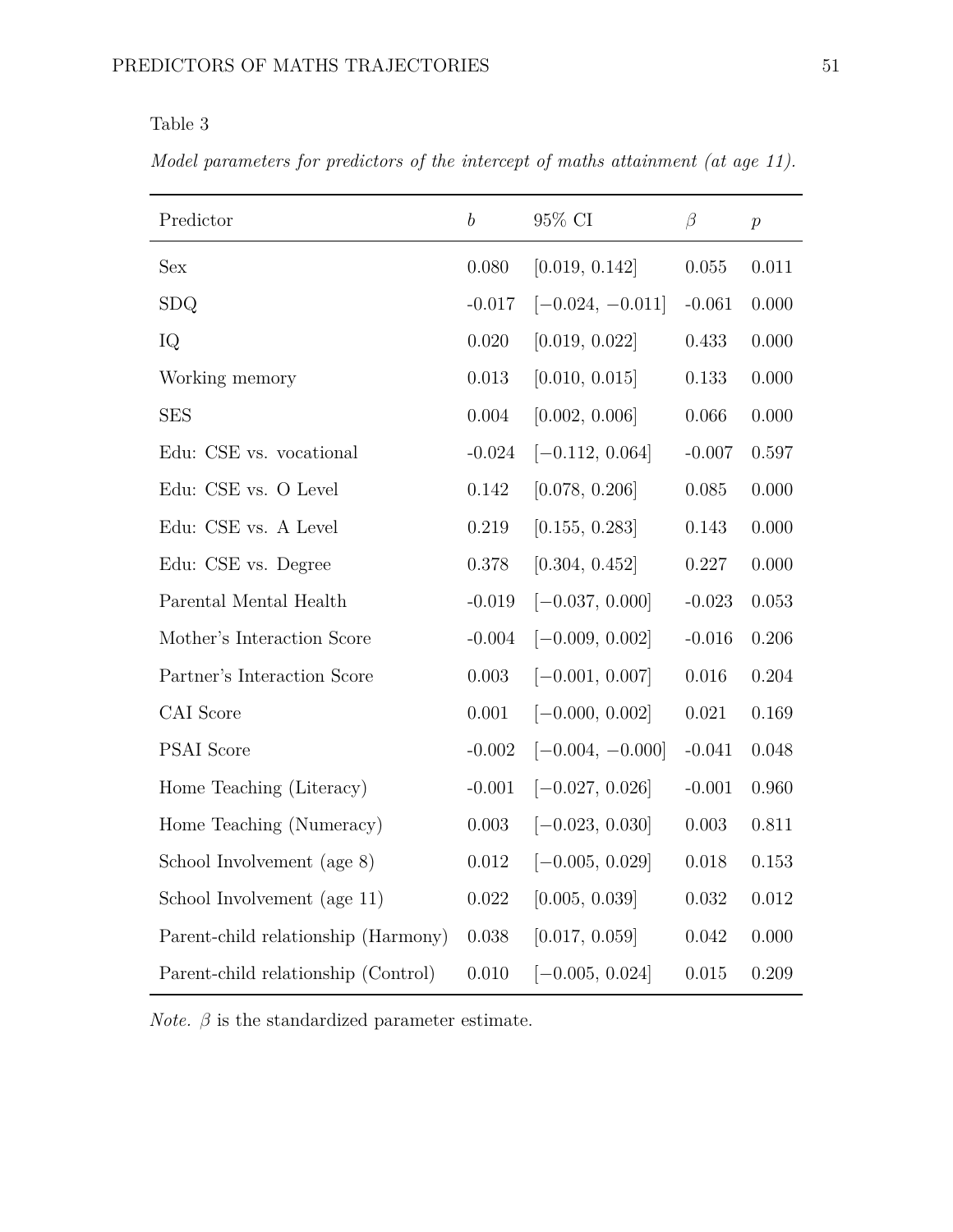Table 3

*Model parameters for predictors of the intercept of maths attainment (at age 11).*

| Predictor | $b$ | 95% CI | $\beta$ | $p$ |
|---|---|---|---|---|
| Sex | 0.080 | [0.019, 0.142] | 0.055 | 0.011 |
| SDQ | -0.017 | [−0.024, −0.011] | -0.061 | 0.000 |
| IQ | 0.020 | [0.019, 0.022] | 0.433 | 0.000 |
| Working memory | 0.013 | [0.010, 0.015] | 0.133 | 0.000 |
| SES | 0.004 | [0.002, 0.006] | 0.066 | 0.000 |
| Edu: CSE vs. vocational | -0.024 | [−0.112, 0.064] | -0.007 | 0.597 |
| Edu: CSE vs. O Level | 0.142 | [0.078, 0.206] | 0.085 | 0.000 |
| Edu: CSE vs. A Level | 0.219 | [0.155, 0.283] | 0.143 | 0.000 |
| Edu: CSE vs. Degree | 0.378 | [0.304, 0.452] | 0.227 | 0.000 |
| Parental Mental Health | -0.019 | [−0.037, 0.000] | -0.023 | 0.053 |
| Mother's Interaction Score | -0.004 | [−0.009, 0.002] | -0.016 | 0.206 |
| Partner's Interaction Score | 0.003 | [−0.001, 0.007] | 0.016 | 0.204 |
| CAI Score | 0.001 | [−0.000, 0.002] | 0.021 | 0.169 |
| PSAI Score | -0.002 | [−0.004, −0.000] | -0.041 | 0.048 |
| Home Teaching (Literacy) | -0.001 | [−0.027, 0.026] | -0.001 | 0.960 |
| Home Teaching (Numeracy) | 0.003 | [−0.023, 0.030] | 0.003 | 0.811 |
| School Involvement (age 8) | 0.012 | [−0.005, 0.029] | 0.018 | 0.153 |
| School Involvement (age 11) | 0.022 | [0.005, 0.039] | 0.032 | 0.012 |
| Parent-child relationship (Harmony) | 0.038 | [0.017, 0.059] | 0.042 | 0.000 |
| Parent-child relationship (Control) | 0.010 | [−0.005, 0.024] | 0.015 | 0.209 |

*Note.* $\beta$ is the standardized parameter estimate.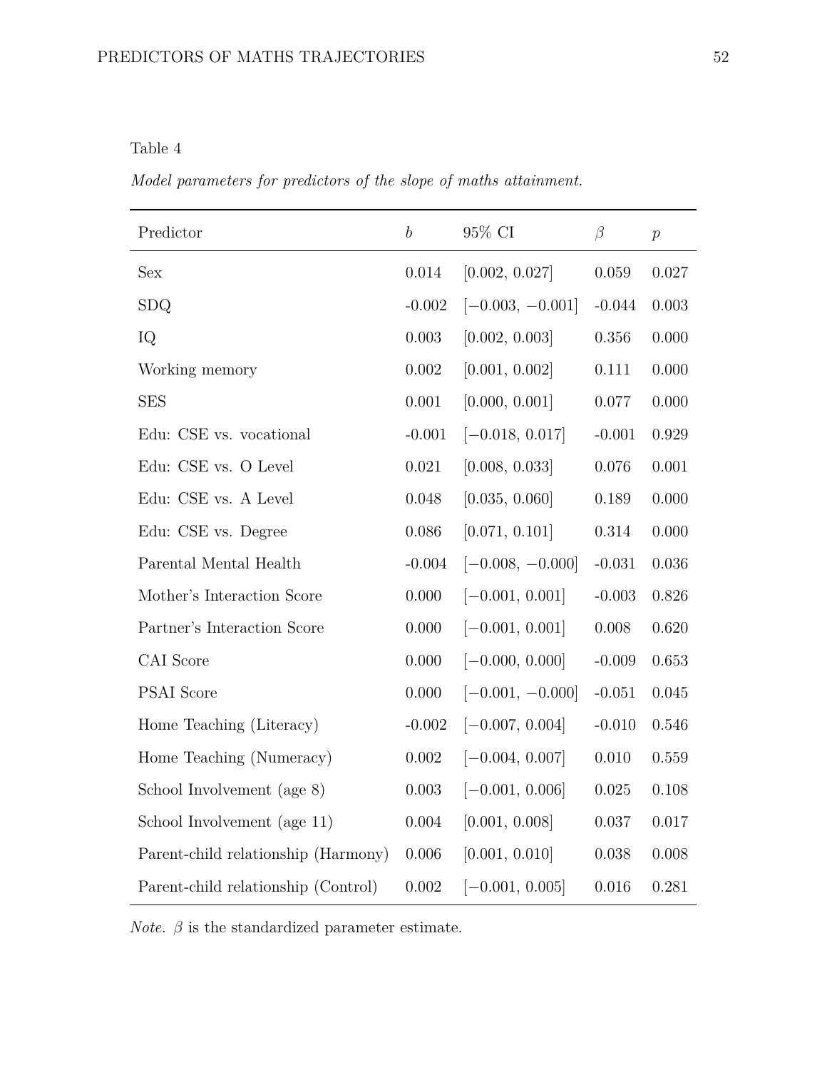Table 4

*Model parameters for predictors of the slope of maths attainment.*

| Predictor | $b$ | 95% CI | $\beta$ | $p$ |
|---|---|---|---|---|
| Sex | 0.014 | [0.002, 0.027] | 0.059 | 0.027 |
| SDQ | -0.002 | [−0.003, −0.001] | -0.044 | 0.003 |
| IQ | 0.003 | [0.002, 0.003] | 0.356 | 0.000 |
| Working memory | 0.002 | [0.001, 0.002] | 0.111 | 0.000 |
| SES | 0.001 | [0.000, 0.001] | 0.077 | 0.000 |
| Edu: CSE vs. vocational | -0.001 | [−0.018, 0.017] | -0.001 | 0.929 |
| Edu: CSE vs. O Level | 0.021 | [0.008, 0.033] | 0.076 | 0.001 |
| Edu: CSE vs. A Level | 0.048 | [0.035, 0.060] | 0.189 | 0.000 |
| Edu: CSE vs. Degree | 0.086 | [0.071, 0.101] | 0.314 | 0.000 |
| Parental Mental Health | -0.004 | [−0.008, −0.000] | -0.031 | 0.036 |
| Mother's Interaction Score | 0.000 | [−0.001, 0.001] | -0.003 | 0.826 |
| Partner's Interaction Score | 0.000 | [−0.001, 0.001] | 0.008 | 0.620 |
| CAI Score | 0.000 | [−0.000, 0.000] | -0.009 | 0.653 |
| PSAI Score | 0.000 | [−0.001, −0.000] | -0.051 | 0.045 |
| Home Teaching (Literacy) | -0.002 | [−0.007, 0.004] | -0.010 | 0.546 |
| Home Teaching (Numeracy) | 0.002 | [−0.004, 0.007] | 0.010 | 0.559 |
| School Involvement (age 8) | 0.003 | [−0.001, 0.006] | 0.025 | 0.108 |
| School Involvement (age 11) | 0.004 | [0.001, 0.008] | 0.037 | 0.017 |
| Parent-child relationship (Harmony) | 0.006 | [0.001, 0.010] | 0.038 | 0.008 |
| Parent-child relationship (Control) | 0.002 | [−0.001, 0.005] | 0.016 | 0.281 |

*Note.* $\beta$ is the standardized parameter estimate.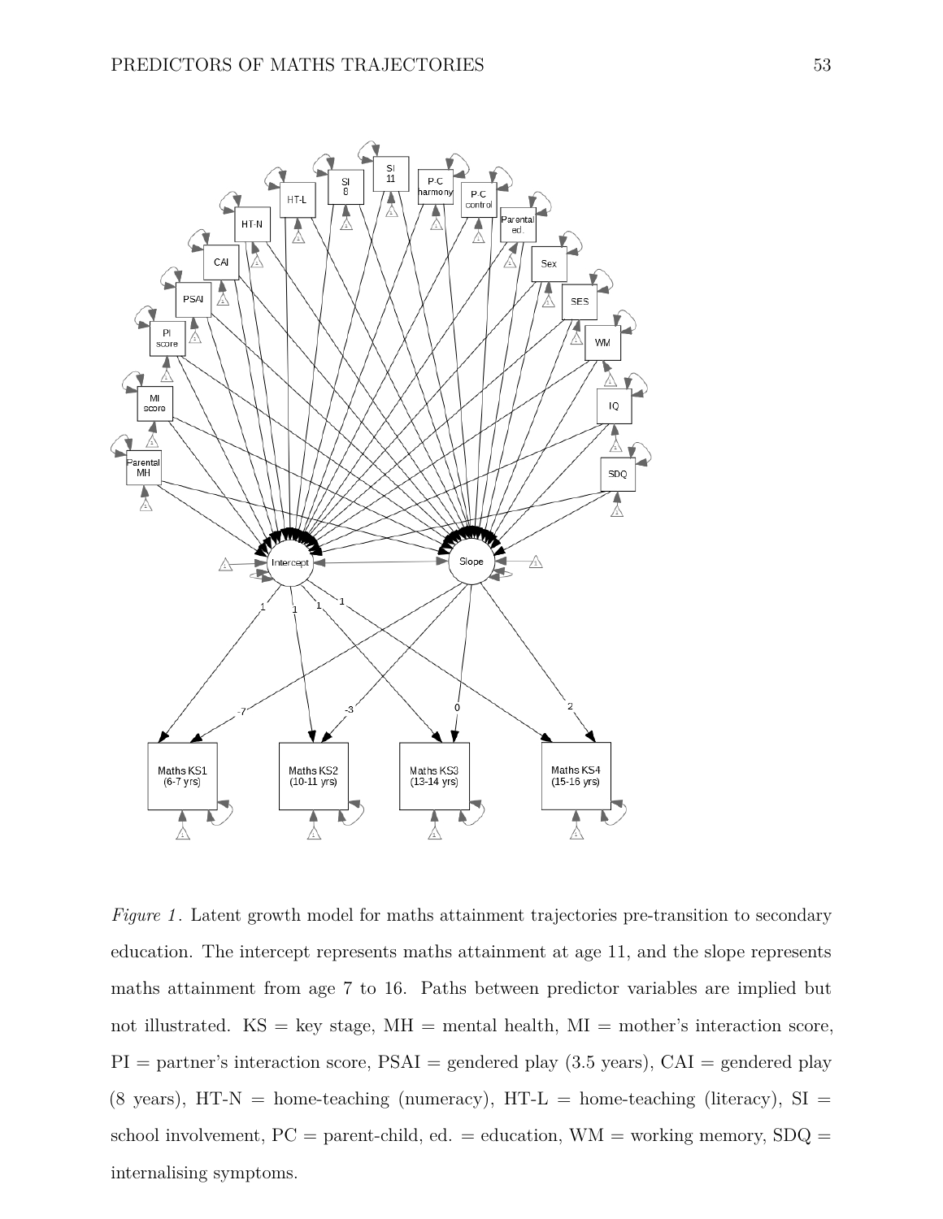SI 11

SI 8

HT-L

P-C harmony

P-C control

HT-N

Parental ed.

CAI

Sex

PSAI

SES

PI score

WM

MI score

IQ

Parental MH

SDQ

Intercept

Slope

1

1

1

1

-7

-3

0

2

Maths KS1 (6-7 yrs)

Maths KS2 (10-11 yrs)

Maths KS3 (13-14 yrs)

Maths KS4 (15-16 yrs)

*Figure 1*. Latent growth model for maths attainment trajectories pre-transition to secondary education. The intercept represents maths attainment at age 11, and the slope represents maths attainment from age 7 to 16. Paths between predictor variables are implied but not illustrated. KS = key stage, MH = mental health, MI = mother's interaction score, PI = partner's interaction score, PSAI = gendered play (3.5 years), CAI = gendered play (8 years), HT-N = home-teaching (numeracy), HT-L = home-teaching (literacy), SI = school involvement, PC = parent-child, ed. = education, WM = working memory, SDQ = internalising symptoms.